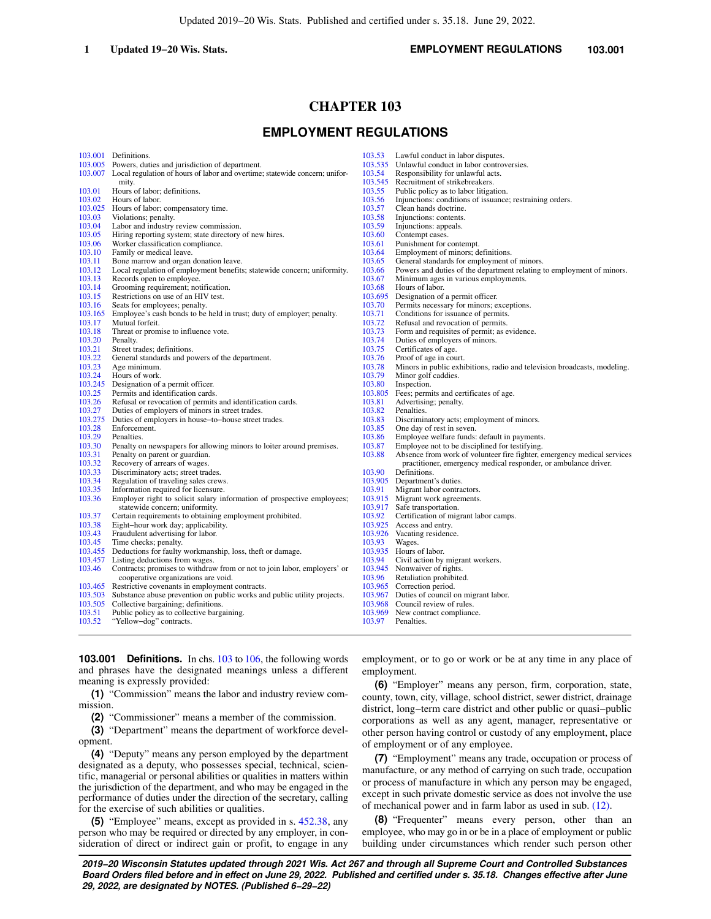# CHAPTER 103

## EMPLOYMENT REGULATIONS

103.001 Definitions.
103.005 Powers, duties and jurisdiction of department.
103.007 Local regulation of hours of labor and overtime; statewide concern; uniformity.
103.01 Hours of labor; definitions.
103.02 Hours of labor.
103.025 Hours of labor; compensatory time.
103.03 Violations; penalty.
103.04 Labor and industry review commission.
103.05 Hiring reporting system; state directory of new hires.
103.06 Worker classification compliance.
103.10 Family or medical leave.
103.11 Bone marrow and organ donation leave.
103.12 Local regulation of employment benefits; statewide concern; uniformity.
103.13 Records open to employee.
103.14 Grooming requirement; notification.
103.15 Restrictions on use of an HIV test.
103.16 Seats for employees; penalty.
103.165 Employee's cash bonds to be held in trust; duty of employer; penalty.
103.17 Mutual forfeit.
103.18 Threat or promise to influence vote.
103.20 Penalty.
103.21 Street trades; definitions.
103.22 General standards and powers of the department.
103.23 Age minimum.
103.24 Hours of work.
103.245 Designation of a permit officer.
103.25 Permits and identification cards.
103.26 Refusal or revocation of permits and identification cards.
103.27 Duties of employers of minors in street trades.
103.275 Duties of employers in house−to−house street trades.
103.28 Enforcement.
103.29 Penalties.
103.30 Penalty on newspapers for allowing minors to loiter around premises.
103.31 Penalty on parent or guardian.
103.32 Recovery of arrears of wages.
103.33 Discriminatory acts; street trades.
103.34 Regulation of traveling sales crews.
103.35 Information required for licensure.
103.36 Employer right to solicit salary information of prospective employees; statewide concern; uniformity.
103.37 Certain requirements to obtaining employment prohibited.
103.38 Eight−hour work day; applicability.
103.43 Fraudulent advertising for labor.
103.45 Time checks; penalty.
103.455 Deductions for faulty workmanship, loss, theft or damage.
103.457 Listing deductions from wages.
103.46 Contracts; promises to withdraw from or not to join labor, employers' or cooperative organizations are void.
103.465 Restrictive covenants in employment contracts.
103.503 Substance abuse prevention on public works and public utility projects.
103.505 Collective bargaining; definitions.
103.51 Public policy as to collective bargaining.
103.52 "Yellow−dog" contracts.
103.53 Lawful conduct in labor disputes.
103.535 Unlawful conduct in labor controversies.
103.54 Responsibility for unlawful acts.
103.545 Recruitment of strikebreakers.
103.55 Public policy as to labor litigation.
103.56 Injunctions: conditions of issuance; restraining orders.
103.57 Clean hands doctrine.
103.58 Injunctions: contents.
103.59 Injunctions: appeals.
103.60 Contempt cases.
103.61 Punishment for contempt.
103.64 Employment of minors; definitions.
103.65 General standards for employment of minors.
103.66 Powers and duties of the department relating to employment of minors.
103.67 Minimum ages in various employments.
103.68 Hours of labor.
103.695 Designation of a permit officer.
103.70 Permits necessary for minors; exceptions.
103.71 Conditions for issuance of permits.
103.72 Refusal and revocation of permits.
103.73 Form and requisites of permit; as evidence.
103.74 Duties of employers of minors.
103.75 Certificates of age.
103.76 Proof of age in court.
103.78 Minors in public exhibitions, radio and television broadcasts, modeling.
103.79 Minor golf caddies.
103.80 Inspection.
103.805 Fees; permits and certificates of age.
103.81 Advertising; penalty.
103.82 Penalties.
103.83 Discriminatory acts; employment of minors.
103.85 One day of rest in seven.
103.86 Employee welfare funds: default in payments.
103.87 Employee not to be disciplined for testifying.
103.88 Absence from work of volunteer fire fighter, emergency medical services practitioner, emergency medical responder, or ambulance driver.
103.90 Definitions.
103.905 Department's duties.
103.91 Migrant labor contractors.
103.915 Migrant work agreements.
103.917 Safe transportation.
103.92 Certification of migrant labor camps.
103.925 Access and entry.
103.926 Vacating residence.
103.93 Wages.
103.935 Hours of labor.
103.94 Civil action by migrant workers.
103.945 Nonwaiver of rights.
103.96 Retaliation prohibited.
103.965 Correction period.
103.967 Duties of council on migrant labor.
103.968 Council review of rules.
103.969 New contract compliance.
103.97 Penalties.

---

**103.001 Definitions.** In chs. 103 to 106, the following words and phrases have the designated meanings unless a different meaning is expressly provided:

**(1)** "Commission" means the labor and industry review commission.

**(2)** "Commissioner" means a member of the commission.

**(3)** "Department" means the department of workforce development.

**(4)** "Deputy" means any person employed by the department designated as a deputy, who possesses special, technical, scientific, managerial or personal abilities or qualities in matters within the jurisdiction of the department, and who may be engaged in the performance of duties under the direction of the secretary, calling for the exercise of such abilities or qualities.

**(5)** "Employee" means, except as provided in s. 452.38, any person who may be required or directed by any employer, in consideration of direct or indirect gain or profit, to engage in any employment, or to go or work or be at any time in any place of employment.

**(6)** "Employer" means any person, firm, corporation, state, county, town, city, village, school district, sewer district, drainage district, long−term care district and other public or quasi−public corporations as well as any agent, manager, representative or other person having control or custody of any employment, place of employment or of any employee.

**(7)** "Employment" means any trade, occupation or process of manufacture, or any method of carrying on such trade, occupation or process of manufacture in which any person may be engaged, except in such private domestic service as does not involve the use of mechanical power and in farm labor as used in sub. (12).

**(8)** "Frequenter" means every person, other than an employee, who may go in or be in a place of employment or public building under circumstances which render such person other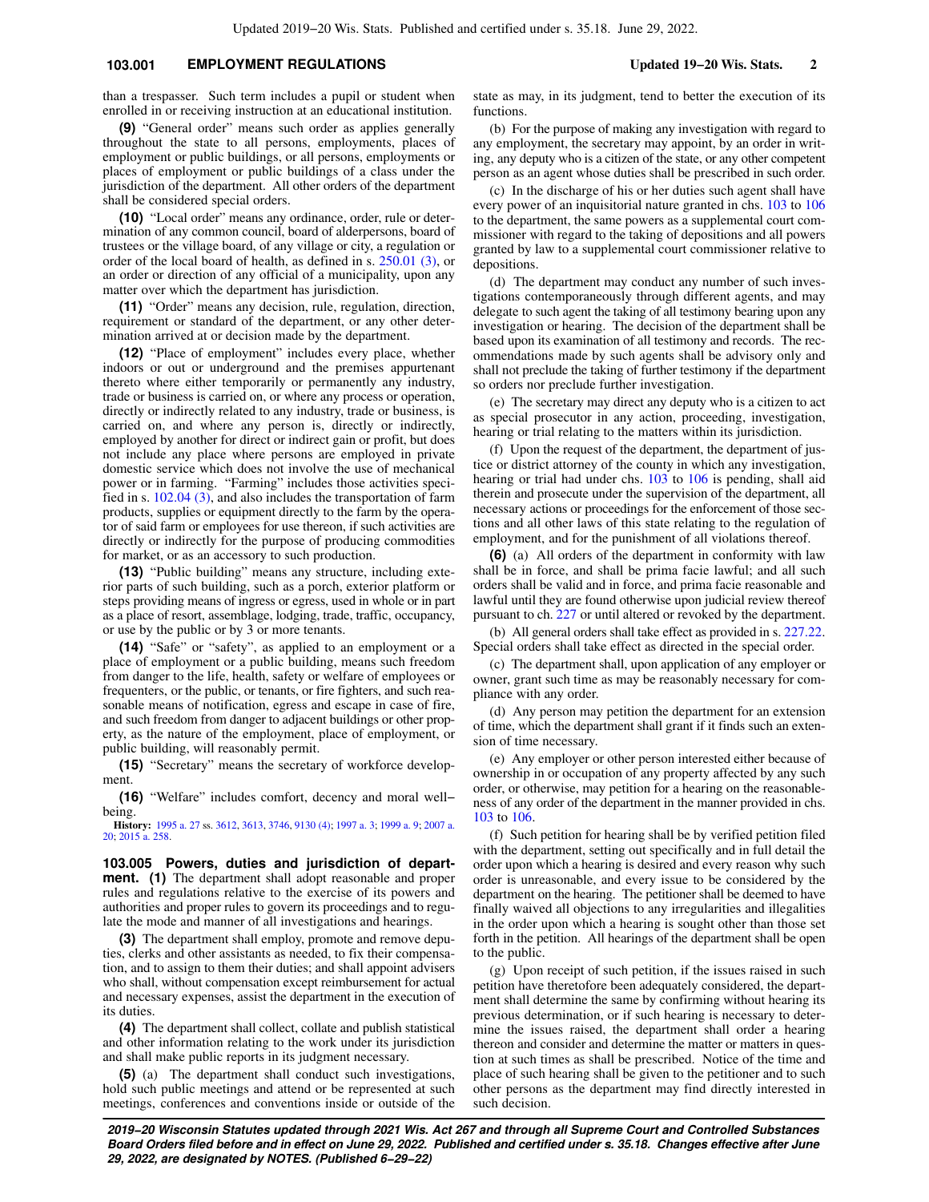than a trespasser. Such term includes a pupil or student when enrolled in or receiving instruction at an educational institution.

**(9)** "General order" means such order as applies generally throughout the state to all persons, employments, places of employment or public buildings, or all persons, employments or places of employment or public buildings of a class under the jurisdiction of the department. All other orders of the department shall be considered special orders.

**(10)** "Local order" means any ordinance, order, rule or determination of any common council, board of alderpersons, board of trustees or the village board, of any village or city, a regulation or order of the local board of health, as defined in s. 250.01 (3), or an order or direction of any official of a municipality, upon any matter over which the department has jurisdiction.

**(11)** "Order" means any decision, rule, regulation, direction, requirement or standard of the department, or any other determination arrived at or decision made by the department.

**(12)** "Place of employment" includes every place, whether indoors or out or underground and the premises appurtenant thereto where either temporarily or permanently any industry, trade or business is carried on, or where any process or operation, directly or indirectly related to any industry, trade or business, is carried on, and where any person is, directly or indirectly, employed by another for direct or indirect gain or profit, but does not include any place where persons are employed in private domestic service which does not involve the use of mechanical power or in farming. "Farming" includes those activities specified in s. 102.04 (3), and also includes the transportation of farm products, supplies or equipment directly to the farm by the operator of said farm or employees for use thereon, if such activities are directly or indirectly for the purpose of producing commodities for market, or as an accessory to such production.

**(13)** "Public building" means any structure, including exterior parts of such building, such as a porch, exterior platform or steps providing means of ingress or egress, used in whole or in part as a place of resort, assemblage, lodging, trade, traffic, occupancy, or use by the public or by 3 or more tenants.

**(14)** "Safe" or "safety", as applied to an employment or a place of employment or a public building, means such freedom from danger to the life, health, safety or welfare of employees or frequenters, or the public, or tenants, or fire fighters, and such reasonable means of notification, egress and escape in case of fire, and such freedom from danger to adjacent buildings or other property, as the nature of the employment, place of employment, or public building, will reasonably permit.

**(15)** "Secretary" means the secretary of workforce development.

**(16)** "Welfare" includes comfort, decency and moral well−being.

**History:** 1995 a. 27 ss. 3612, 3613, 3746, 9130 (4); 1997 a. 3; 1999 a. 9; 2007 a. 20; 2015 a. 258.

**103.005 Powers, duties and jurisdiction of department.** **(1)** The department shall adopt reasonable and proper rules and regulations relative to the exercise of its powers and authorities and proper rules to govern its proceedings and to regulate the mode and manner of all investigations and hearings.

**(3)** The department shall employ, promote and remove deputies, clerks and other assistants as needed, to fix their compensation, and to assign to them their duties; and shall appoint advisers who shall, without compensation except reimbursement for actual and necessary expenses, assist the department in the execution of its duties.

**(4)** The department shall collect, collate and publish statistical and other information relating to the work under its jurisdiction and shall make public reports in its judgment necessary.

**(5)** (a) The department shall conduct such investigations, hold such public meetings and attend or be represented at such meetings, conferences and conventions inside or outside of the state as may, in its judgment, tend to better the execution of its functions.

(b) For the purpose of making any investigation with regard to any employment, the secretary may appoint, by an order in writing, any deputy who is a citizen of the state, or any other competent person as an agent whose duties shall be prescribed in such order.

(c) In the discharge of his or her duties such agent shall have every power of an inquisitorial nature granted in chs. 103 to 106 to the department, the same powers as a supplemental court commissioner with regard to the taking of depositions and all powers granted by law to a supplemental court commissioner relative to depositions.

(d) The department may conduct any number of such investigations contemporaneously through different agents, and may delegate to such agent the taking of all testimony bearing upon any investigation or hearing. The decision of the department shall be based upon its examination of all testimony and records. The recommendations made by such agents shall be advisory only and shall not preclude the taking of further testimony if the department so orders nor preclude further investigation.

(e) The secretary may direct any deputy who is a citizen to act as special prosecutor in any action, proceeding, investigation, hearing or trial relating to the matters within its jurisdiction.

(f) Upon the request of the department, the department of justice or district attorney of the county in which any investigation, hearing or trial had under chs. 103 to 106 is pending, shall aid therein and prosecute under the supervision of the department, all necessary actions or proceedings for the enforcement of those sections and all other laws of this state relating to the regulation of employment, and for the punishment of all violations thereof.

**(6)** (a) All orders of the department in conformity with law shall be in force, and shall be prima facie lawful; and all such orders shall be valid and in force, and prima facie reasonable and lawful until they are found otherwise upon judicial review thereof pursuant to ch. 227 or until altered or revoked by the department.

(b) All general orders shall take effect as provided in s. 227.22. Special orders shall take effect as directed in the special order.

(c) The department shall, upon application of any employer or owner, grant such time as may be reasonably necessary for compliance with any order.

(d) Any person may petition the department for an extension of time, which the department shall grant if it finds such an extension of time necessary.

(e) Any employer or other person interested either because of ownership in or occupation of any property affected by any such order, or otherwise, may petition for a hearing on the reasonableness of any order of the department in the manner provided in chs. 103 to 106.

(f) Such petition for hearing shall be by verified petition filed with the department, setting out specifically and in full detail the order upon which a hearing is desired and every reason why such order is unreasonable, and every issue to be considered by the department on the hearing. The petitioner shall be deemed to have finally waived all objections to any irregularities and illegalities in the order upon which a hearing is sought other than those set forth in the petition. All hearings of the department shall be open to the public.

(g) Upon receipt of such petition, if the issues raised in such petition have theretofore been adequately considered, the department shall determine the same by confirming without hearing its previous determination, or if such hearing is necessary to determine the issues raised, the department shall order a hearing thereon and consider and determine the matter or matters in question at such times as shall be prescribed. Notice of the time and place of such hearing shall be given to the petitioner and to such other persons as the department may find directly interested in such decision.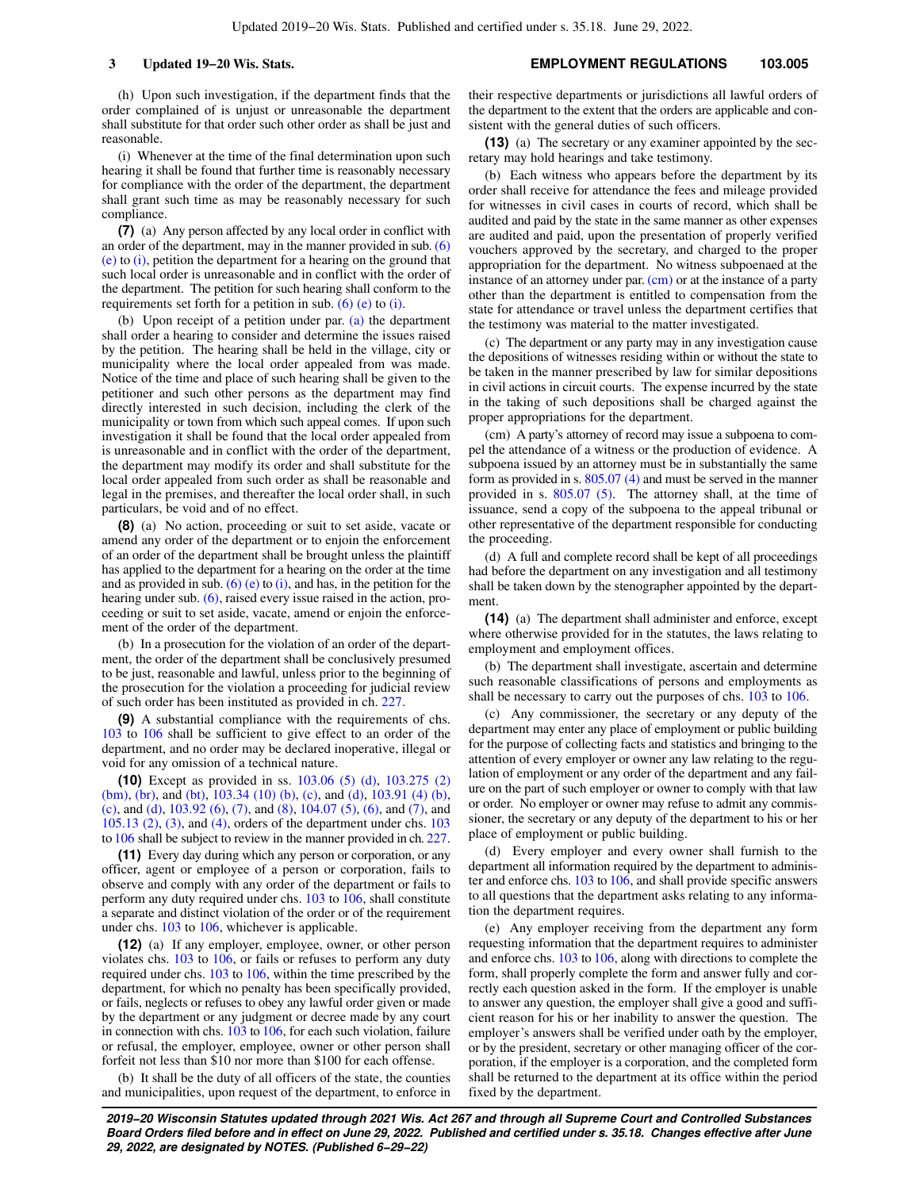(h) Upon such investigation, if the department finds that the order complained of is unjust or unreasonable the department shall substitute for that order such other order as shall be just and reasonable.

(i) Whenever at the time of the final determination upon such hearing it shall be found that further time is reasonably necessary for compliance with the order of the department, the department shall grant such time as may be reasonably necessary for such compliance.

**(7)** (a) Any person affected by any local order in conflict with an order of the department, may in the manner provided in sub. (6) (e) to (i), petition the department for a hearing on the ground that such local order is unreasonable and in conflict with the order of the department. The petition for such hearing shall conform to the requirements set forth for a petition in sub. (6) (e) to (i).

(b) Upon receipt of a petition under par. (a) the department shall order a hearing to consider and determine the issues raised by the petition. The hearing shall be held in the village, city or municipality where the local order appealed from was made. Notice of the time and place of such hearing shall be given to the petitioner and such other persons as the department may find directly interested in such decision, including the clerk of the municipality or town from which such appeal comes. If upon such investigation it shall be found that the local order appealed from is unreasonable and in conflict with the order of the department, the department may modify its order and shall substitute for the local order appealed from such order as shall be reasonable and legal in the premises, and thereafter the local order shall, in such particulars, be void and of no effect.

**(8)** (a) No action, proceeding or suit to set aside, vacate or amend any order of the department or to enjoin the enforcement of an order of the department shall be brought unless the plaintiff has applied to the department for a hearing on the order at the time and as provided in sub. (6) (e) to (i), and has, in the petition for the hearing under sub. (6), raised every issue raised in the action, proceeding or suit to set aside, vacate, amend or enjoin the enforcement of the order of the department.

(b) In a prosecution for the violation of an order of the department, the order of the department shall be conclusively presumed to be just, reasonable and lawful, unless prior to the beginning of the prosecution for the violation a proceeding for judicial review of such order has been instituted as provided in ch. 227.

**(9)** A substantial compliance with the requirements of chs. 103 to 106 shall be sufficient to give effect to an order of the department, and no order may be declared inoperative, illegal or void for any omission of a technical nature.

**(10)** Except as provided in ss. 103.06 (5) (d), 103.275 (2) (bm), (br), and (bt), 103.34 (10) (b), (c), and (d), 103.91 (4) (b), (c), and (d), 103.92 (6), (7), and (8), 104.07 (5), (6), and (7), and 105.13 (2), (3), and (4), orders of the department under chs. 103 to 106 shall be subject to review in the manner provided in ch. 227.

**(11)** Every day during which any person or corporation, or any officer, agent or employee of a person or corporation, fails to observe and comply with any order of the department or fails to perform any duty required under chs. 103 to 106, shall constitute a separate and distinct violation of the order or of the requirement under chs. 103 to 106, whichever is applicable.

**(12)** (a) If any employer, employee, owner, or other person violates chs. 103 to 106, or fails or refuses to perform any duty required under chs. 103 to 106, within the time prescribed by the department, for which no penalty has been specifically provided, or fails, neglects or refuses to obey any lawful order given or made by the department or any judgment or decree made by any court in connection with chs. 103 to 106, for each such violation, failure or refusal, the employer, employee, owner or other person shall forfeit not less than $10 nor more than $100 for each offense.

(b) It shall be the duty of all officers of the state, the counties and municipalities, upon request of the department, to enforce in their respective departments or jurisdictions all lawful orders of the department to the extent that the orders are applicable and consistent with the general duties of such officers.

**(13)** (a) The secretary or any examiner appointed by the secretary may hold hearings and take testimony.

(b) Each witness who appears before the department by its order shall receive for attendance the fees and mileage provided for witnesses in civil cases in courts of record, which shall be audited and paid by the state in the same manner as other expenses are audited and paid, upon the presentation of properly verified vouchers approved by the secretary, and charged to the proper appropriation for the department. No witness subpoenaed at the instance of an attorney under par. (cm) or at the instance of a party other than the department is entitled to compensation from the state for attendance or travel unless the department certifies that the testimony was material to the matter investigated.

(c) The department or any party may in any investigation cause the depositions of witnesses residing within or without the state to be taken in the manner prescribed by law for similar depositions in civil actions in circuit courts. The expense incurred by the state in the taking of such depositions shall be charged against the proper appropriations for the department.

(cm) A party's attorney of record may issue a subpoena to compel the attendance of a witness or the production of evidence. A subpoena issued by an attorney must be in substantially the same form as provided in s. 805.07 (4) and must be served in the manner provided in s. 805.07 (5). The attorney shall, at the time of issuance, send a copy of the subpoena to the appeal tribunal or other representative of the department responsible for conducting the proceeding.

(d) A full and complete record shall be kept of all proceedings had before the department on any investigation and all testimony shall be taken down by the stenographer appointed by the department.

**(14)** (a) The department shall administer and enforce, except where otherwise provided for in the statutes, the laws relating to employment and employment offices.

(b) The department shall investigate, ascertain and determine such reasonable classifications of persons and employments as shall be necessary to carry out the purposes of chs. 103 to 106.

(c) Any commissioner, the secretary or any deputy of the department may enter any place of employment or public building for the purpose of collecting facts and statistics and bringing to the attention of every employer or owner any law relating to the regulation of employment or any order of the department and any failure on the part of such employer or owner to comply with that law or order. No employer or owner may refuse to admit any commissioner, the secretary or any deputy of the department to his or her place of employment or public building.

(d) Every employer and every owner shall furnish to the department all information required by the department to administer and enforce chs. 103 to 106, and shall provide specific answers to all questions that the department asks relating to any information the department requires.

(e) Any employer receiving from the department any form requesting information that the department requires to administer and enforce chs. 103 to 106, along with directions to complete the form, shall properly complete the form and answer fully and correctly each question asked in the form. If the employer is unable to answer any question, the employer shall give a good and sufficient reason for his or her inability to answer the question. The employer's answers shall be verified under oath by the employer, or by the president, secretary or other managing officer of the corporation, if the employer is a corporation, and the completed form shall be returned to the department at its office within the period fixed by the department.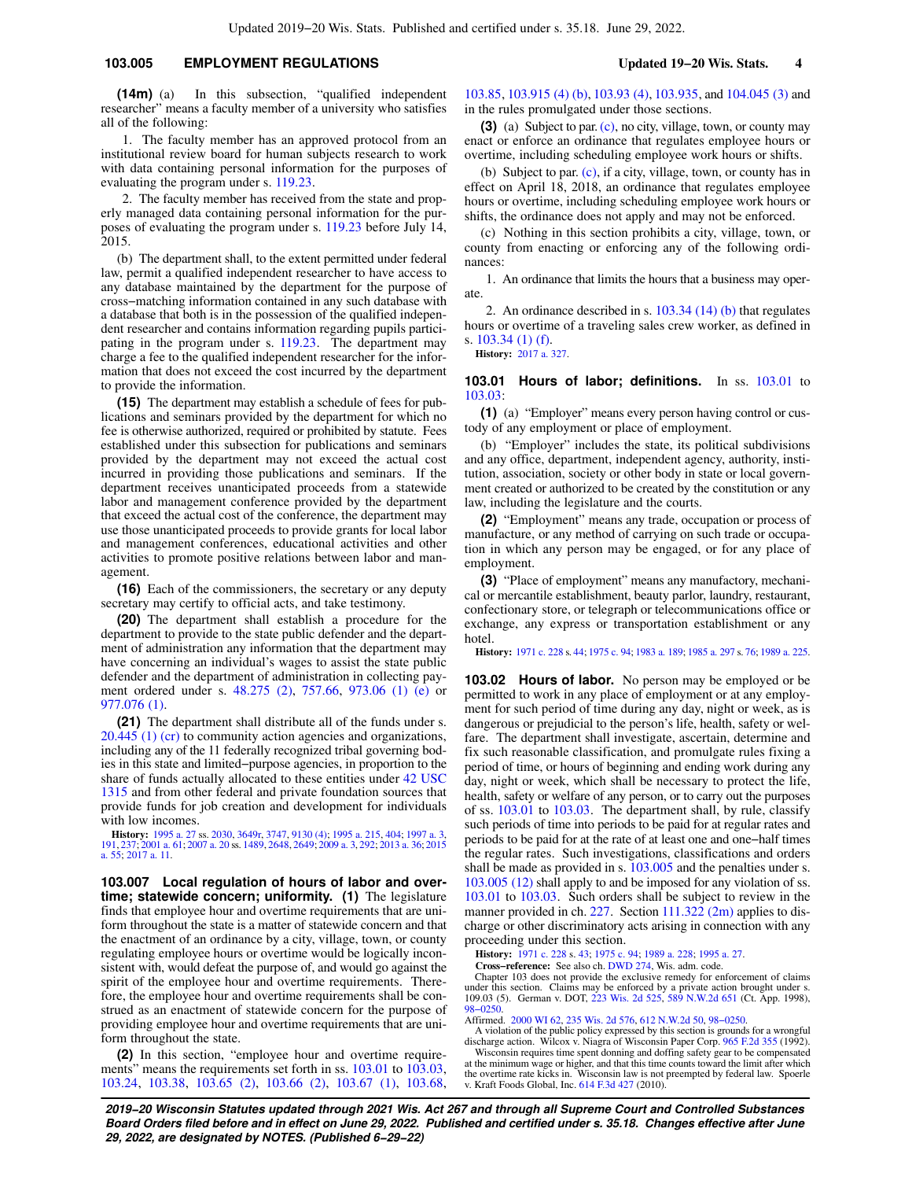**(14m)** (a) In this subsection, "qualified independent researcher" means a faculty member of a university who satisfies all of the following:

1. The faculty member has an approved protocol from an institutional review board for human subjects research to work with data containing personal information for the purposes of evaluating the program under s. 119.23.

2. The faculty member has received from the state and properly managed data containing personal information for the purposes of evaluating the program under s. 119.23 before July 14, 2015.

(b) The department shall, to the extent permitted under federal law, permit a qualified independent researcher to have access to any database maintained by the department for the purpose of cross−matching information contained in any such database with a database that both is in the possession of the qualified independent researcher and contains information regarding pupils participating in the program under s. 119.23. The department may charge a fee to the qualified independent researcher for the information that does not exceed the cost incurred by the department to provide the information.

**(15)** The department may establish a schedule of fees for publications and seminars provided by the department for which no fee is otherwise authorized, required or prohibited by statute. Fees established under this subsection for publications and seminars provided by the department may not exceed the actual cost incurred in providing those publications and seminars. If the department receives unanticipated proceeds from a statewide labor and management conference provided by the department that exceed the actual cost of the conference, the department may use those unanticipated proceeds to provide grants for local labor and management conferences, educational activities and other activities to promote positive relations between labor and management.

**(16)** Each of the commissioners, the secretary or any deputy secretary may certify to official acts, and take testimony.

**(20)** The department shall establish a procedure for the department to provide to the state public defender and the department of administration any information that the department may have concerning an individual's wages to assist the state public defender and the department of administration in collecting payment ordered under s. 48.275 (2), 757.66, 973.06 (1) (e) or 977.076 (1).

**(21)** The department shall distribute all of the funds under s. 20.445 (1) (cr) to community action agencies and organizations, including any of the 11 federally recognized tribal governing bodies in this state and limited−purpose agencies, in proportion to the share of funds actually allocated to these entities under 42 USC 1315 and from other federal and private foundation sources that provide funds for job creation and development for individuals with low incomes.

**History:** 1995 a. 27 ss. 2030, 3649r, 3747, 9130 (4); 1995 a. 215, 404; 1997 a. 3, 191, 237; 2001 a. 61; 2007 a. 20 ss. 1489, 2648, 2649; 2009 a. 3, 292; 2013 a. 36; 2015 a. 55; 2017 a. 11.

**103.007 Local regulation of hours of labor and overtime; statewide concern; uniformity.** **(1)** The legislature finds that employee hour and overtime requirements that are uniform throughout the state is a matter of statewide concern and that the enactment of an ordinance by a city, village, town, or county regulating employee hours or overtime would be logically inconsistent with, would defeat the purpose of, and would go against the spirit of the employee hour and overtime requirements. Therefore, the employee hour and overtime requirements shall be construed as an enactment of statewide concern for the purpose of providing employee hour and overtime requirements that are uniform throughout the state.

**(2)** In this section, "employee hour and overtime requirements" means the requirements set forth in ss. 103.01 to 103.03, 103.24, 103.38, 103.65 (2), 103.66 (2), 103.67 (1), 103.68, 103.85, 103.915 (4) (b), 103.93 (4), 103.935, and 104.045 (3) and in the rules promulgated under those sections.

**(3)** (a) Subject to par. (c), no city, village, town, or county may enact or enforce an ordinance that regulates employee hours or overtime, including scheduling employee work hours or shifts.

(b) Subject to par. (c), if a city, village, town, or county has in effect on April 18, 2018, an ordinance that regulates employee hours or overtime, including scheduling employee work hours or shifts, the ordinance does not apply and may not be enforced.

(c) Nothing in this section prohibits a city, village, town, or county from enacting or enforcing any of the following ordinances:

1. An ordinance that limits the hours that a business may operate.

2. An ordinance described in s. 103.34 (14) (b) that regulates hours or overtime of a traveling sales crew worker, as defined in s. 103.34 (1) (f).

**History:** 2017 a. 327.

**103.01 Hours of labor; definitions.** In ss. 103.01 to 103.03:

**(1)** (a) "Employer" means every person having control or custody of any employment or place of employment.

(b) "Employer" includes the state, its political subdivisions and any office, department, independent agency, authority, institution, association, society or other body in state or local government created or authorized to be created by the constitution or any law, including the legislature and the courts.

**(2)** "Employment" means any trade, occupation or process of manufacture, or any method of carrying on such trade or occupation in which any person may be engaged, or for any place of employment.

**(3)** "Place of employment" means any manufactory, mechanical or mercantile establishment, beauty parlor, laundry, restaurant, confectionary store, or telegraph or telecommunications office or exchange, any express or transportation establishment or any hotel.

**History:** 1971 c. 228 s. 44; 1975 c. 94; 1983 a. 189; 1985 a. 297 s. 76; 1989 a. 225.

**103.02 Hours of labor.** No person may be employed or be permitted to work in any place of employment or at any employment for such period of time during any day, night or week, as is dangerous or prejudicial to the person's life, health, safety or welfare. The department shall investigate, ascertain, determine and fix such reasonable classification, and promulgate rules fixing a period of time, or hours of beginning and ending work during any day, night or week, which shall be necessary to protect the life, health, safety or welfare of any person, or to carry out the purposes of ss. 103.01 to 103.03. The department shall, by rule, classify such periods of time into periods to be paid for at regular rates and periods to be paid for at the rate of at least one and one−half times the regular rates. Such investigations, classifications and orders shall be made as provided in s. 103.005 and the penalties under s. 103.005 (12) shall apply to and be imposed for any violation of ss. 103.01 to 103.03. Such orders shall be subject to review in the manner provided in ch. 227. Section 111.322 (2m) applies to discharge or other discriminatory acts arising in connection with any proceeding under this section.

**History:** 1971 c. 228 s. 43; 1975 c. 94; 1989 a. 228; 1995 a. 27.

**Cross−reference:** See also ch. DWD 274, Wis. adm. code.

Chapter 103 does not provide the exclusive remedy for enforcement of claims under this section. Claims may be enforced by a private action brought under s. 109.03 (5). German v. DOT, 223 Wis. 2d 525, 589 N.W.2d 651 (Ct. App. 1998), 98−0250.

Affirmed. 2000 WI 62, 235 Wis. 2d 576, 612 N.W.2d 50, 98−0250.

A violation of the public policy expressed by this section is grounds for a wrongful discharge action. Wilcox v. Niagra of Wisconsin Paper Corp. 965 F.2d 355 (1992).

Wisconsin requires time spent donning and doffing safety gear to be compensated at the minimum wage or higher, and that this time counts toward the limit after which the overtime rate kicks in. Wisconsin law is not preempted by federal law. Spoerle v. Kraft Foods Global, Inc. 614 F.3d 427 (2010).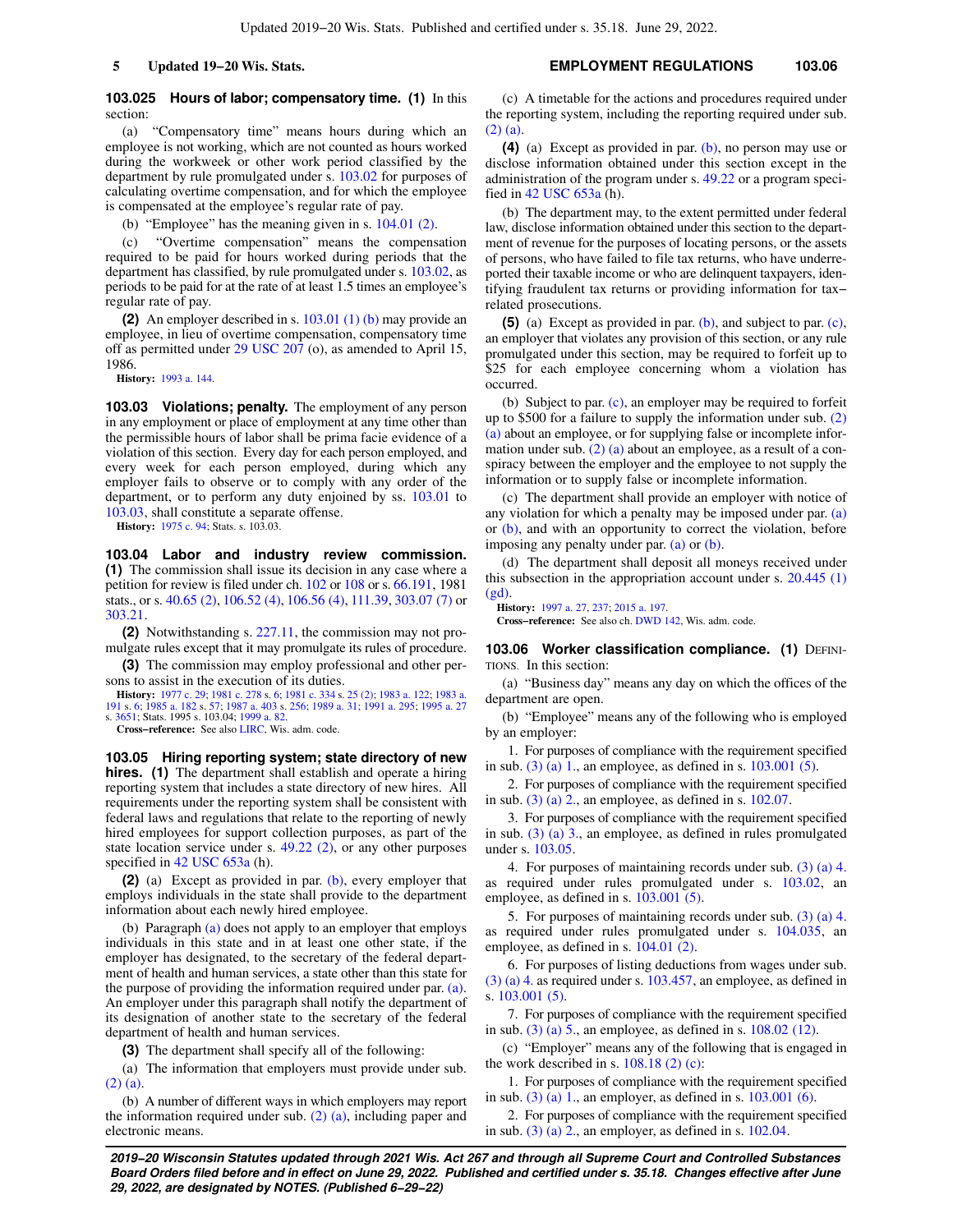**103.025 Hours of labor; compensatory time.** **(1)** In this section:

(a) "Compensatory time" means hours during which an employee is not working, which are not counted as hours worked during the workweek or other work period classified by the department by rule promulgated under s. 103.02 for purposes of calculating overtime compensation, and for which the employee is compensated at the employee's regular rate of pay.

(b) "Employee" has the meaning given in s. 104.01 (2).

(c) "Overtime compensation" means the compensation required to be paid for hours worked during periods that the department has classified, by rule promulgated under s. 103.02, as periods to be paid for at the rate of at least 1.5 times an employee's regular rate of pay.

**(2)** An employer described in s. 103.01 (1) (b) may provide an employee, in lieu of overtime compensation, compensatory time off as permitted under 29 USC 207 (o), as amended to April 15, 1986.

**History:** 1993 a. 144.

**103.03 Violations; penalty.** The employment of any person in any employment or place of employment at any time other than the permissible hours of labor shall be prima facie evidence of a violation of this section. Every day for each person employed, and every week for each person employed, during which any employer fails to observe or to comply with any order of the department, or to perform any duty enjoined by ss. 103.01 to 103.03, shall constitute a separate offense.

**History:** 1975 c. 94; Stats. s. 103.03.

**103.04 Labor and industry review commission.** **(1)** The commission shall issue its decision in any case where a petition for review is filed under ch. 102 or 108 or s. 66.191, 1981 stats., or s. 40.65 (2), 106.52 (4), 106.56 (4), 111.39, 303.07 (7) or 303.21.

**(2)** Notwithstanding s. 227.11, the commission may not promulgate rules except that it may promulgate its rules of procedure.

**(3)** The commission may employ professional and other persons to assist in the execution of its duties.

**History:** 1977 c. 29; 1981 c. 278 s. 6; 1981 c. 334 s. 25 (2); 1983 a. 122; 1983 a. 191 s. 6; 1985 a. 182 s. 57; 1987 a. 403 s. 256; 1989 a. 31; 1991 a. 295; 1995 a. 27 s. 3651; Stats. 1995 s. 103.04; 1999 a. 82.

**Cross-reference:** See also LIRC, Wis. adm. code.

**103.05 Hiring reporting system; state directory of new hires.** **(1)** The department shall establish and operate a hiring reporting system that includes a state directory of new hires. All requirements under the reporting system shall be consistent with federal laws and regulations that relate to the reporting of newly hired employees for support collection purposes, as part of the state location service under s. 49.22 (2), or any other purposes specified in 42 USC 653a (h).

**(2)** (a) Except as provided in par. (b), every employer that employs individuals in the state shall provide to the department information about each newly hired employee.

(b) Paragraph (a) does not apply to an employer that employs individuals in this state and in at least one other state, if the employer has designated, to the secretary of the federal department of health and human services, a state other than this state for the purpose of providing the information required under par. (a). An employer under this paragraph shall notify the department of its designation of another state to the secretary of the federal department of health and human services.

**(3)** The department shall specify all of the following:

(a) The information that employers must provide under sub. (2) (a).

(b) A number of different ways in which employers may report the information required under sub. (2) (a), including paper and electronic means.

(c) A timetable for the actions and procedures required under the reporting system, including the reporting required under sub. (2) (a).

**(4)** (a) Except as provided in par. (b), no person may use or disclose information obtained under this section except in the administration of the program under s. 49.22 or a program specified in 42 USC 653a (h).

(b) The department may, to the extent permitted under federal law, disclose information obtained under this section to the department of revenue for the purposes of locating persons, or the assets of persons, who have failed to file tax returns, who have underreported their taxable income or who are delinquent taxpayers, identifying fraudulent tax returns or providing information for tax-related prosecutions.

**(5)** (a) Except as provided in par. (b), and subject to par. (c), an employer that violates any provision of this section, or any rule promulgated under this section, may be required to forfeit up to $25 for each employee concerning whom a violation has occurred.

(b) Subject to par. (c), an employer may be required to forfeit up to $500 for a failure to supply the information under sub. (2) (a) about an employee, or for supplying false or incomplete information under sub. (2) (a) about an employee, as a result of a conspiracy between the employer and the employee to not supply the information or to supply false or incomplete information.

(c) The department shall provide an employer with notice of any violation for which a penalty may be imposed under par. (a) or (b), and with an opportunity to correct the violation, before imposing any penalty under par. (a) or (b).

(d) The department shall deposit all moneys received under this subsection in the appropriation account under s. 20.445 (1) (gd).

**History:** 1997 a. 27, 237; 2015 a. 197.

**Cross-reference:** See also ch. DWD 142, Wis. adm. code.

**103.06 Worker classification compliance.** **(1)** DEFINITIONS. In this section:

(a) "Business day" means any day on which the offices of the department are open.

(b) "Employee" means any of the following who is employed by an employer:

1. For purposes of compliance with the requirement specified in sub. (3) (a) 1., an employee, as defined in s. 103.001 (5).

2. For purposes of compliance with the requirement specified in sub. (3) (a) 2., an employee, as defined in s. 102.07.

3. For purposes of compliance with the requirement specified in sub. (3) (a) 3., an employee, as defined in rules promulgated under s. 103.05.

4. For purposes of maintaining records under sub. (3) (a) 4. as required under rules promulgated under s. 103.02, an employee, as defined in s. 103.001 (5).

5. For purposes of maintaining records under sub. (3) (a) 4. as required under rules promulgated under s. 104.035, an employee, as defined in s. 104.01 (2).

6. For purposes of listing deductions from wages under sub. (3) (a) 4. as required under s. 103.457, an employee, as defined in s. 103.001 (5).

7. For purposes of compliance with the requirement specified in sub. (3) (a) 5., an employee, as defined in s. 108.02 (12).

(c) "Employer" means any of the following that is engaged in the work described in s. 108.18 (2) (c):

1. For purposes of compliance with the requirement specified in sub. (3) (a) 1., an employer, as defined in s. 103.001 (6).

2. For purposes of compliance with the requirement specified in sub. (3) (a) 2., an employer, as defined in s. 102.04.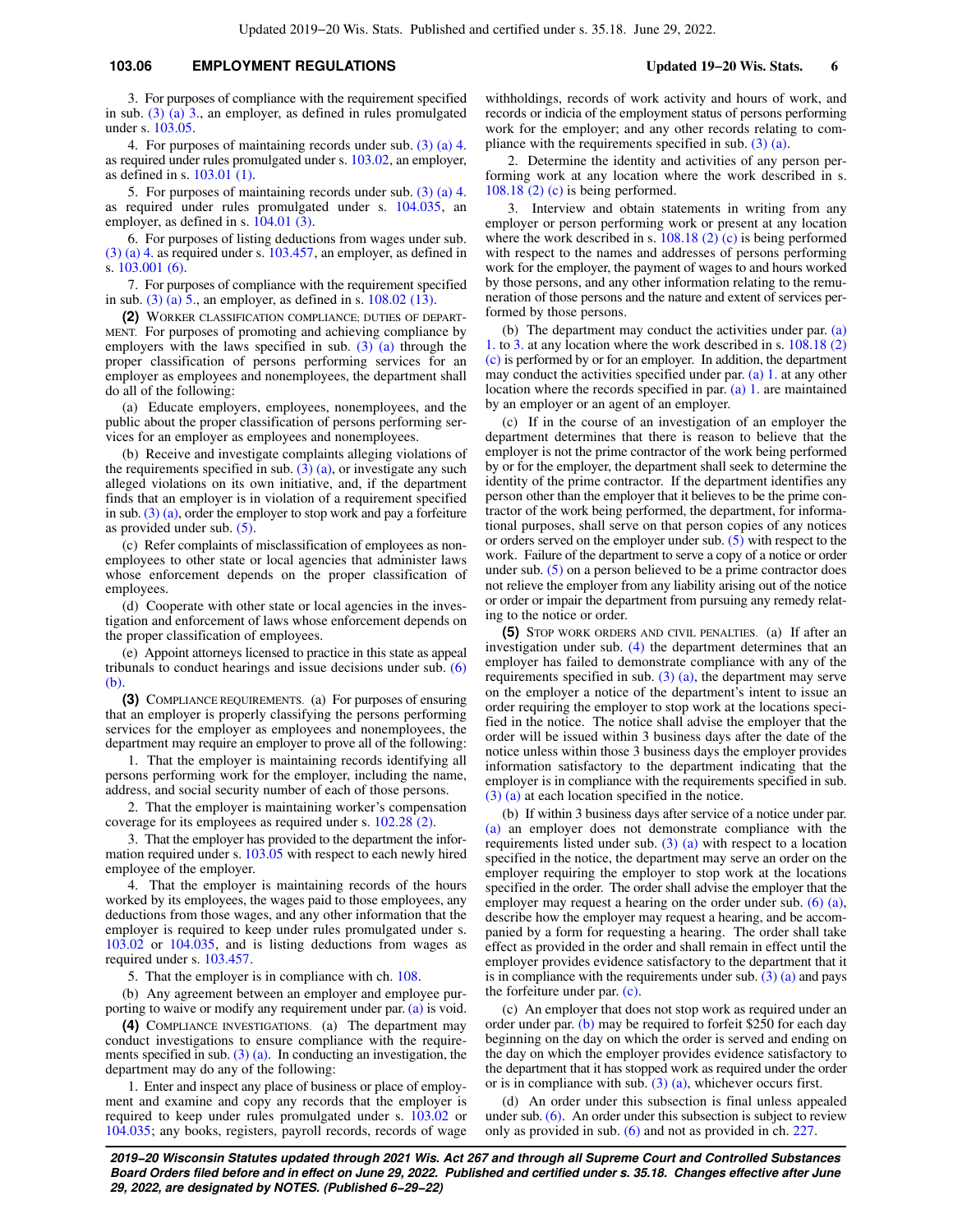3. For purposes of compliance with the requirement specified in sub. (3) (a) 3., an employer, as defined in rules promulgated under s. 103.05.

4. For purposes of maintaining records under sub. (3) (a) 4. as required under rules promulgated under s. 103.02, an employer, as defined in s. 103.01 (1).

5. For purposes of maintaining records under sub. (3) (a) 4. as required under rules promulgated under s. 104.035, an employer, as defined in s. 104.01 (3).

6. For purposes of listing deductions from wages under sub. (3) (a) 4. as required under s. 103.457, an employer, as defined in s. 103.001 (6).

7. For purposes of compliance with the requirement specified in sub. (3) (a) 5., an employer, as defined in s. 108.02 (13).

**(2)** WORKER CLASSIFICATION COMPLIANCE; DUTIES OF DEPARTMENT. For purposes of promoting and achieving compliance by employers with the laws specified in sub. (3) (a) through the proper classification of persons performing services for an employer as employees and nonemployees, the department shall do all of the following:

(a) Educate employers, employees, nonemployees, and the public about the proper classification of persons performing services for an employer as employees and nonemployees.

(b) Receive and investigate complaints alleging violations of the requirements specified in sub. (3) (a), or investigate any such alleged violations on its own initiative, and, if the department finds that an employer is in violation of a requirement specified in sub. (3) (a), order the employer to stop work and pay a forfeiture as provided under sub. (5).

(c) Refer complaints of misclassification of employees as nonemployees to other state or local agencies that administer laws whose enforcement depends on the proper classification of employees.

(d) Cooperate with other state or local agencies in the investigation and enforcement of laws whose enforcement depends on the proper classification of employees.

(e) Appoint attorneys licensed to practice in this state as appeal tribunals to conduct hearings and issue decisions under sub. (6) (b).

**(3)** COMPLIANCE REQUIREMENTS. (a) For purposes of ensuring that an employer is properly classifying the persons performing services for the employer as employees and nonemployees, the department may require an employer to prove all of the following:

1. That the employer is maintaining records identifying all persons performing work for the employer, including the name, address, and social security number of each of those persons.

2. That the employer is maintaining worker's compensation coverage for its employees as required under s. 102.28 (2).

3. That the employer has provided to the department the information required under s. 103.05 with respect to each newly hired employee of the employer.

4. That the employer is maintaining records of the hours worked by its employees, the wages paid to those employees, any deductions from those wages, and any other information that the employer is required to keep under rules promulgated under s. 103.02 or 104.035, and is listing deductions from wages as required under s. 103.457.

5. That the employer is in compliance with ch. 108.

(b) Any agreement between an employer and employee purporting to waive or modify any requirement under par. (a) is void.

**(4)** COMPLIANCE INVESTIGATIONS. (a) The department may conduct investigations to ensure compliance with the requirements specified in sub. (3) (a). In conducting an investigation, the department may do any of the following:

1. Enter and inspect any place of business or place of employment and examine and copy any records that the employer is required to keep under rules promulgated under s. 103.02 or 104.035; any books, registers, payroll records, records of wage withholdings, records of work activity and hours of work, and records or indicia of the employment status of persons performing work for the employer; and any other records relating to compliance with the requirements specified in sub. (3) (a).

2. Determine the identity and activities of any person performing work at any location where the work described in s. 108.18 (2) (c) is being performed.

3. Interview and obtain statements in writing from any employer or person performing work or present at any location where the work described in s. 108.18 (2) (c) is being performed with respect to the names and addresses of persons performing work for the employer, the payment of wages to and hours worked by those persons, and any other information relating to the remuneration of those persons and the nature and extent of services performed by those persons.

(b) The department may conduct the activities under par. (a) 1. to 3. at any location where the work described in s. 108.18 (2) (c) is performed by or for an employer. In addition, the department may conduct the activities specified under par. (a) 1. at any other location where the records specified in par. (a) 1. are maintained by an employer or an agent of an employer.

(c) If in the course of an investigation of an employer the department determines that there is reason to believe that the employer is not the prime contractor of the work being performed by or for the employer, the department shall seek to determine the identity of the prime contractor. If the department identifies any person other than the employer that it believes to be the prime contractor of the work being performed, the department, for informational purposes, shall serve on that person copies of any notices or orders served on the employer under sub. (5) with respect to the work. Failure of the department to serve a copy of a notice or order under sub. (5) on a person believed to be a prime contractor does not relieve the employer from any liability arising out of the notice or order or impair the department from pursuing any remedy relating to the notice or order.

**(5)** STOP WORK ORDERS AND CIVIL PENALTIES. (a) If after an investigation under sub. (4) the department determines that an employer has failed to demonstrate compliance with any of the requirements specified in sub. (3) (a), the department may serve on the employer a notice of the department's intent to issue an order requiring the employer to stop work at the locations specified in the notice. The notice shall advise the employer that the order will be issued within 3 business days after the date of the notice unless within those 3 business days the employer provides information satisfactory to the department indicating that the employer is in compliance with the requirements specified in sub. (3) (a) at each location specified in the notice.

(b) If within 3 business days after service of a notice under par. (a) an employer does not demonstrate compliance with the requirements listed under sub. (3) (a) with respect to a location specified in the notice, the department may serve an order on the employer requiring the employer to stop work at the locations specified in the order. The order shall advise the employer that the employer may request a hearing on the order under sub. (6) (a), describe how the employer may request a hearing, and be accompanied by a form for requesting a hearing. The order shall take effect as provided in the order and shall remain in effect until the employer provides evidence satisfactory to the department that it is in compliance with the requirements under sub. (3) (a) and pays the forfeiture under par. (c).

(c) An employer that does not stop work as required under an order under par. (b) may be required to forfeit $250 for each day beginning on the day on which the order is served and ending on the day on which the employer provides evidence satisfactory to the department that it has stopped work as required under the order or is in compliance with sub. (3) (a), whichever occurs first.

(d) An order under this subsection is final unless appealed under sub. (6). An order under this subsection is subject to review only as provided in sub. (6) and not as provided in ch. 227.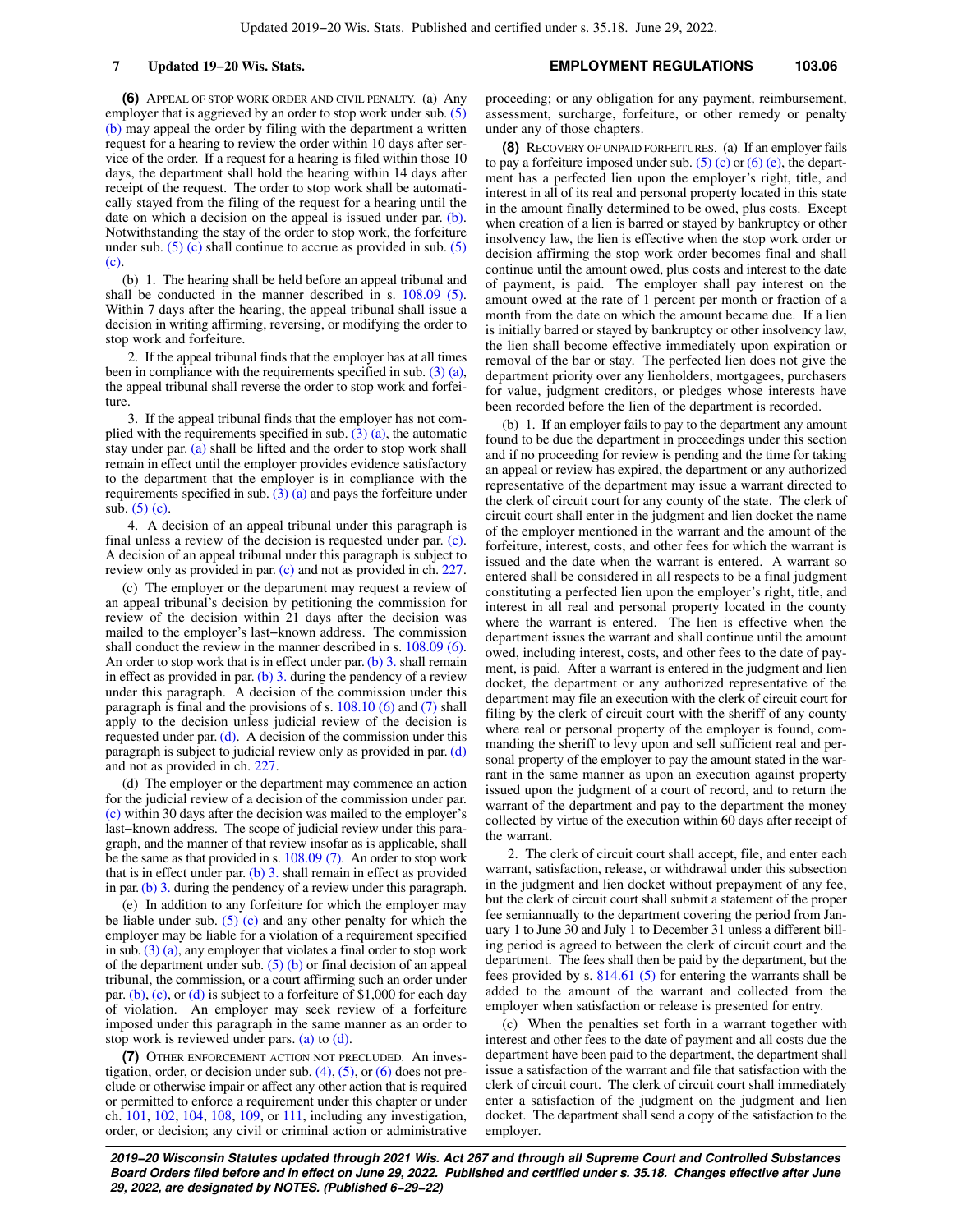**(6)** APPEAL OF STOP WORK ORDER AND CIVIL PENALTY. (a) Any employer that is aggrieved by an order to stop work under sub. (5) (b) may appeal the order by filing with the department a written request for a hearing to review the order within 10 days after service of the order. If a request for a hearing is filed within those 10 days, the department shall hold the hearing within 14 days after receipt of the request. The order to stop work shall be automatically stayed from the filing of the request for a hearing until the date on which a decision on the appeal is issued under par. (b). Notwithstanding the stay of the order to stop work, the forfeiture under sub. (5) (c) shall continue to accrue as provided in sub. (5) (c).

(b) 1. The hearing shall be held before an appeal tribunal and shall be conducted in the manner described in s. 108.09 (5). Within 7 days after the hearing, the appeal tribunal shall issue a decision in writing affirming, reversing, or modifying the order to stop work and forfeiture.

2. If the appeal tribunal finds that the employer has at all times been in compliance with the requirements specified in sub. (3) (a), the appeal tribunal shall reverse the order to stop work and forfeiture.

3. If the appeal tribunal finds that the employer has not complied with the requirements specified in sub. (3) (a), the automatic stay under par. (a) shall be lifted and the order to stop work shall remain in effect until the employer provides evidence satisfactory to the department that the employer is in compliance with the requirements specified in sub. (3) (a) and pays the forfeiture under sub. (5) (c).

4. A decision of an appeal tribunal under this paragraph is final unless a review of the decision is requested under par. (c). A decision of an appeal tribunal under this paragraph is subject to review only as provided in par. (c) and not as provided in ch. 227.

(c) The employer or the department may request a review of an appeal tribunal's decision by petitioning the commission for review of the decision within 21 days after the decision was mailed to the employer's last−known address. The commission shall conduct the review in the manner described in s. 108.09 (6). An order to stop work that is in effect under par. (b) 3. shall remain in effect as provided in par. (b) 3. during the pendency of a review under this paragraph. A decision of the commission under this paragraph is final and the provisions of s. 108.10 (6) and (7) shall apply to the decision unless judicial review of the decision is requested under par. (d). A decision of the commission under this paragraph is subject to judicial review only as provided in par. (d) and not as provided in ch. 227.

(d) The employer or the department may commence an action for the judicial review of a decision of the commission under par. (c) within 30 days after the decision was mailed to the employer's last−known address. The scope of judicial review under this paragraph, and the manner of that review insofar as is applicable, shall be the same as that provided in s. 108.09 (7). An order to stop work that is in effect under par. (b) 3. shall remain in effect as provided in par. (b) 3. during the pendency of a review under this paragraph.

(e) In addition to any forfeiture for which the employer may be liable under sub. (5) (c) and any other penalty for which the employer may be liable for a violation of a requirement specified in sub. (3) (a), any employer that violates a final order to stop work of the department under sub. (5) (b) or final decision of an appeal tribunal, the commission, or a court affirming such an order under par. (b), (c), or (d) is subject to a forfeiture of $1,000 for each day of violation. An employer may seek review of a forfeiture imposed under this paragraph in the same manner as an order to stop work is reviewed under pars. (a) to (d).

**(7)** OTHER ENFORCEMENT ACTION NOT PRECLUDED. An investigation, order, or decision under sub. (4), (5), or (6) does not preclude or otherwise impair or affect any other action that is required or permitted to enforce a requirement under this chapter or under ch. 101, 102, 104, 108, 109, or 111, including any investigation, order, or decision; any civil or criminal action or administrative proceeding; or any obligation for any payment, reimbursement, assessment, surcharge, forfeiture, or other remedy or penalty under any of those chapters.

**(8)** RECOVERY OF UNPAID FORFEITURES. (a) If an employer fails to pay a forfeiture imposed under sub. (5) (c) or (6) (e), the department has a perfected lien upon the employer's right, title, and interest in all of its real and personal property located in this state in the amount finally determined to be owed, plus costs. Except when creation of a lien is barred or stayed by bankruptcy or other insolvency law, the lien is effective when the stop work order or decision affirming the stop work order becomes final and shall continue until the amount owed, plus costs and interest to the date of payment, is paid. The employer shall pay interest on the amount owed at the rate of 1 percent per month or fraction of a month from the date on which the amount became due. If a lien is initially barred or stayed by bankruptcy or other insolvency law, the lien shall become effective immediately upon expiration or removal of the bar or stay. The perfected lien does not give the department priority over any lienholders, mortgagees, purchasers for value, judgment creditors, or pledges whose interests have been recorded before the lien of the department is recorded.

(b) 1. If an employer fails to pay to the department any amount found to be due the department in proceedings under this section and if no proceeding for review is pending and the time for taking an appeal or review has expired, the department or any authorized representative of the department may issue a warrant directed to the clerk of circuit court for any county of the state. The clerk of circuit court shall enter in the judgment and lien docket the name of the employer mentioned in the warrant and the amount of the forfeiture, interest, costs, and other fees for which the warrant is issued and the date when the warrant is entered. A warrant so entered shall be considered in all respects to be a final judgment constituting a perfected lien upon the employer's right, title, and interest in all real and personal property located in the county where the warrant is entered. The lien is effective when the department issues the warrant and shall continue until the amount owed, including interest, costs, and other fees to the date of payment, is paid. After a warrant is entered in the judgment and lien docket, the department or any authorized representative of the department may file an execution with the clerk of circuit court for filing by the clerk of circuit court with the sheriff of any county where real or personal property of the employer is found, commanding the sheriff to levy upon and sell sufficient real and personal property of the employer to pay the amount stated in the warrant in the same manner as upon an execution against property issued upon the judgment of a court of record, and to return the warrant of the department and pay to the department the money collected by virtue of the execution within 60 days after receipt of the warrant.

2. The clerk of circuit court shall accept, file, and enter each warrant, satisfaction, release, or withdrawal under this subsection in the judgment and lien docket without prepayment of any fee, but the clerk of circuit court shall submit a statement of the proper fee semiannually to the department covering the period from January 1 to June 30 and July 1 to December 31 unless a different billing period is agreed to between the clerk of circuit court and the department. The fees shall then be paid by the department, but the fees provided by s. 814.61 (5) for entering the warrants shall be added to the amount of the warrant and collected from the employer when satisfaction or release is presented for entry.

(c) When the penalties set forth in a warrant together with interest and other fees to the date of payment and all costs due the department have been paid to the department, the department shall issue a satisfaction of the warrant and file that satisfaction with the clerk of circuit court. The clerk of circuit court shall immediately enter a satisfaction of the judgment on the judgment and lien docket. The department shall send a copy of the satisfaction to the employer.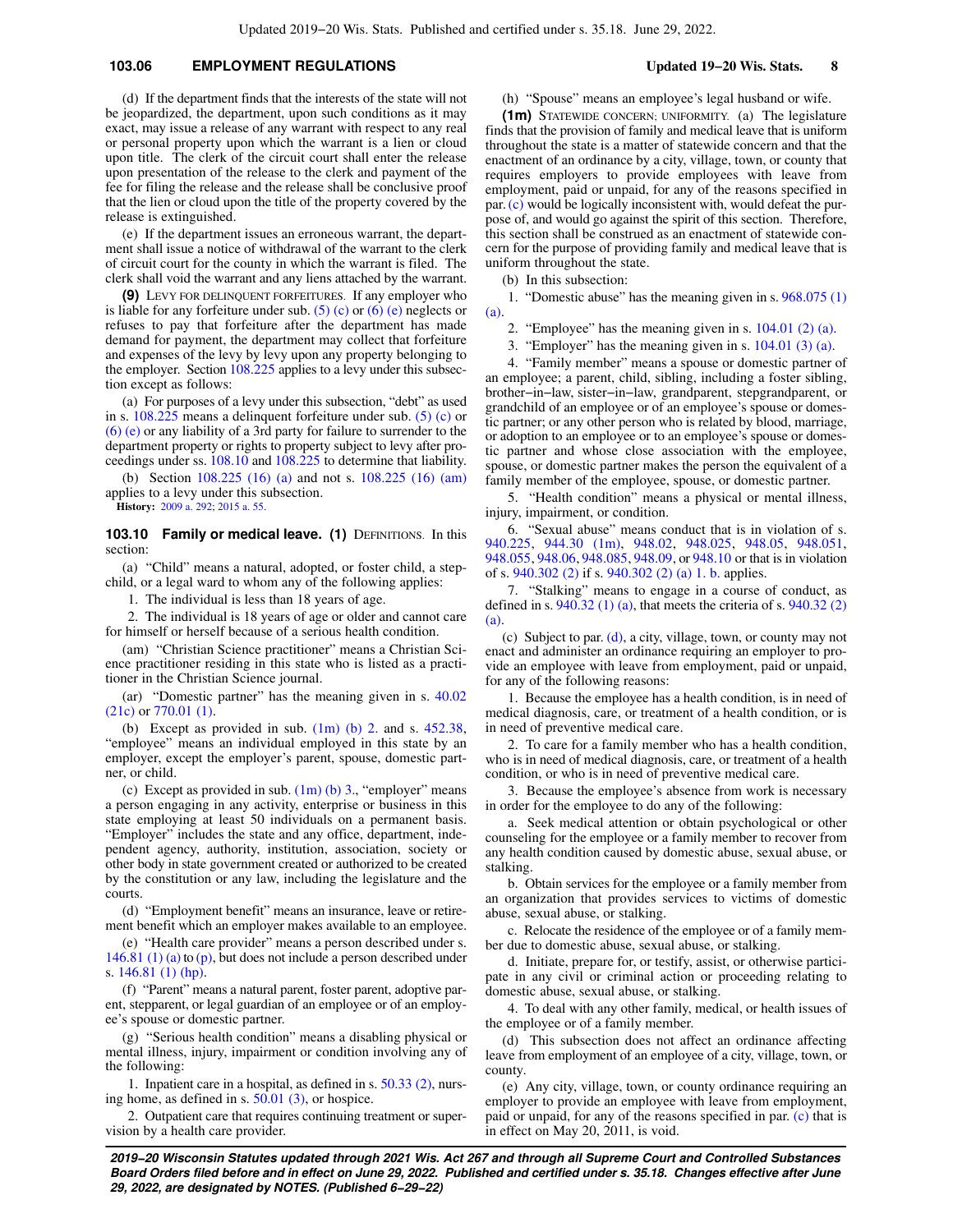(d) If the department finds that the interests of the state will not be jeopardized, the department, upon such conditions as it may exact, may issue a release of any warrant with respect to any real or personal property upon which the warrant is a lien or cloud upon title. The clerk of the circuit court shall enter the release upon presentation of the release to the clerk and payment of the fee for filing the release and the release shall be conclusive proof that the lien or cloud upon the title of the property covered by the release is extinguished.

(e) If the department issues an erroneous warrant, the department shall issue a notice of withdrawal of the warrant to the clerk of circuit court for the county in which the warrant is filed. The clerk shall void the warrant and any liens attached by the warrant.

**(9)** LEVY FOR DELINQUENT FORFEITURES. If any employer who is liable for any forfeiture under sub. (5) (c) or (6) (e) neglects or refuses to pay that forfeiture after the department has made demand for payment, the department may collect that forfeiture and expenses of the levy by levy upon any property belonging to the employer. Section 108.225 applies to a levy under this subsection except as follows:

(a) For purposes of a levy under this subsection, "debt" as used in s. 108.225 means a delinquent forfeiture under sub. (5) (c) or (6) (e) or any liability of a 3rd party for failure to surrender to the department property or rights to property subject to levy after proceedings under ss. 108.10 and 108.225 to determine that liability.

(b) Section 108.225 (16) (a) and not s. 108.225 (16) (am) applies to a levy under this subsection.

**History:** 2009 a. 292; 2015 a. 55.

**103.10 Family or medical leave. (1)** DEFINITIONS. In this section:

(a) "Child" means a natural, adopted, or foster child, a stepchild, or a legal ward to whom any of the following applies:

1. The individual is less than 18 years of age.

2. The individual is 18 years of age or older and cannot care for himself or herself because of a serious health condition.

(am) "Christian Science practitioner" means a Christian Science practitioner residing in this state who is listed as a practitioner in the Christian Science journal.

(ar) "Domestic partner" has the meaning given in s. 40.02 (21c) or 770.01 (1).

(b) Except as provided in sub. (1m) (b) 2. and s. 452.38, "employee" means an individual employed in this state by an employer, except the employer's parent, spouse, domestic partner, or child.

(c) Except as provided in sub. (1m) (b) 3., "employer" means a person engaging in any activity, enterprise or business in this state employing at least 50 individuals on a permanent basis. "Employer" includes the state and any office, department, independent agency, authority, institution, association, society or other body in state government created or authorized to be created by the constitution or any law, including the legislature and the courts.

(d) "Employment benefit" means an insurance, leave or retirement benefit which an employer makes available to an employee.

(e) "Health care provider" means a person described under s. 146.81 (1) (a) to (p), but does not include a person described under s. 146.81 (1) (hp).

(f) "Parent" means a natural parent, foster parent, adoptive parent, stepparent, or legal guardian of an employee or of an employee's spouse or domestic partner.

(g) "Serious health condition" means a disabling physical or mental illness, injury, impairment or condition involving any of the following:

1. Inpatient care in a hospital, as defined in s. 50.33 (2), nursing home, as defined in s. 50.01 (3), or hospice.

2. Outpatient care that requires continuing treatment or supervision by a health care provider.

(h) "Spouse" means an employee's legal husband or wife.

**(1m)** STATEWIDE CONCERN; UNIFORMITY. (a) The legislature finds that the provision of family and medical leave that is uniform throughout the state is a matter of statewide concern and that the enactment of an ordinance by a city, village, town, or county that requires employers to provide employees with leave from employment, paid or unpaid, for any of the reasons specified in par. (c) would be logically inconsistent with, would defeat the purpose of, and would go against the spirit of this section. Therefore, this section shall be construed as an enactment of statewide concern for the purpose of providing family and medical leave that is uniform throughout the state.

(b) In this subsection:

1. "Domestic abuse" has the meaning given in s. 968.075 (1) (a).

2. "Employee" has the meaning given in s. 104.01 (2) (a).

3. "Employer" has the meaning given in s. 104.01 (3) (a).

4. "Family member" means a spouse or domestic partner of an employee; a parent, child, sibling, including a foster sibling, brother-in-law, sister-in-law, grandparent, stepgrandparent, or grandchild of an employee or of an employee's spouse or domestic partner; or any other person who is related by blood, marriage, or adoption to an employee or to an employee's spouse or domestic partner and whose close association with the employee, spouse, or domestic partner makes the person the equivalent of a family member of the employee, spouse, or domestic partner.

5. "Health condition" means a physical or mental illness, injury, impairment, or condition.

6. "Sexual abuse" means conduct that is in violation of s. 940.225, 944.30 (1m), 948.02, 948.025, 948.05, 948.051, 948.055, 948.06, 948.085, 948.09, or 948.10 or that is in violation of s. 940.302 (2) if s. 940.302 (2) (a) 1. b. applies.

7. "Stalking" means to engage in a course of conduct, as defined in s. 940.32 (1) (a), that meets the criteria of s. 940.32 (2) (a).

(c) Subject to par. (d), a city, village, town, or county may not enact and administer an ordinance requiring an employer to provide an employee with leave from employment, paid or unpaid, for any of the following reasons:

1. Because the employee has a health condition, is in need of medical diagnosis, care, or treatment of a health condition, or is in need of preventive medical care.

2. To care for a family member who has a health condition, who is in need of medical diagnosis, care, or treatment of a health condition, or who is in need of preventive medical care.

3. Because the employee's absence from work is necessary in order for the employee to do any of the following:

a. Seek medical attention or obtain psychological or other counseling for the employee or a family member to recover from any health condition caused by domestic abuse, sexual abuse, or stalking.

b. Obtain services for the employee or a family member from an organization that provides services to victims of domestic abuse, sexual abuse, or stalking.

c. Relocate the residence of the employee or of a family member due to domestic abuse, sexual abuse, or stalking.

d. Initiate, prepare for, or testify, assist, or otherwise participate in any civil or criminal action or proceeding relating to domestic abuse, sexual abuse, or stalking.

4. To deal with any other family, medical, or health issues of the employee or of a family member.

(d) This subsection does not affect an ordinance affecting leave from employment of an employee of a city, village, town, or county.

(e) Any city, village, town, or county ordinance requiring an employer to provide an employee with leave from employment, paid or unpaid, for any of the reasons specified in par. (c) that is in effect on May 20, 2011, is void.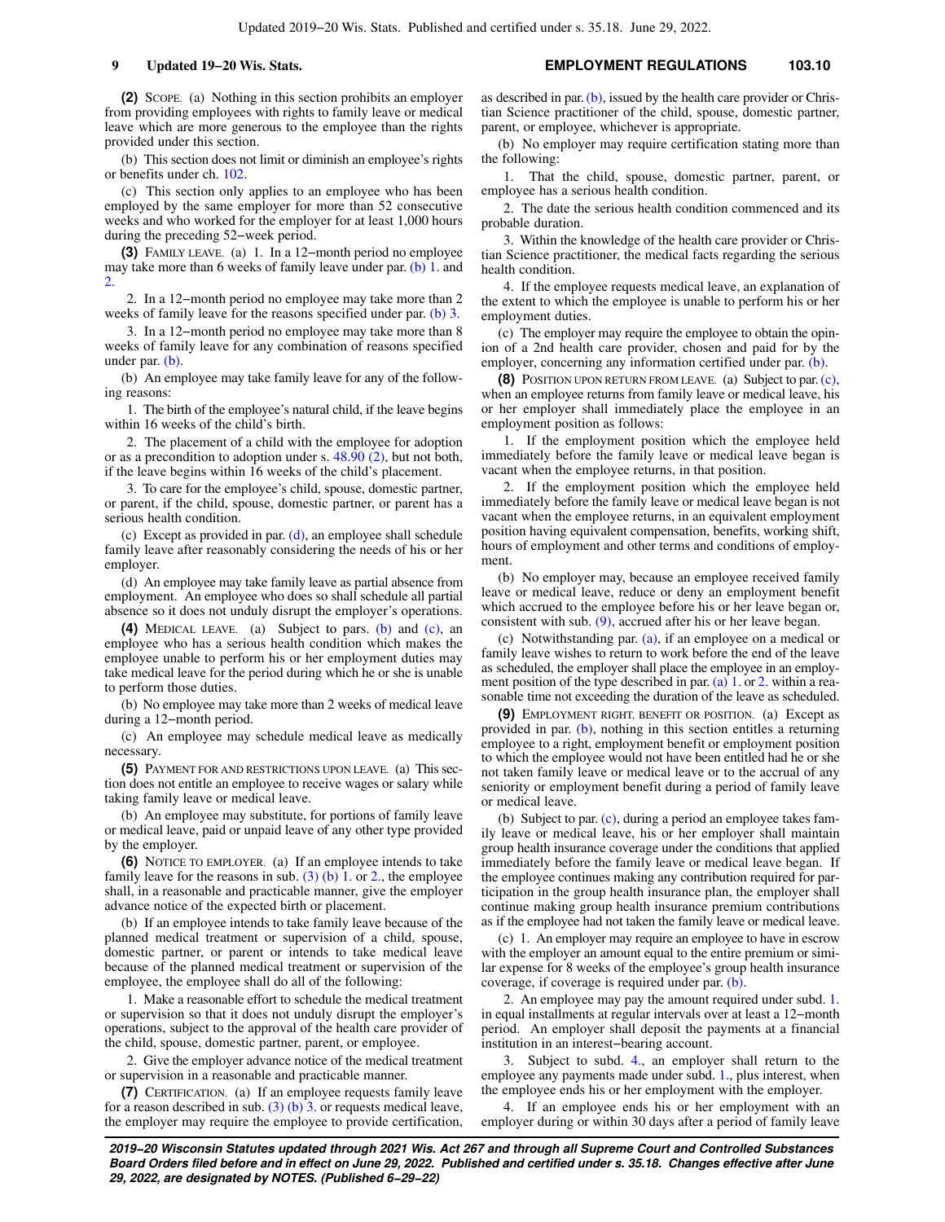**(2)** SCOPE. (a) Nothing in this section prohibits an employer from providing employees with rights to family leave or medical leave which are more generous to the employee than the rights provided under this section.

(b) This section does not limit or diminish an employee's rights or benefits under ch. 102.

(c) This section only applies to an employee who has been employed by the same employer for more than 52 consecutive weeks and who worked for the employer for at least 1,000 hours during the preceding 52−week period.

**(3)** FAMILY LEAVE. (a) 1. In a 12−month period no employee may take more than 6 weeks of family leave under par. (b) 1. and 2.

2. In a 12−month period no employee may take more than 2 weeks of family leave for the reasons specified under par. (b) 3.

3. In a 12−month period no employee may take more than 8 weeks of family leave for any combination of reasons specified under par. (b).

(b) An employee may take family leave for any of the following reasons:

1. The birth of the employee's natural child, if the leave begins within 16 weeks of the child's birth.

2. The placement of a child with the employee for adoption or as a precondition to adoption under s. 48.90 (2), but not both, if the leave begins within 16 weeks of the child's placement.

3. To care for the employee's child, spouse, domestic partner, or parent, if the child, spouse, domestic partner, or parent has a serious health condition.

(c) Except as provided in par. (d), an employee shall schedule family leave after reasonably considering the needs of his or her employer.

(d) An employee may take family leave as partial absence from employment. An employee who does so shall schedule all partial absence so it does not unduly disrupt the employer's operations.

**(4)** MEDICAL LEAVE. (a) Subject to pars. (b) and (c), an employee who has a serious health condition which makes the employee unable to perform his or her employment duties may take medical leave for the period during which he or she is unable to perform those duties.

(b) No employee may take more than 2 weeks of medical leave during a 12−month period.

(c) An employee may schedule medical leave as medically necessary.

**(5)** PAYMENT FOR AND RESTRICTIONS UPON LEAVE. (a) This section does not entitle an employee to receive wages or salary while taking family leave or medical leave.

(b) An employee may substitute, for portions of family leave or medical leave, paid or unpaid leave of any other type provided by the employer.

**(6)** NOTICE TO EMPLOYER. (a) If an employee intends to take family leave for the reasons in sub. (3) (b) 1. or 2., the employee shall, in a reasonable and practicable manner, give the employer advance notice of the expected birth or placement.

(b) If an employee intends to take family leave because of the planned medical treatment or supervision of a child, spouse, domestic partner, or parent or intends to take medical leave because of the planned medical treatment or supervision of the employee, the employee shall do all of the following:

1. Make a reasonable effort to schedule the medical treatment or supervision so that it does not unduly disrupt the employer's operations, subject to the approval of the health care provider of the child, spouse, domestic partner, parent, or employee.

2. Give the employer advance notice of the medical treatment or supervision in a reasonable and practicable manner.

**(7)** CERTIFICATION. (a) If an employee requests family leave for a reason described in sub. (3) (b) 3. or requests medical leave, the employer may require the employee to provide certification, as described in par. (b), issued by the health care provider or Christian Science practitioner of the child, spouse, domestic partner, parent, or employee, whichever is appropriate.

(b) No employer may require certification stating more than the following:

1. That the child, spouse, domestic partner, parent, or employee has a serious health condition.

2. The date the serious health condition commenced and its probable duration.

3. Within the knowledge of the health care provider or Christian Science practitioner, the medical facts regarding the serious health condition.

4. If the employee requests medical leave, an explanation of the extent to which the employee is unable to perform his or her employment duties.

(c) The employer may require the employee to obtain the opinion of a 2nd health care provider, chosen and paid for by the employer, concerning any information certified under par. (b).

**(8)** POSITION UPON RETURN FROM LEAVE. (a) Subject to par. (c), when an employee returns from family leave or medical leave, his or her employer shall immediately place the employee in an employment position as follows:

1. If the employment position which the employee held immediately before the family leave or medical leave began is vacant when the employee returns, in that position.

2. If the employment position which the employee held immediately before the family leave or medical leave began is not vacant when the employee returns, in an equivalent employment position having equivalent compensation, benefits, working shift, hours of employment and other terms and conditions of employment.

(b) No employer may, because an employee received family leave or medical leave, reduce or deny an employment benefit which accrued to the employee before his or her leave began or, consistent with sub. (9), accrued after his or her leave began.

(c) Notwithstanding par. (a), if an employee on a medical or family leave wishes to return to work before the end of the leave as scheduled, the employer shall place the employee in an employment position of the type described in par. (a) 1. or 2. within a reasonable time not exceeding the duration of the leave as scheduled.

**(9)** EMPLOYMENT RIGHT, BENEFIT OR POSITION. (a) Except as provided in par. (b), nothing in this section entitles a returning employee to a right, employment benefit or employment position to which the employee would not have been entitled had he or she not taken family leave or medical leave or to the accrual of any seniority or employment benefit during a period of family leave or medical leave.

(b) Subject to par. (c), during a period an employee takes family leave or medical leave, his or her employer shall maintain group health insurance coverage under the conditions that applied immediately before the family leave or medical leave began. If the employee continues making any contribution required for participation in the group health insurance plan, the employer shall continue making group health insurance premium contributions as if the employee had not taken the family leave or medical leave.

(c) 1. An employer may require an employee to have in escrow with the employer an amount equal to the entire premium or similar expense for 8 weeks of the employee's group health insurance coverage, if coverage is required under par. (b).

2. An employee may pay the amount required under subd. 1. in equal installments at regular intervals over at least a 12−month period. An employer shall deposit the payments at a financial institution in an interest−bearing account.

3. Subject to subd. 4., an employer shall return to the employee any payments made under subd. 1., plus interest, when the employee ends his or her employment with the employer.

4. If an employee ends his or her employment with an employer during or within 30 days after a period of family leave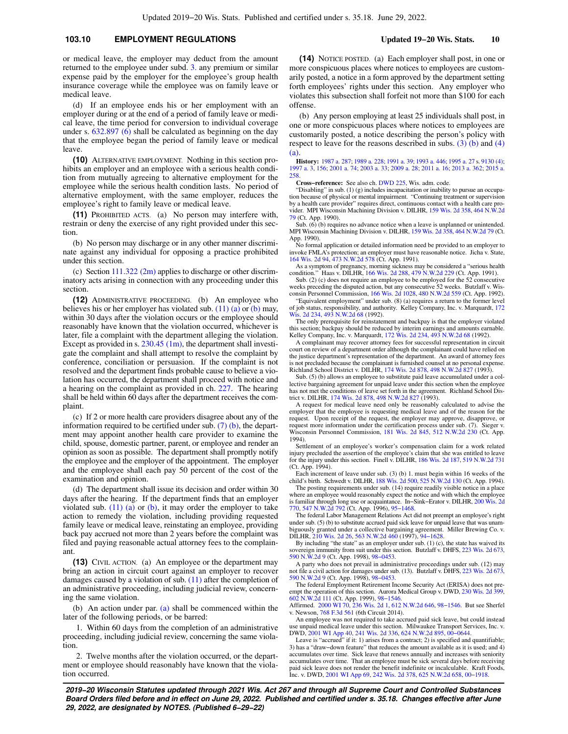or medical leave, the employer may deduct from the amount returned to the employee under subd. 3. any premium or similar expense paid by the employer for the employee's group health insurance coverage while the employee was on family leave or medical leave.

(d) If an employee ends his or her employment with an employer during or at the end of a period of family leave or medical leave, the time period for conversion to individual coverage under s. 632.897 (6) shall be calculated as beginning on the day that the employee began the period of family leave or medical leave.

**(10)** ALTERNATIVE EMPLOYMENT. Nothing in this section prohibits an employer and an employee with a serious health condition from mutually agreeing to alternative employment for the employee while the serious health condition lasts. No period of alternative employment, with the same employer, reduces the employee's right to family leave or medical leave.

**(11)** PROHIBITED ACTS. (a) No person may interfere with, restrain or deny the exercise of any right provided under this section.

(b) No person may discharge or in any other manner discriminate against any individual for opposing a practice prohibited under this section.

(c) Section 111.322 (2m) applies to discharge or other discriminatory acts arising in connection with any proceeding under this section.

**(12)** ADMINISTRATIVE PROCEEDING. (b) An employee who believes his or her employer has violated sub. (11) (a) or (b) may, within 30 days after the violation occurs or the employee should reasonably have known that the violation occurred, whichever is later, file a complaint with the department alleging the violation. Except as provided in s. 230.45 (1m), the department shall investigate the complaint and shall attempt to resolve the complaint by conference, conciliation or persuasion. If the complaint is not resolved and the department finds probable cause to believe a violation has occurred, the department shall proceed with notice and a hearing on the complaint as provided in ch. 227. The hearing shall be held within 60 days after the department receives the complaint.

(c) If 2 or more health care providers disagree about any of the information required to be certified under sub. (7) (b), the department may appoint another health care provider to examine the child, spouse, domestic partner, parent, or employee and render an opinion as soon as possible. The department shall promptly notify the employee and the employer of the appointment. The employer and the employee shall each pay 50 percent of the cost of the examination and opinion.

(d) The department shall issue its decision and order within 30 days after the hearing. If the department finds that an employer violated sub. (11) (a) or (b), it may order the employer to take action to remedy the violation, including providing requested family leave or medical leave, reinstating an employee, providing back pay accrued not more than 2 years before the complaint was filed and paying reasonable actual attorney fees to the complainant.

**(13)** CIVIL ACTION. (a) An employee or the department may bring an action in circuit court against an employer to recover damages caused by a violation of sub. (11) after the completion of an administrative proceeding, including judicial review, concerning the same violation.

(b) An action under par. (a) shall be commenced within the later of the following periods, or be barred:

1. Within 60 days from the completion of an administrative proceeding, including judicial review, concerning the same violation.

2. Twelve months after the violation occurred, or the department or employee should reasonably have known that the violation occurred.

**(14)** NOTICE POSTED. (a) Each employer shall post, in one or more conspicuous places where notices to employees are customarily posted, a notice in a form approved by the department setting forth employees' rights under this section. Any employer who violates this subsection shall forfeit not more than $100 for each offense.

(b) Any person employing at least 25 individuals shall post, in one or more conspicuous places where notices to employees are customarily posted, a notice describing the person's policy with respect to leave for the reasons described in subs. (3) (b) and (4) (a).

**History:** 1987 a. 287; 1989 a. 228; 1991 a. 39; 1993 a. 446; 1995 a. 27 s. 9130 (4); 1997 a. 3, 156; 2001 a. 74; 2003 a. 33; 2009 a. 28; 2011 a. 16; 2013 a. 362; 2015 a. 258.

**Cross-reference:** See also ch. DWD 225, Wis. adm. code.

"Disabling" in sub. (1) (g) includes incapacitation or inability to pursue an occupation because of physical or mental impairment. "Continuing treatment or supervision by a health care provider" requires direct, continuous contact with a health care provider. MPI Wisconsin Machining Division v. DILHR, 159 Wis. 2d 358, 464 N.W.2d 79 (Ct. App. 1990).

Sub. (6) (b) requires no advance notice when a leave is unplanned or unintended. MPI Wisconsin Machining Division v. DILHR, 159 Wis. 2d 358, 464 N.W.2d 79 (Ct. App. 1990).

No formal application or detailed information need be provided to an employer to invoke FMLA's protection; an employer must have reasonable notice. Jicha v. State, 164 Wis. 2d 94, 473 N.W.2d 578 (Ct. App. 1991).

As a symptom of pregnancy, morning sickness may be considered a "serious health condition." Haas v. DILHR, 166 Wis. 2d 288, 479 N.W.2d 229 (Ct. App. 1991).

Sub. (2) (c) does not require an employee to be employed for the 52 consecutive weeks preceding the disputed action, but any consecutive 52 weeks. Butzlaff v. Wisconsin Personnel Commission, 166 Wis. 2d 1028, 480 N.W.2d 559 (Ct. App. 1992).

"Equivalent employment" under sub. (8) (a) requires a return to the former level of job status, responsibility, and authority. Kelley Company, Inc. v. Marquardt, 172 Wis. 2d 234, 493 N.W.2d 68 (1992).

The only prerequisite for reinstatement and backpay is that the employer violated this section; backpay should be reduced by interim earnings and amounts earnable. Kelley Company, Inc. v. Marquardt, 172 Wis. 2d 234, 493 N.W.2d 68 (1992).

A complainant may recover attorney fees for successful representation in circuit court on review of a department order although the complainant could have relied on the justice department's representation of the department. An award of attorney fees is not precluded because the complainant is furnished counsel at no personal expense. Richland School District v. DILHR, 174 Wis. 2d 878, 498 N.W.2d 827 (1993).

Sub. (5) (b) allows an employee to substitute paid leave accumulated under a collective bargaining agreement for unpaid leave under this section when the employee has not met the conditions of leave set forth in the agreement. Richland School District v. DILHR, 174 Wis. 2d 878, 498 N.W.2d 827 (1993).

A request for medical leave need only be reasonably calculated to advise the employer that the employee is requesting medical leave and of the reason for the request. Upon receipt of the request, the employer may approve, disapprove, or request more information under the certification process under sub. (7). Sieger v. Wisconsin Personnel Commission, 181 Wis. 2d 845, 512 N.W.2d 230 (Ct. App. 1994).

Settlement of an employee's worker's compensation claim for a work related injury precluded the assertion of the employee's claim that she was entitled to leave for the injury under this section. Finell v. DILHR, 186 Wis. 2d 187, 519 N.W.2d 731 (Ct. App. 1994).

Each increment of leave under sub. (3) (b) 1. must begin within 16 weeks of the child's birth. Schwedt v. DILHR, 188 Wis. 2d 500, 525 N.W.2d 130 (Ct. App. 1994).

The posting requirements under sub. (14) require readily visible notice in a place where an employee would reasonably expect the notice and with which the employee is familiar through long use or acquaintance. In-Sink-Erator v. DILHR, 200 Wis. 2d 770, 547 N.W.2d 792 (Ct. App. 1996), 95-1468.

The federal Labor Management Relations Act did not preempt an employee's right under sub. (5) (b) to substitute accrued paid sick leave for unpaid leave that was unambiguously granted under a collective bargaining agreement. Miller Brewing Co. v. DILHR, 210 Wis. 2d 26, 563 N.W.2d 460 (1997), 94-1628.

By including "the state" as an employer under sub. (1) (c), the state has waived its sovereign immunity from suit under this section. Butzlaff v. DHFS, 223 Wis. 2d 673, 590 N.W.2d 9 (Ct. App. 1998), 98-0453.

A party who does not prevail in administrative proceedings under sub. (12) may not file a civil action for damages under sub. (13). Butzlaff v. DHFS, 223 Wis. 2d 673, 590 N.W.2d 9 (Ct. App. 1998), 98-0453.

The federal Employment Retirement Income Security Act (ERISA) does not preempt the operation of this section. Aurora Medical Group v. DWD, 230 Wis. 2d 399, 602 N.W.2d 111 (Ct. App. 1999), 98-1546.

Affirmed. 2000 WI 70, 236 Wis. 2d 1, 612 N.W.2d 646, 98-1546. But see Sherfel v. Newson, 768 F.3d 561 (6th Circuit 2014).

An employee was not required to take accrued paid sick leave, but could instead use unpaid medical leave under this section. Milwaukee Transport Services, Inc. v. DWD, 2001 WI App 40, 241 Wis. 2d 336, 624 N.W.2d 895, 00-0644.

Leave is "accrued" if it: 1) arises from a contract; 2) is specified and quantifiable; 3) has a "draw-down feature" that reduces the amount available as it is used; and 4) accumulates over time. Sick leave that renews annually and increases with seniority accumulates over time. That an employee must be sick several days before receiving paid sick leave does not render the benefit indefinite or incalculable. Kraft Foods, Inc. v. DWD, 2001 WI App 69, 242 Wis. 2d 378, 625 N.W.2d 658, 00-1918.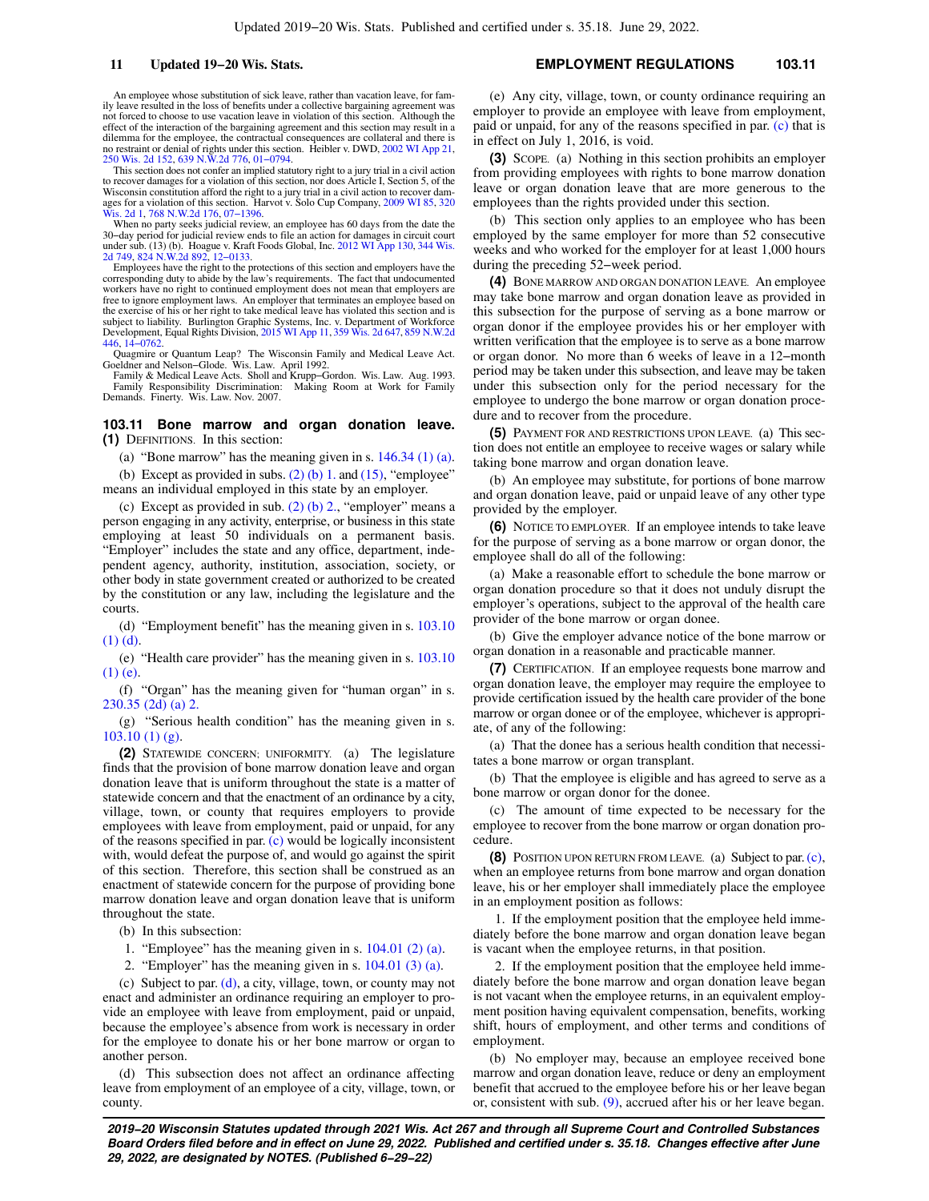An employee whose substitution of sick leave, rather than vacation leave, for family leave resulted in the loss of benefits under a collective bargaining agreement was not forced to choose to use vacation leave in violation of this section. Although the effect of the interaction of the bargaining agreement and this section may result in a dilemma for the employee, the contractual consequences are collateral and there is no restraint or denial of rights under this section. Heibler v. DWD, 2002 WI App 21, 250 Wis. 2d 152, 639 N.W.2d 776, 01−0794.

This section does not confer an implied statutory right to a jury trial in a civil action to recover damages for a violation of this section, nor does Article I, Section 5, of the Wisconsin constitution afford the right to a jury trial in a civil action to recover damages for a violation of this section. Harvot v. Solo Cup Company, 2009 WI 85, 320 Wis. 2d 1, 768 N.W.2d 176, 07−1396.

When no party seeks judicial review, an employee has 60 days from the date the 30−day period for judicial review ends to file an action for damages in circuit court under sub. (13) (b). Hoague v. Kraft Foods Global, Inc. 2012 WI App 130, 344 Wis. 2d 749, 824 N.W.2d 892, 12−0133.

Employees have the right to the protections of this section and employers have the corresponding duty to abide by the law's requirements. The fact that undocumented workers have no right to continued employment does not mean that employers are free to ignore employment laws. An employer that terminates an employee based on the exercise of his or her right to take medical leave has violated this section and is subject to liability. Burlington Graphic Systems, Inc. v. Department of Workforce Development, Equal Rights Division, 2015 WI App 11, 359 Wis. 2d 647, 859 N.W.2d 446, 14−0762.

Quagmire or Quantum Leap? The Wisconsin Family and Medical Leave Act. Goeldner and Nelson−Glode. Wis. Law. April 1992.

Family & Medical Leave Acts. Sholl and Krupp−Gordon. Wis. Law. Aug. 1993.

Family Responsibility Discrimination: Making Room at Work for Family Demands. Finerty. Wis. Law. Nov. 2007.

**103.11 Bone marrow and organ donation leave. (1)** DEFINITIONS. In this section:

(a) "Bone marrow" has the meaning given in s. 146.34 (1) (a).

(b) Except as provided in subs. (2) (b) 1. and (15), "employee" means an individual employed in this state by an employer.

(c) Except as provided in sub. (2) (b) 2., "employer" means a person engaging in any activity, enterprise, or business in this state employing at least 50 individuals on a permanent basis. "Employer" includes the state and any office, department, independent agency, authority, institution, association, society, or other body in state government created or authorized to be created by the constitution or any law, including the legislature and the courts.

(d) "Employment benefit" has the meaning given in s. 103.10 (1) (d).

(e) "Health care provider" has the meaning given in s. 103.10 (1) (e).

(f) "Organ" has the meaning given for "human organ" in s. 230.35 (2d) (a) 2.

(g) "Serious health condition" has the meaning given in s. 103.10 (1) (g).

**(2)** STATEWIDE CONCERN; UNIFORMITY. (a) The legislature finds that the provision of bone marrow donation leave and organ donation leave that is uniform throughout the state is a matter of statewide concern and that the enactment of an ordinance by a city, village, town, or county that requires employers to provide employees with leave from employment, paid or unpaid, for any of the reasons specified in par. (c) would be logically inconsistent with, would defeat the purpose of, and would go against the spirit of this section. Therefore, this section shall be construed as an enactment of statewide concern for the purpose of providing bone marrow donation leave and organ donation leave that is uniform throughout the state.

(b) In this subsection:

1. "Employee" has the meaning given in s. 104.01 (2) (a).

2. "Employer" has the meaning given in s. 104.01 (3) (a).

(c) Subject to par. (d), a city, village, town, or county may not enact and administer an ordinance requiring an employer to provide an employee with leave from employment, paid or unpaid, because the employee's absence from work is necessary in order for the employee to donate his or her bone marrow or organ to another person.

(d) This subsection does not affect an ordinance affecting leave from employment of an employee of a city, village, town, or county.

(e) Any city, village, town, or county ordinance requiring an employer to provide an employee with leave from employment, paid or unpaid, for any of the reasons specified in par. (c) that is in effect on July 1, 2016, is void.

**(3)** SCOPE. (a) Nothing in this section prohibits an employer from providing employees with rights to bone marrow donation leave or organ donation leave that are more generous to the employees than the rights provided under this section.

(b) This section only applies to an employee who has been employed by the same employer for more than 52 consecutive weeks and who worked for the employer for at least 1,000 hours during the preceding 52−week period.

**(4)** BONE MARROW AND ORGAN DONATION LEAVE. An employee may take bone marrow and organ donation leave as provided in this subsection for the purpose of serving as a bone marrow or organ donor if the employee provides his or her employer with written verification that the employee is to serve as a bone marrow or organ donor. No more than 6 weeks of leave in a 12−month period may be taken under this subsection, and leave may be taken under this subsection only for the period necessary for the employee to undergo the bone marrow or organ donation procedure and to recover from the procedure.

**(5)** PAYMENT FOR AND RESTRICTIONS UPON LEAVE. (a) This section does not entitle an employee to receive wages or salary while taking bone marrow and organ donation leave.

(b) An employee may substitute, for portions of bone marrow and organ donation leave, paid or unpaid leave of any other type provided by the employer.

**(6)** NOTICE TO EMPLOYER. If an employee intends to take leave for the purpose of serving as a bone marrow or organ donor, the employee shall do all of the following:

(a) Make a reasonable effort to schedule the bone marrow or organ donation procedure so that it does not unduly disrupt the employer's operations, subject to the approval of the health care provider of the bone marrow or organ donee.

(b) Give the employer advance notice of the bone marrow or organ donation in a reasonable and practicable manner.

**(7)** CERTIFICATION. If an employee requests bone marrow and organ donation leave, the employer may require the employee to provide certification issued by the health care provider of the bone marrow or organ donee or of the employee, whichever is appropriate, of any of the following:

(a) That the donee has a serious health condition that necessitates a bone marrow or organ transplant.

(b) That the employee is eligible and has agreed to serve as a bone marrow or organ donor for the donee.

(c) The amount of time expected to be necessary for the employee to recover from the bone marrow or organ donation procedure.

**(8)** POSITION UPON RETURN FROM LEAVE. (a) Subject to par. (c), when an employee returns from bone marrow and organ donation leave, his or her employer shall immediately place the employee in an employment position as follows:

1. If the employment position that the employee held immediately before the bone marrow and organ donation leave began is vacant when the employee returns, in that position.

2. If the employment position that the employee held immediately before the bone marrow and organ donation leave began is not vacant when the employee returns, in an equivalent employment position having equivalent compensation, benefits, working shift, hours of employment, and other terms and conditions of employment.

(b) No employer may, because an employee received bone marrow and organ donation leave, reduce or deny an employment benefit that accrued to the employee before his or her leave began or, consistent with sub. (9), accrued after his or her leave began.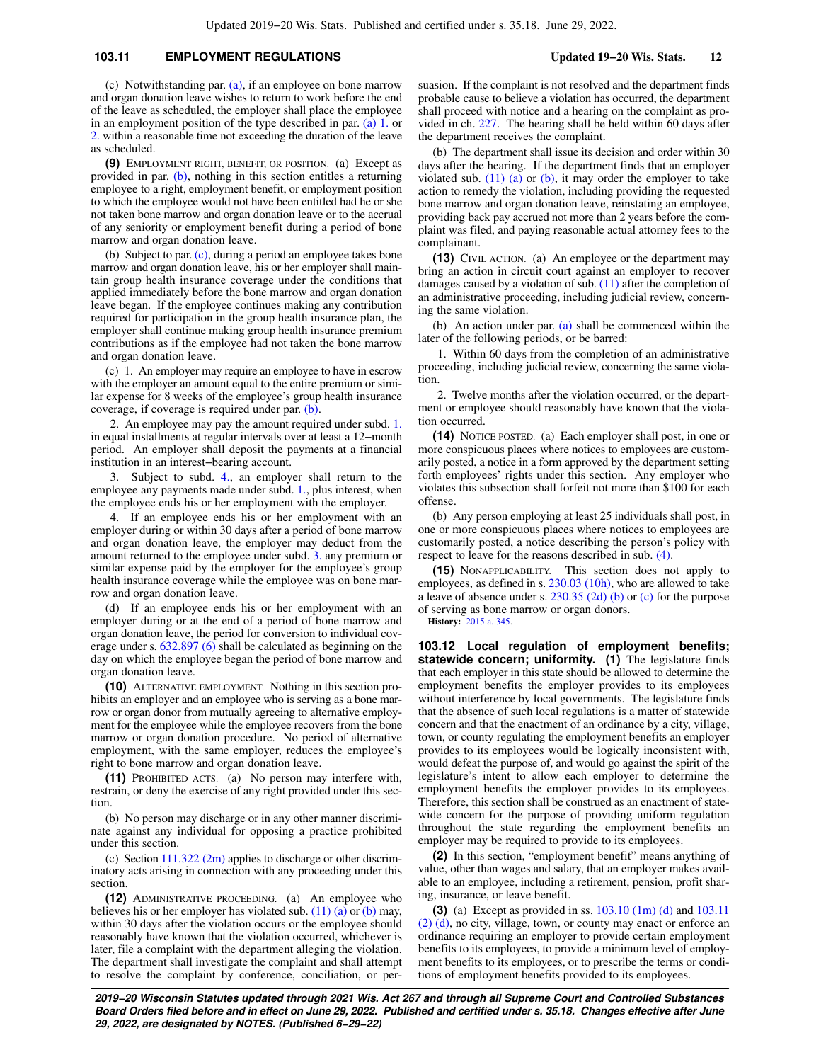(c) Notwithstanding par. (a), if an employee on bone marrow and organ donation leave wishes to return to work before the end of the leave as scheduled, the employer shall place the employee in an employment position of the type described in par. (a) 1. or 2. within a reasonable time not exceeding the duration of the leave as scheduled.

**(9)** EMPLOYMENT RIGHT, BENEFIT, OR POSITION. (a) Except as provided in par. (b), nothing in this section entitles a returning employee to a right, employment benefit, or employment position to which the employee would not have been entitled had he or she not taken bone marrow and organ donation leave or to the accrual of any seniority or employment benefit during a period of bone marrow and organ donation leave.

(b) Subject to par. (c), during a period an employee takes bone marrow and organ donation leave, his or her employer shall maintain group health insurance coverage under the conditions that applied immediately before the bone marrow and organ donation leave began. If the employee continues making any contribution required for participation in the group health insurance plan, the employer shall continue making group health insurance premium contributions as if the employee had not taken the bone marrow and organ donation leave.

(c) 1. An employer may require an employee to have in escrow with the employer an amount equal to the entire premium or similar expense for 8 weeks of the employee's group health insurance coverage, if coverage is required under par. (b).

2. An employee may pay the amount required under subd. 1. in equal installments at regular intervals over at least a 12−month period. An employer shall deposit the payments at a financial institution in an interest−bearing account.

3. Subject to subd. 4., an employer shall return to the employee any payments made under subd. 1., plus interest, when the employee ends his or her employment with the employer.

4. If an employee ends his or her employment with an employer during or within 30 days after a period of bone marrow and organ donation leave, the employer may deduct from the amount returned to the employee under subd. 3. any premium or similar expense paid by the employer for the employee's group health insurance coverage while the employee was on bone marrow and organ donation leave.

(d) If an employee ends his or her employment with an employer during or at the end of a period of bone marrow and organ donation leave, the period for conversion to individual coverage under s. 632.897 (6) shall be calculated as beginning on the day on which the employee began the period of bone marrow and organ donation leave.

**(10)** ALTERNATIVE EMPLOYMENT. Nothing in this section prohibits an employer and an employee who is serving as a bone marrow or organ donor from mutually agreeing to alternative employment for the employee while the employee recovers from the bone marrow or organ donation procedure. No period of alternative employment, with the same employer, reduces the employee's right to bone marrow and organ donation leave.

**(11)** PROHIBITED ACTS. (a) No person may interfere with, restrain, or deny the exercise of any right provided under this section.

(b) No person may discharge or in any other manner discriminate against any individual for opposing a practice prohibited under this section.

(c) Section 111.322 (2m) applies to discharge or other discriminatory acts arising in connection with any proceeding under this section.

**(12)** ADMINISTRATIVE PROCEEDING. (a) An employee who believes his or her employer has violated sub. (11) (a) or (b) may, within 30 days after the violation occurs or the employee should reasonably have known that the violation occurred, whichever is later, file a complaint with the department alleging the violation. The department shall investigate the complaint and shall attempt to resolve the complaint by conference, conciliation, or persuasion. If the complaint is not resolved and the department finds probable cause to believe a violation has occurred, the department shall proceed with notice and a hearing on the complaint as provided in ch. 227. The hearing shall be held within 60 days after the department receives the complaint.

(b) The department shall issue its decision and order within 30 days after the hearing. If the department finds that an employer violated sub. (11) (a) or (b), it may order the employer to take action to remedy the violation, including providing the requested bone marrow and organ donation leave, reinstating an employee, providing back pay accrued not more than 2 years before the complaint was filed, and paying reasonable actual attorney fees to the complainant.

**(13)** CIVIL ACTION. (a) An employee or the department may bring an action in circuit court against an employer to recover damages caused by a violation of sub. (11) after the completion of an administrative proceeding, including judicial review, concerning the same violation.

(b) An action under par. (a) shall be commenced within the later of the following periods, or be barred:

1. Within 60 days from the completion of an administrative proceeding, including judicial review, concerning the same violation.

2. Twelve months after the violation occurred, or the department or employee should reasonably have known that the violation occurred.

**(14)** NOTICE POSTED. (a) Each employer shall post, in one or more conspicuous places where notices to employees are customarily posted, a notice in a form approved by the department setting forth employees' rights under this section. Any employer who violates this subsection shall forfeit not more than $100 for each offense.

(b) Any person employing at least 25 individuals shall post, in one or more conspicuous places where notices to employees are customarily posted, a notice describing the person's policy with respect to leave for the reasons described in sub. (4).

**(15)** NONAPPLICABILITY. This section does not apply to employees, as defined in s. 230.03 (10h), who are allowed to take a leave of absence under s. 230.35 (2d) (b) or (c) for the purpose of serving as bone marrow or organ donors.

**History:** 2015 a. 345.

**103.12 Local regulation of employment benefits; statewide concern; uniformity.** **(1)** The legislature finds that each employer in this state should be allowed to determine the employment benefits the employer provides to its employees without interference by local governments. The legislature finds that the absence of such local regulations is a matter of statewide concern and that the enactment of an ordinance by a city, village, town, or county regulating the employment benefits an employer provides to its employees would be logically inconsistent with, would defeat the purpose of, and would go against the spirit of the legislature's intent to allow each employer to determine the employment benefits the employer provides to its employees. Therefore, this section shall be construed as an enactment of statewide concern for the purpose of providing uniform regulation throughout the state regarding the employment benefits an employer may be required to provide to its employees.

**(2)** In this section, "employment benefit" means anything of value, other than wages and salary, that an employer makes available to an employee, including a retirement, pension, profit sharing, insurance, or leave benefit.

**(3)** (a) Except as provided in ss. 103.10 (1m) (d) and 103.11 (2) (d), no city, village, town, or county may enact or enforce an ordinance requiring an employer to provide certain employment benefits to its employees, to provide a minimum level of employment benefits to its employees, or to prescribe the terms or conditions of employment benefits provided to its employees.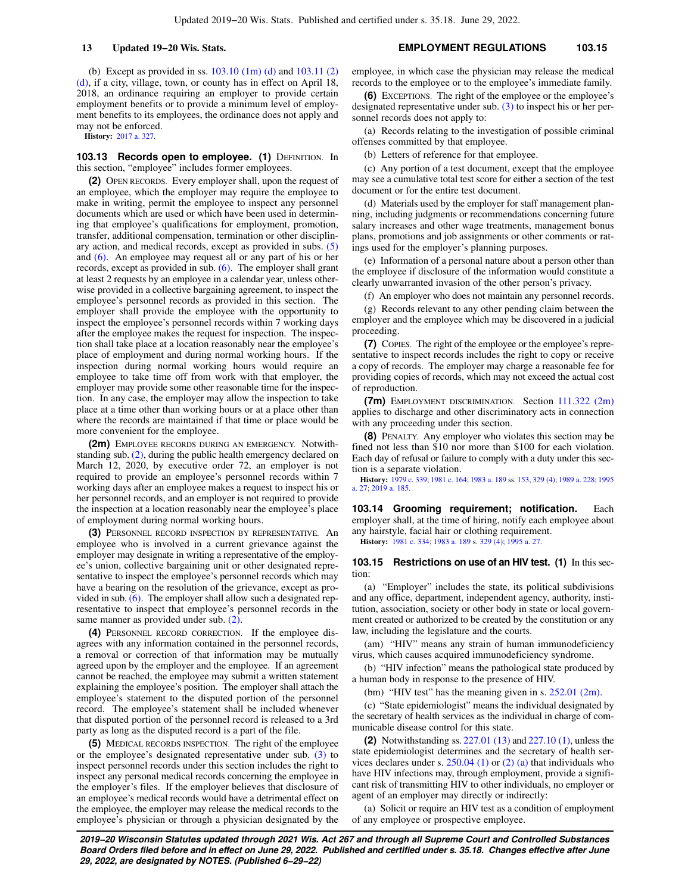(b) Except as provided in ss. 103.10 (1m) (d) and 103.11 (2) (d), if a city, village, town, or county has in effect on April 18, 2018, an ordinance requiring an employer to provide certain employment benefits or to provide a minimum level of employment benefits to its employees, the ordinance does not apply and may not be enforced.

**History:** 2017 a. 327.

**103.13 Records open to employee.** **(1)** DEFINITION. In this section, "employee" includes former employees.

**(2)** OPEN RECORDS. Every employer shall, upon the request of an employee, which the employer may require the employee to make in writing, permit the employee to inspect any personnel documents which are used or which have been used in determining that employee's qualifications for employment, promotion, transfer, additional compensation, termination or other disciplinary action, and medical records, except as provided in subs. (5) and (6). An employee may request all or any part of his or her records, except as provided in sub. (6). The employer shall grant at least 2 requests by an employee in a calendar year, unless otherwise provided in a collective bargaining agreement, to inspect the employee's personnel records as provided in this section. The employer shall provide the employee with the opportunity to inspect the employee's personnel records within 7 working days after the employee makes the request for inspection. The inspection shall take place at a location reasonably near the employee's place of employment and during normal working hours. If the inspection during normal working hours would require an employee to take time off from work with that employer, the employer may provide some other reasonable time for the inspection. In any case, the employer may allow the inspection to take place at a time other than working hours or at a place other than where the records are maintained if that time or place would be more convenient for the employee.

**(2m)** EMPLOYEE RECORDS DURING AN EMERGENCY. Notwithstanding sub. (2), during the public health emergency declared on March 12, 2020, by executive order 72, an employer is not required to provide an employee's personnel records within 7 working days after an employee makes a request to inspect his or her personnel records, and an employer is not required to provide the inspection at a location reasonably near the employee's place of employment during normal working hours.

**(3)** PERSONNEL RECORD INSPECTION BY REPRESENTATIVE. An employee who is involved in a current grievance against the employer may designate in writing a representative of the employee's union, collective bargaining unit or other designated representative to inspect the employee's personnel records which may have a bearing on the resolution of the grievance, except as provided in sub. (6). The employer shall allow such a designated representative to inspect that employee's personnel records in the same manner as provided under sub. (2).

**(4)** PERSONNEL RECORD CORRECTION. If the employee disagrees with any information contained in the personnel records, a removal or correction of that information may be mutually agreed upon by the employer and the employee. If an agreement cannot be reached, the employee may submit a written statement explaining the employee's position. The employer shall attach the employee's statement to the disputed portion of the personnel record. The employee's statement shall be included whenever that disputed portion of the personnel record is released to a 3rd party as long as the disputed record is a part of the file.

**(5)** MEDICAL RECORDS INSPECTION. The right of the employee or the employee's designated representative under sub. (3) to inspect personnel records under this section includes the right to inspect any personal medical records concerning the employee in the employer's files. If the employer believes that disclosure of an employee's medical records would have a detrimental effect on the employee, the employer may release the medical records to the employee's physician or through a physician designated by the employee, in which case the physician may release the medical records to the employee or to the employee's immediate family.

**(6)** EXCEPTIONS. The right of the employee or the employee's designated representative under sub. (3) to inspect his or her personnel records does not apply to:

(a) Records relating to the investigation of possible criminal offenses committed by that employee.

(b) Letters of reference for that employee.

(c) Any portion of a test document, except that the employee may see a cumulative total test score for either a section of the test document or for the entire test document.

(d) Materials used by the employer for staff management planning, including judgments or recommendations concerning future salary increases and other wage treatments, management bonus plans, promotions and job assignments or other comments or ratings used for the employer's planning purposes.

(e) Information of a personal nature about a person other than the employee if disclosure of the information would constitute a clearly unwarranted invasion of the other person's privacy.

(f) An employer who does not maintain any personnel records.

(g) Records relevant to any other pending claim between the employer and the employee which may be discovered in a judicial proceeding.

**(7)** COPIES. The right of the employee or the employee's representative to inspect records includes the right to copy or receive a copy of records. The employer may charge a reasonable fee for providing copies of records, which may not exceed the actual cost of reproduction.

**(7m)** EMPLOYMENT DISCRIMINATION. Section 111.322 (2m) applies to discharge and other discriminatory acts in connection with any proceeding under this section.

**(8)** PENALTY. Any employer who violates this section may be fined not less than $10 nor more than $100 for each violation. Each day of refusal or failure to comply with a duty under this section is a separate violation.

**History:** 1979 c. 339; 1981 c. 164; 1983 a. 189 ss. 153, 329 (4); 1989 a. 228; 1995 a. 27; 2019 a. 185.

**103.14 Grooming requirement; notification.** Each employer shall, at the time of hiring, notify each employee about any hairstyle, facial hair or clothing requirement.

**History:** 1981 c. 334; 1983 a. 189 s. 329 (4); 1995 a. 27.

**103.15 Restrictions on use of an HIV test.** **(1)** In this section:

(a) "Employer" includes the state, its political subdivisions and any office, department, independent agency, authority, institution, association, society or other body in state or local government created or authorized to be created by the constitution or any law, including the legislature and the courts.

(am) "HIV" means any strain of human immunodeficiency virus, which causes acquired immunodeficiency syndrome.

(b) "HIV infection" means the pathological state produced by a human body in response to the presence of HIV.

(bm) "HIV test" has the meaning given in s. 252.01 (2m).

(c) "State epidemiologist" means the individual designated by the secretary of health services as the individual in charge of communicable disease control for this state.

**(2)** Notwithstanding ss. 227.01 (13) and 227.10 (1), unless the state epidemiologist determines and the secretary of health services declares under s. 250.04 (1) or (2) (a) that individuals who have HIV infections may, through employment, provide a significant risk of transmitting HIV to other individuals, no employer or agent of an employer may directly or indirectly:

(a) Solicit or require an HIV test as a condition of employment of any employee or prospective employee.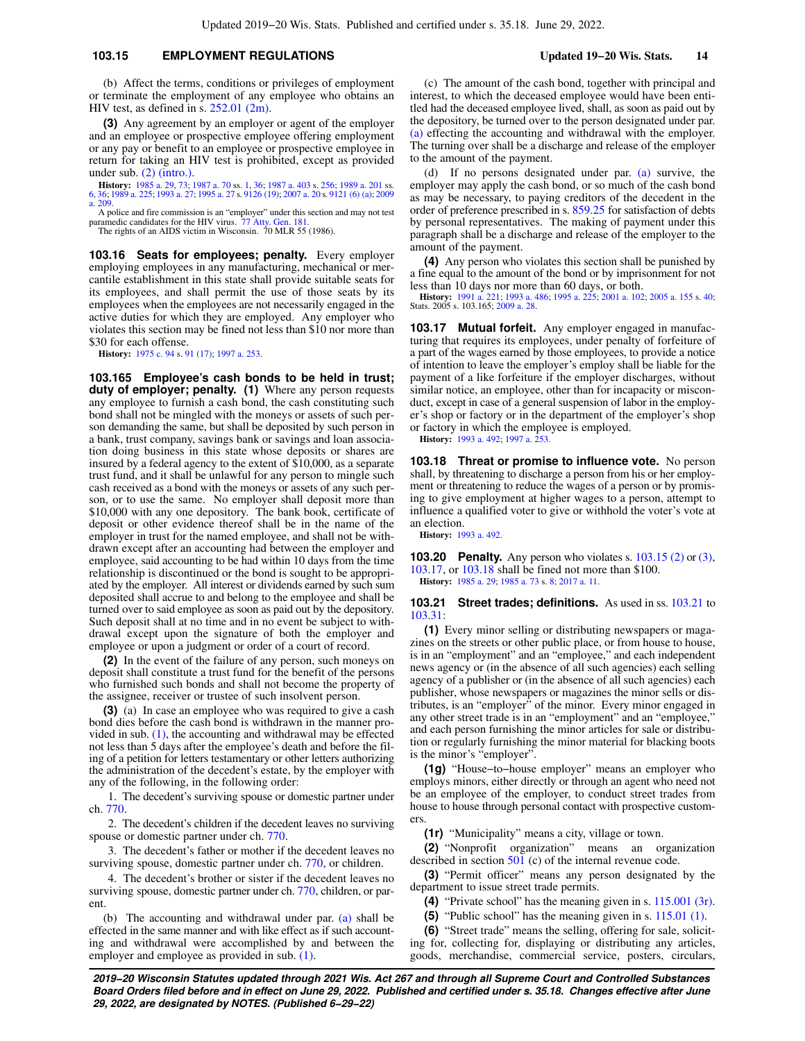(b) Affect the terms, conditions or privileges of employment or terminate the employment of any employee who obtains an HIV test, as defined in s. 252.01 (2m).

**(3)** Any agreement by an employer or agent of the employer and an employee or prospective employee offering employment or any pay or benefit to an employee or prospective employee in return for taking an HIV test is prohibited, except as provided under sub. (2) (intro.).

**History:** 1985 a. 29, 73; 1987 a. 70 ss. 1, 36; 1987 a. 403 s. 256; 1989 a. 201 ss. 6, 36; 1989 a. 225; 1993 a. 27; 1995 a. 27 s. 9126 (19); 2007 a. 20 s. 9121 (6) (a); 2009 a. 209.

A police and fire commission is an "employer" under this section and may not test paramedic candidates for the HIV virus. 77 Atty. Gen. 181.

The rights of an AIDS victim in Wisconsin. 70 MLR 55 (1986).

**103.16 Seats for employees; penalty.** Every employer employing employees in any manufacturing, mechanical or mercantile establishment in this state shall provide suitable seats for its employees, and shall permit the use of those seats by its employees when the employees are not necessarily engaged in the active duties for which they are employed. Any employer who violates this section may be fined not less than $10 nor more than $30 for each offense.

**History:** 1975 c. 94 s. 91 (17); 1997 a. 253.

**103.165 Employee's cash bonds to be held in trust; duty of employer; penalty. (1)** Where any person requests any employee to furnish a cash bond, the cash constituting such bond shall not be mingled with the moneys or assets of such person demanding the same, but shall be deposited by such person in a bank, trust company, savings bank or savings and loan association doing business in this state whose deposits or shares are insured by a federal agency to the extent of $10,000, as a separate trust fund, and it shall be unlawful for any person to mingle such cash received as a bond with the moneys or assets of any such person, or to use the same. No employer shall deposit more than $10,000 with any one depository. The bank book, certificate of deposit or other evidence thereof shall be in the name of the employer in trust for the named employee, and shall not be withdrawn except after an accounting had between the employer and employee, said accounting to be had within 10 days from the time relationship is discontinued or the bond is sought to be appropriated by the employer. All interest or dividends earned by such sum deposited shall accrue to and belong to the employee and shall be turned over to said employee as soon as paid out by the depository. Such deposit shall at no time and in no event be subject to withdrawal except upon the signature of both the employer and employee or upon a judgment or order of a court of record.

**(2)** In the event of the failure of any person, such moneys on deposit shall constitute a trust fund for the benefit of the persons who furnished such bonds and shall not become the property of the assignee, receiver or trustee of such insolvent person.

**(3)** (a) In case an employee who was required to give a cash bond dies before the cash bond is withdrawn in the manner provided in sub. (1), the accounting and withdrawal may be effected not less than 5 days after the employee's death and before the filing of a petition for letters testamentary or other letters authorizing the administration of the decedent's estate, by the employer with any of the following, in the following order:

1. The decedent's surviving spouse or domestic partner under ch. 770.

2. The decedent's children if the decedent leaves no surviving spouse or domestic partner under ch. 770.

3. The decedent's father or mother if the decedent leaves no surviving spouse, domestic partner under ch. 770, or children.

4. The decedent's brother or sister if the decedent leaves no surviving spouse, domestic partner under ch. 770, children, or parent.

(b) The accounting and withdrawal under par. (a) shall be effected in the same manner and with like effect as if such accounting and withdrawal were accomplished by and between the employer and employee as provided in sub. (1).

(c) The amount of the cash bond, together with principal and interest, to which the deceased employee would have been entitled had the deceased employee lived, shall, as soon as paid out by the depository, be turned over to the person designated under par. (a) effecting the accounting and withdrawal with the employer. The turning over shall be a discharge and release of the employer to the amount of the payment.

(d) If no persons designated under par. (a) survive, the employer may apply the cash bond, or so much of the cash bond as may be necessary, to paying creditors of the decedent in the order of preference prescribed in s. 859.25 for satisfaction of debts by personal representatives. The making of payment under this paragraph shall be a discharge and release of the employer to the amount of the payment.

**(4)** Any person who violates this section shall be punished by a fine equal to the amount of the bond or by imprisonment for not less than 10 days nor more than 60 days, or both.

**History:** 1991 a. 221; 1993 a. 486; 1995 a. 225; 2001 a. 102; 2005 a. 155 s. 40; Stats. 2005 s. 103.165; 2009 a. 28.

**103.17 Mutual forfeit.** Any employer engaged in manufacturing that requires its employees, under penalty of forfeiture of a part of the wages earned by those employees, to provide a notice of intention to leave the employer's employ shall be liable for the payment of a like forfeiture if the employer discharges, without similar notice, an employee, other than for incapacity or misconduct, except in case of a general suspension of labor in the employer's shop or factory or in the department of the employer's shop or factory in which the employee is employed.

**History:** 1993 a. 492; 1997 a. 253.

**103.18 Threat or promise to influence vote.** No person shall, by threatening to discharge a person from his or her employment or threatening to reduce the wages of a person or by promising to give employment at higher wages to a person, attempt to influence a qualified voter to give or withhold the voter's vote at an election.

**History:** 1993 a. 492.

**103.20 Penalty.** Any person who violates s. 103.15 (2) or (3), 103.17, or 103.18 shall be fined not more than $100.

**History:** 1985 a. 29; 1985 a. 73 s. 8; 2017 a. 11.

**103.21 Street trades; definitions.** As used in ss. 103.21 to 103.31:

**(1)** Every minor selling or distributing newspapers or magazines on the streets or other public place, or from house to house, is in an "employment" and an "employee," and each independent news agency or (in the absence of all such agencies) each selling agency of a publisher or (in the absence of all such agencies) each publisher, whose newspapers or magazines the minor sells or distributes, is an "employer" of the minor. Every minor engaged in any other street trade is in an "employment" and an "employee," and each person furnishing the minor articles for sale or distribution or regularly furnishing the minor material for blacking boots is the minor's "employer".

**(1g)** "House−to−house employer" means an employer who employs minors, either directly or through an agent who need not be an employee of the employer, to conduct street trades from house to house through personal contact with prospective customers.

**(1r)** "Municipality" means a city, village or town.

**(2)** "Nonprofit organization" means an organization described in section 501 (c) of the internal revenue code.

**(3)** "Permit officer" means any person designated by the department to issue street trade permits.

**(4)** "Private school" has the meaning given in s. 115.001 (3r).

**(5)** "Public school" has the meaning given in s. 115.01 (1).

**(6)** "Street trade" means the selling, offering for sale, soliciting for, collecting for, displaying or distributing any articles, goods, merchandise, commercial service, posters, circulars,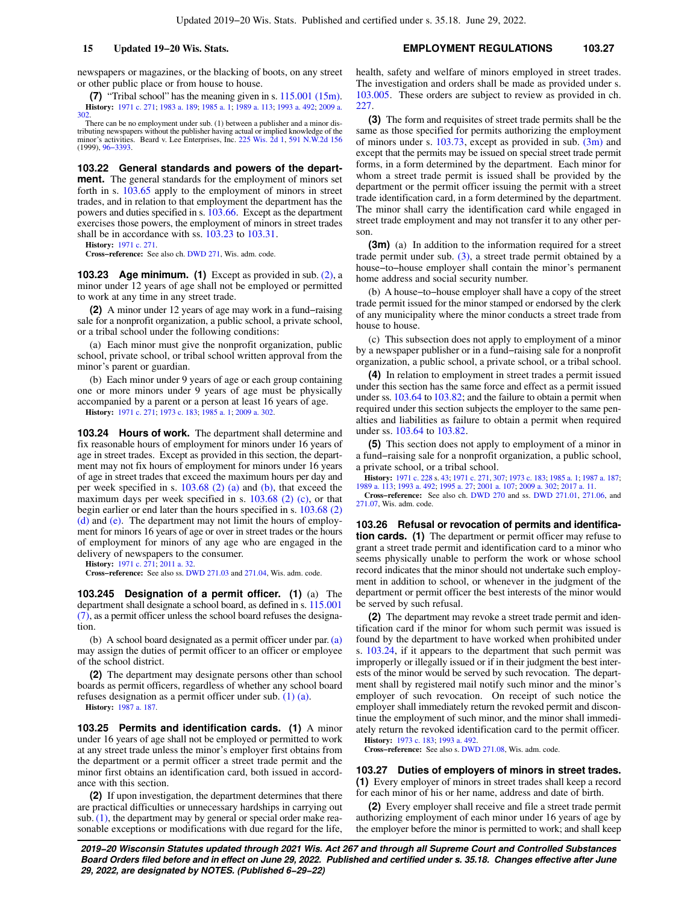newspapers or magazines, or the blacking of boots, on any street or other public place or from house to house.

**(7)** "Tribal school" has the meaning given in s. 115.001 (15m).

**History:** 1971 c. 271; 1983 a. 189; 1985 a. 1; 1989 a. 113; 1993 a. 492; 2009 a. 302.

There can be no employment under sub. (1) between a publisher and a minor distributing newspapers without the publisher having actual or implied knowledge of the minor's activities. Beard v. Lee Enterprises, Inc. 225 Wis. 2d 1, 591 N.W.2d 156 (1999), 96−3393.

## 103.22 General standards and powers of the department.

The general standards for the employment of minors set forth in s. 103.65 apply to the employment of minors in street trades, and in relation to that employment the department has the powers and duties specified in s. 103.66. Except as the department exercises those powers, the employment of minors in street trades shall be in accordance with ss. 103.23 to 103.31.

**History:** 1971 c. 271.

**Cross−reference:** See also ch. DWD 271, Wis. adm. code.

## 103.23 Age minimum.

**(1)** Except as provided in sub. (2), a minor under 12 years of age shall not be employed or permitted to work at any time in any street trade.

**(2)** A minor under 12 years of age may work in a fund−raising sale for a nonprofit organization, a public school, a private school, or a tribal school under the following conditions:

(a) Each minor must give the nonprofit organization, public school, private school, or tribal school written approval from the minor's parent or guardian.

(b) Each minor under 9 years of age or each group containing one or more minors under 9 years of age must be physically accompanied by a parent or a person at least 16 years of age.

**History:** 1971 c. 271; 1973 c. 183; 1985 a. 1; 2009 a. 302.

## 103.24 Hours of work.

The department shall determine and fix reasonable hours of employment for minors under 16 years of age in street trades. Except as provided in this section, the department may not fix hours of employment for minors under 16 years of age in street trades that exceed the maximum hours per day and per week specified in s. 103.68 (2) (a) and (b), that exceed the maximum days per week specified in s. 103.68 (2) (c), or that begin earlier or end later than the hours specified in s. 103.68 (2) (d) and (e). The department may not limit the hours of employment for minors 16 years of age or over in street trades or the hours of employment for minors of any age who are engaged in the delivery of newspapers to the consumer.

**History:** 1971 c. 271; 2011 a. 32.

**Cross−reference:** See also ss. DWD 271.03 and 271.04, Wis. adm. code.

## 103.245 Designation of a permit officer.

**(1)** (a) The department shall designate a school board, as defined in s. 115.001 (7), as a permit officer unless the school board refuses the designation.

(b) A school board designated as a permit officer under par. (a) may assign the duties of permit officer to an officer or employee of the school district.

**(2)** The department may designate persons other than school boards as permit officers, regardless of whether any school board refuses designation as a permit officer under sub. (1) (a).

**History:** 1987 a. 187.

## 103.25 Permits and identification cards.

**(1)** A minor under 16 years of age shall not be employed or permitted to work at any street trade unless the minor's employer first obtains from the department or a permit officer a street trade permit and the minor first obtains an identification card, both issued in accordance with this section.

**(2)** If upon investigation, the department determines that there are practical difficulties or unnecessary hardships in carrying out sub. (1), the department may by general or special order make reasonable exceptions or modifications with due regard for the life, health, safety and welfare of minors employed in street trades. The investigation and orders shall be made as provided under s. 103.005. These orders are subject to review as provided in ch. 227.

**(3)** The form and requisites of street trade permits shall be the same as those specified for permits authorizing the employment of minors under s. 103.73, except as provided in sub. (3m) and except that the permits may be issued on special street trade permit forms, in a form determined by the department. Each minor for whom a street trade permit is issued shall be provided by the department or the permit officer issuing the permit with a street trade identification card, in a form determined by the department. The minor shall carry the identification card while engaged in street trade employment and may not transfer it to any other person.

**(3m)** (a) In addition to the information required for a street trade permit under sub. (3), a street trade permit obtained by a house−to−house employer shall contain the minor's permanent home address and social security number.

(b) A house−to−house employer shall have a copy of the street trade permit issued for the minor stamped or endorsed by the clerk of any municipality where the minor conducts a street trade from house to house.

(c) This subsection does not apply to employment of a minor by a newspaper publisher or in a fund−raising sale for a nonprofit organization, a public school, a private school, or a tribal school.

**(4)** In relation to employment in street trades a permit issued under this section has the same force and effect as a permit issued under ss. 103.64 to 103.82; and the failure to obtain a permit when required under this section subjects the employer to the same penalties and liabilities as failure to obtain a permit when required under ss. 103.64 to 103.82.

**(5)** This section does not apply to employment of a minor in a fund−raising sale for a nonprofit organization, a public school, a private school, or a tribal school.

**History:** 1971 c. 228 s. 43; 1971 c. 271, 307; 1973 c. 183; 1985 a. 1; 1987 a. 187; 1989 a. 113; 1993 a. 492; 1995 a. 27; 2001 a. 107; 2009 a. 302; 2017 a. 11.

**Cross−reference:** See also ch. DWD 270 and ss. DWD 271.01, 271.06, and 271.07, Wis. adm. code.

## 103.26 Refusal or revocation of permits and identification cards.

**(1)** The department or permit officer may refuse to grant a street trade permit and identification card to a minor who seems physically unable to perform the work or whose school record indicates that the minor should not undertake such employment in addition to school, or whenever in the judgment of the department or permit officer the best interests of the minor would be served by such refusal.

**(2)** The department may revoke a street trade permit and identification card if the minor for whom such permit was issued is found by the department to have worked when prohibited under s. 103.24, if it appears to the department that such permit was improperly or illegally issued or if in their judgment the best interests of the minor would be served by such revocation. The department shall by registered mail notify such minor and the minor's employer of such revocation. On receipt of such notice the employer shall immediately return the revoked permit and discontinue the employment of such minor, and the minor shall immediately return the revoked identification card to the permit officer.

**History:** 1973 c. 183; 1993 a. 492.

**Cross−reference:** See also s. DWD 271.08, Wis. adm. code.

## 103.27 Duties of employers of minors in street trades.

**(1)** Every employer of minors in street trades shall keep a record for each minor of his or her name, address and date of birth.

**(2)** Every employer shall receive and file a street trade permit authorizing employment of each minor under 16 years of age by the employer before the minor is permitted to work; and shall keep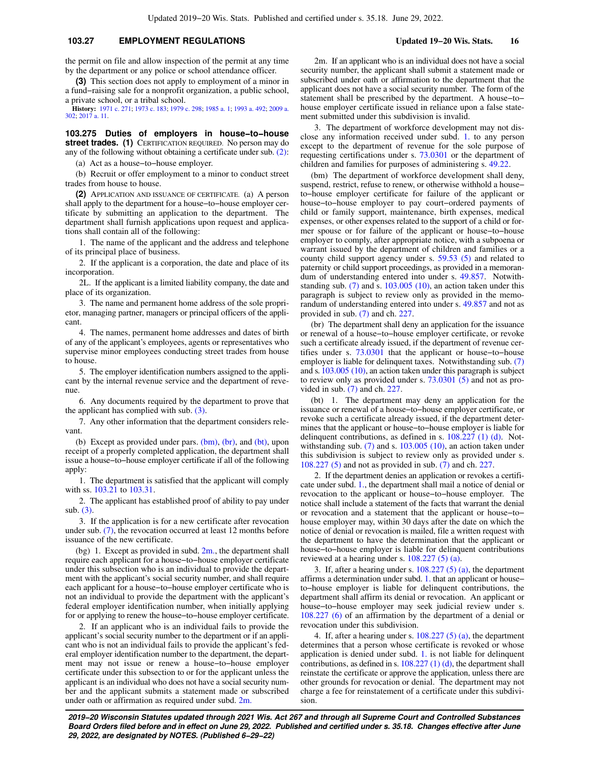the permit on file and allow inspection of the permit at any time by the department or any police or school attendance officer.

**(3)** This section does not apply to employment of a minor in a fund−raising sale for a nonprofit organization, a public school, a private school, or a tribal school.

**History:** 1971 c. 271; 1973 c. 183; 1979 c. 298; 1985 a. 1; 1993 a. 492; 2009 a. 302; 2017 a. 11.

**103.275 Duties of employers in house−to−house street trades. (1)** CERTIFICATION REQUIRED. No person may do any of the following without obtaining a certificate under sub. (2):

(a) Act as a house−to−house employer.

(b) Recruit or offer employment to a minor to conduct street trades from house to house.

**(2)** APPLICATION AND ISSUANCE OF CERTIFICATE. (a) A person shall apply to the department for a house−to−house employer certificate by submitting an application to the department. The department shall furnish applications upon request and applications shall contain all of the following:

1. The name of the applicant and the address and telephone of its principal place of business.

2. If the applicant is a corporation, the date and place of its incorporation.

2L. If the applicant is a limited liability company, the date and place of its organization.

3. The name and permanent home address of the sole proprietor, managing partner, managers or principal officers of the applicant.

4. The names, permanent home addresses and dates of birth of any of the applicant's employees, agents or representatives who supervise minor employees conducting street trades from house to house.

5. The employer identification numbers assigned to the applicant by the internal revenue service and the department of revenue.

6. Any documents required by the department to prove that the applicant has complied with sub. (3).

7. Any other information that the department considers relevant.

(b) Except as provided under pars. (bm), (br), and (bt), upon receipt of a properly completed application, the department shall issue a house−to−house employer certificate if all of the following apply:

1. The department is satisfied that the applicant will comply with ss. 103.21 to 103.31.

2. The applicant has established proof of ability to pay under sub. (3).

3. If the application is for a new certificate after revocation under sub. (7), the revocation occurred at least 12 months before issuance of the new certificate.

(bg) 1. Except as provided in subd. 2m., the department shall require each applicant for a house−to−house employer certificate under this subsection who is an individual to provide the department with the applicant's social security number, and shall require each applicant for a house−to−house employer certificate who is not an individual to provide the department with the applicant's federal employer identification number, when initially applying for or applying to renew the house−to−house employer certificate.

2. If an applicant who is an individual fails to provide the applicant's social security number to the department or if an applicant who is not an individual fails to provide the applicant's federal employer identification number to the department, the department may not issue or renew a house−to−house employer certificate under this subsection to or for the applicant unless the applicant is an individual who does not have a social security number and the applicant submits a statement made or subscribed under oath or affirmation as required under subd. 2m.

2m. If an applicant who is an individual does not have a social security number, the applicant shall submit a statement made or subscribed under oath or affirmation to the department that the applicant does not have a social security number. The form of the statement shall be prescribed by the department. A house−to−house employer certificate issued in reliance upon a false statement submitted under this subdivision is invalid.

3. The department of workforce development may not disclose any information received under subd. 1. to any person except to the department of revenue for the sole purpose of requesting certifications under s. 73.0301 or the department of children and families for purposes of administering s. 49.22.

(bm) The department of workforce development shall deny, suspend, restrict, refuse to renew, or otherwise withhold a house−to−house employer certificate for failure of the applicant or house−to−house employer to pay court−ordered payments of child or family support, maintenance, birth expenses, medical expenses, or other expenses related to the support of a child or former spouse or for failure of the applicant or house−to−house employer to comply, after appropriate notice, with a subpoena or warrant issued by the department of children and families or a county child support agency under s. 59.53 (5) and related to paternity or child support proceedings, as provided in a memorandum of understanding entered into under s. 49.857. Notwithstanding sub. (7) and s. 103.005 (10), an action taken under this paragraph is subject to review only as provided in the memorandum of understanding entered into under s. 49.857 and not as provided in sub. (7) and ch. 227.

(br) The department shall deny an application for the issuance or renewal of a house−to−house employer certificate, or revoke such a certificate already issued, if the department of revenue certifies under s. 73.0301 that the applicant or house−to−house employer is liable for delinquent taxes. Notwithstanding sub. (7) and s. 103.005 (10), an action taken under this paragraph is subject to review only as provided under s. 73.0301 (5) and not as provided in sub. (7) and ch. 227.

(bt) 1. The department may deny an application for the issuance or renewal of a house−to−house employer certificate, or revoke such a certificate already issued, if the department determines that the applicant or house−to−house employer is liable for delinquent contributions, as defined in s. 108.227 (1) (d). Notwithstanding sub. (7) and s. 103.005 (10), an action taken under this subdivision is subject to review only as provided under s. 108.227 (5) and not as provided in sub. (7) and ch. 227.

2. If the department denies an application or revokes a certificate under subd. 1., the department shall mail a notice of denial or revocation to the applicant or house−to−house employer. The notice shall include a statement of the facts that warrant the denial or revocation and a statement that the applicant or house−to−house employer may, within 30 days after the date on which the notice of denial or revocation is mailed, file a written request with the department to have the determination that the applicant or house−to−house employer is liable for delinquent contributions reviewed at a hearing under s. 108.227 (5) (a).

3. If, after a hearing under s. 108.227 (5) (a), the department affirms a determination under subd. 1. that an applicant or house−to−house employer is liable for delinquent contributions, the department shall affirm its denial or revocation. An applicant or house−to−house employer may seek judicial review under s. 108.227 (6) of an affirmation by the department of a denial or revocation under this subdivision.

4. If, after a hearing under s. 108.227 (5) (a), the department determines that a person whose certificate is revoked or whose application is denied under subd. 1. is not liable for delinquent contributions, as defined in s. 108.227 (1) (d), the department shall reinstate the certificate or approve the application, unless there are other grounds for revocation or denial. The department may not charge a fee for reinstatement of a certificate under this subdivision.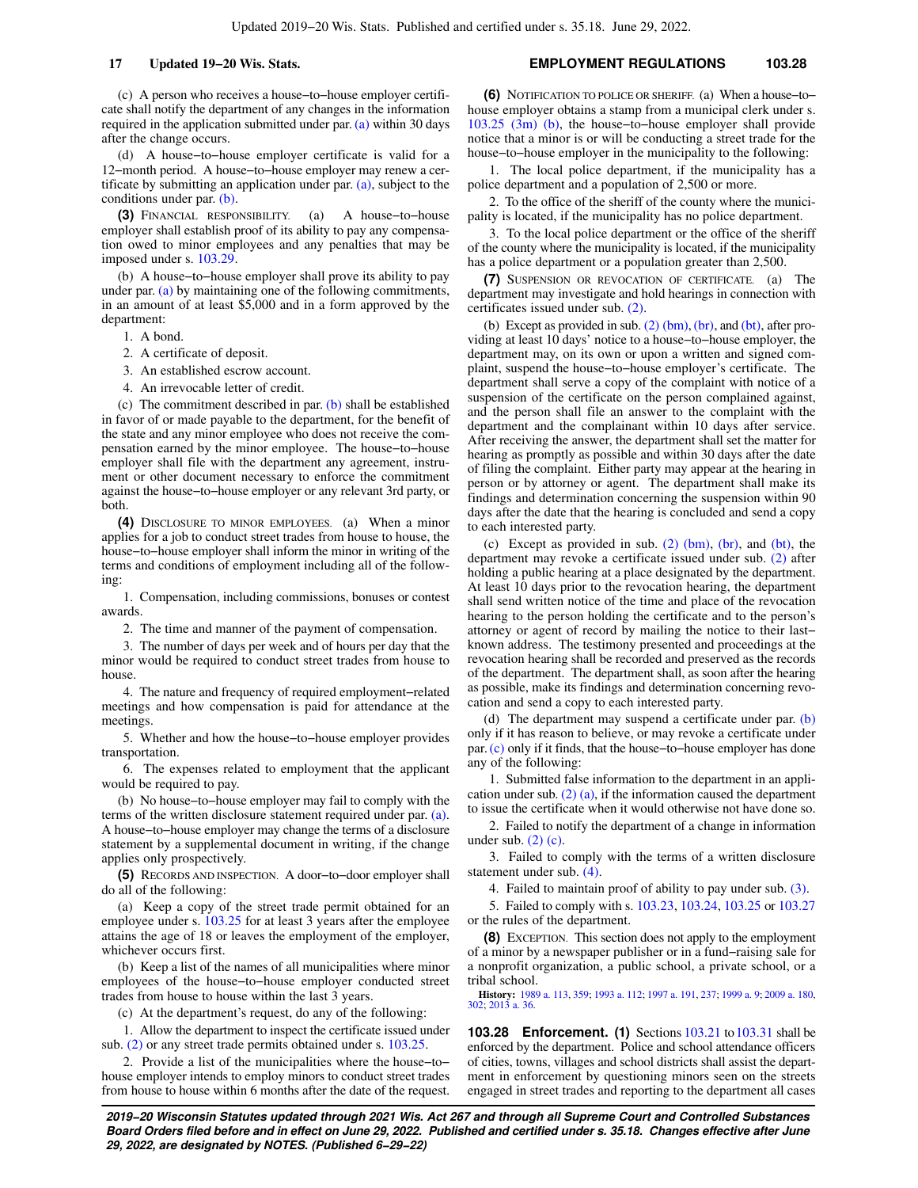(c) A person who receives a house−to−house employer certificate shall notify the department of any changes in the information required in the application submitted under par. (a) within 30 days after the change occurs.

(d) A house−to−house employer certificate is valid for a 12−month period. A house−to−house employer may renew a certificate by submitting an application under par. (a), subject to the conditions under par. (b).

**(3)** FINANCIAL RESPONSIBILITY. (a) A house−to−house employer shall establish proof of its ability to pay any compensation owed to minor employees and any penalties that may be imposed under s. 103.29.

(b) A house−to−house employer shall prove its ability to pay under par. (a) by maintaining one of the following commitments, in an amount of at least $5,000 and in a form approved by the department:

1. A bond.
2. A certificate of deposit.
3. An established escrow account.
4. An irrevocable letter of credit.

(c) The commitment described in par. (b) shall be established in favor of or made payable to the department, for the benefit of the state and any minor employee who does not receive the compensation earned by the minor employee. The house−to−house employer shall file with the department any agreement, instrument or other document necessary to enforce the commitment against the house−to−house employer or any relevant 3rd party, or both.

**(4)** DISCLOSURE TO MINOR EMPLOYEES. (a) When a minor applies for a job to conduct street trades from house to house, the house−to−house employer shall inform the minor in writing of the terms and conditions of employment including all of the following:

1. Compensation, including commissions, bonuses or contest awards.
2. The time and manner of the payment of compensation.
3. The number of days per week and of hours per day that the minor would be required to conduct street trades from house to house.
4. The nature and frequency of required employment−related meetings and how compensation is paid for attendance at the meetings.
5. Whether and how the house−to−house employer provides transportation.
6. The expenses related to employment that the applicant would be required to pay.

(b) No house−to−house employer may fail to comply with the terms of the written disclosure statement required under par. (a). A house−to−house employer may change the terms of a disclosure statement by a supplemental document in writing, if the change applies only prospectively.

**(5)** RECORDS AND INSPECTION. A door−to−door employer shall do all of the following:

(a) Keep a copy of the street trade permit obtained for an employee under s. 103.25 for at least 3 years after the employee attains the age of 18 or leaves the employment of the employer, whichever occurs first.

(b) Keep a list of the names of all municipalities where minor employees of the house−to−house employer conducted street trades from house to house within the last 3 years.

(c) At the department's request, do any of the following:

1. Allow the department to inspect the certificate issued under sub. (2) or any street trade permits obtained under s. 103.25.
2. Provide a list of the municipalities where the house−to−house employer intends to employ minors to conduct street trades from house to house within 6 months after the date of the request.

**(6)** NOTIFICATION TO POLICE OR SHERIFF. (a) When a house−to−house employer obtains a stamp from a municipal clerk under s. 103.25 (3m) (b), the house−to−house employer shall provide notice that a minor is or will be conducting a street trade for the house−to−house employer in the municipality to the following:

1. The local police department, if the municipality has a police department and a population of 2,500 or more.
2. To the office of the sheriff of the county where the municipality is located, if the municipality has no police department.
3. To the local police department or the office of the sheriff of the county where the municipality is located, if the municipality has a police department or a population greater than 2,500.

**(7)** SUSPENSION OR REVOCATION OF CERTIFICATE. (a) The department may investigate and hold hearings in connection with certificates issued under sub. (2).

(b) Except as provided in sub. (2) (bm), (br), and (bt), after providing at least 10 days' notice to a house−to−house employer, the department may, on its own or upon a written and signed complaint, suspend the house−to−house employer's certificate. The department shall serve a copy of the complaint with notice of a suspension of the certificate on the person complained against, and the person shall file an answer to the complaint with the department and the complainant within 10 days after service. After receiving the answer, the department shall set the matter for hearing as promptly as possible and within 30 days after the date of filing the complaint. Either party may appear at the hearing in person or by attorney or agent. The department shall make its findings and determination concerning the suspension within 90 days after the date that the hearing is concluded and send a copy to each interested party.

(c) Except as provided in sub. (2) (bm), (br), and (bt), the department may revoke a certificate issued under sub. (2) after holding a public hearing at a place designated by the department. At least 10 days prior to the revocation hearing, the department shall send written notice of the time and place of the revocation hearing to the person holding the certificate and to the person's attorney or agent of record by mailing the notice to their last−known address. The testimony presented and proceedings at the revocation hearing shall be recorded and preserved as the records of the department. The department shall, as soon after the hearing as possible, make its findings and determination concerning revocation and send a copy to each interested party.

(d) The department may suspend a certificate under par. (b) only if it has reason to believe, or may revoke a certificate under par. (c) only if it finds, that the house−to−house employer has done any of the following:

1. Submitted false information to the department in an application under sub. (2) (a), if the information caused the department to issue the certificate when it would otherwise not have done so.
2. Failed to notify the department of a change in information under sub. (2) (c).
3. Failed to comply with the terms of a written disclosure statement under sub. (4).
4. Failed to maintain proof of ability to pay under sub. (3).
5. Failed to comply with s. 103.23, 103.24, 103.25 or 103.27 or the rules of the department.

**(8)** EXCEPTION. This section does not apply to the employment of a minor by a newspaper publisher or in a fund−raising sale for a nonprofit organization, a public school, a private school, or a tribal school.

**History:** 1989 a. 113, 359; 1993 a. 112; 1997 a. 191, 237; 1999 a. 9; 2009 a. 180, 302; 2013 a. 36.

**103.28 Enforcement. (1)** Sections 103.21 to 103.31 shall be enforced by the department. Police and school attendance officers of cities, towns, villages and school districts shall assist the department in enforcement by questioning minors seen on the streets engaged in street trades and reporting to the department all cases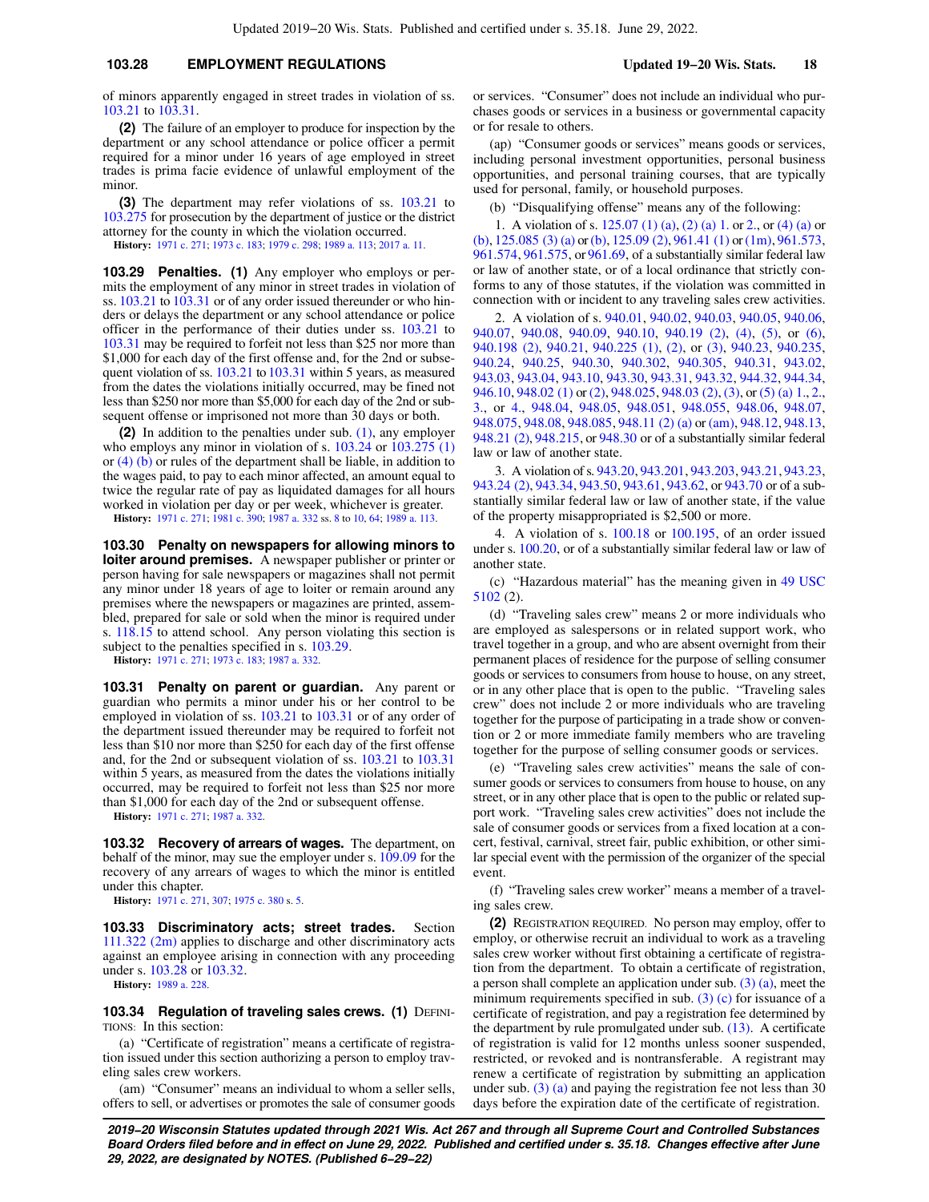of minors apparently engaged in street trades in violation of ss. 103.21 to 103.31.

**(2)** The failure of an employer to produce for inspection by the department or any school attendance or police officer a permit required for a minor under 16 years of age employed in street trades is prima facie evidence of unlawful employment of the minor.

**(3)** The department may refer violations of ss. 103.21 to 103.275 for prosecution by the department of justice or the district attorney for the county in which the violation occurred.

**History:** 1971 c. 271; 1973 c. 183; 1979 c. 298; 1989 a. 113; 2017 a. 11.

**103.29 Penalties.** **(1)** Any employer who employs or permits the employment of any minor in street trades in violation of ss. 103.21 to 103.31 or of any order issued thereunder or who hinders or delays the department or any school attendance or police officer in the performance of their duties under ss. 103.21 to 103.31 may be required to forfeit not less than $25 nor more than $1,000 for each day of the first offense and, for the 2nd or subsequent violation of ss. 103.21 to 103.31 within 5 years, as measured from the dates the violations initially occurred, may be fined not less than $250 nor more than $5,000 for each day of the 2nd or subsequent offense or imprisoned not more than 30 days or both.

**(2)** In addition to the penalties under sub. (1), any employer who employs any minor in violation of s. 103.24 or 103.275 (1) or (4) (b) or rules of the department shall be liable, in addition to the wages paid, to pay to each minor affected, an amount equal to twice the regular rate of pay as liquidated damages for all hours worked in violation per day or per week, whichever is greater.

**History:** 1971 c. 271; 1981 c. 390; 1987 a. 332 ss. 8 to 10, 64; 1989 a. 113.

**103.30 Penalty on newspapers for allowing minors to loiter around premises.** A newspaper publisher or printer or person having for sale newspapers or magazines shall not permit any minor under 18 years of age to loiter or remain around any premises where the newspapers or magazines are printed, assembled, prepared for sale or sold when the minor is required under s. 118.15 to attend school. Any person violating this section is subject to the penalties specified in s. 103.29.

**History:** 1971 c. 271; 1973 c. 183; 1987 a. 332.

**103.31 Penalty on parent or guardian.** Any parent or guardian who permits a minor under his or her control to be employed in violation of ss. 103.21 to 103.31 or of any order of the department issued thereunder may be required to forfeit not less than $10 nor more than $250 for each day of the first offense and, for the 2nd or subsequent violation of ss. 103.21 to 103.31 within 5 years, as measured from the dates the violations initially occurred, may be required to forfeit not less than $25 nor more than $1,000 for each day of the 2nd or subsequent offense.

**History:** 1971 c. 271; 1987 a. 332.

**103.32 Recovery of arrears of wages.** The department, on behalf of the minor, may sue the employer under s. 109.09 for the recovery of any arrears of wages to which the minor is entitled under this chapter.

**History:** 1971 c. 271, 307; 1975 c. 380 s. 5.

**103.33 Discriminatory acts; street trades.** Section 111.322 (2m) applies to discharge and other discriminatory acts against an employee arising in connection with any proceeding under s. 103.28 or 103.32.

**History:** 1989 a. 228.

**103.34 Regulation of traveling sales crews.** **(1)** DEFINITIONS: In this section:

(a) "Certificate of registration" means a certificate of registration issued under this section authorizing a person to employ traveling sales crew workers.

(am) "Consumer" means an individual to whom a seller sells, offers to sell, or advertises or promotes the sale of consumer goods or services. "Consumer" does not include an individual who purchases goods or services in a business or governmental capacity or for resale to others.

(ap) "Consumer goods or services" means goods or services, including personal investment opportunities, personal business opportunities, and personal training courses, that are typically used for personal, family, or household purposes.

(b) "Disqualifying offense" means any of the following:

1. A violation of s. 125.07 (1) (a), (2) (a) 1. or 2., or (4) (a) or (b), 125.085 (3) (a) or (b), 125.09 (2), 961.41 (1) or (1m), 961.573, 961.574, 961.575, or 961.69, of a substantially similar federal law or law of another state, or of a local ordinance that strictly conforms to any of those statutes, if the violation was committed in connection with or incident to any traveling sales crew activities.

2. A violation of s. 940.01, 940.02, 940.03, 940.05, 940.06, 940.07, 940.08, 940.09, 940.10, 940.19 (2), (4), (5), or (6), 940.198 (2), 940.21, 940.225 (1), (2), or (3), 940.23, 940.235, 940.24, 940.25, 940.30, 940.302, 940.305, 940.31, 943.02, 943.03, 943.04, 943.10, 943.30, 943.31, 943.32, 944.32, 944.34, 946.10, 948.02 (1) or (2), 948.025, 948.03 (2), (3), or (5) (a) 1., 2., 3., or 4., 948.04, 948.05, 948.051, 948.055, 948.06, 948.07, 948.075, 948.08, 948.085, 948.11 (2) (a) or (am), 948.12, 948.13, 948.21 (2), 948.215, or 948.30 or of a substantially similar federal law or law of another state.

3. A violation of s. 943.20, 943.201, 943.203, 943.21, 943.23, 943.24 (2), 943.34, 943.50, 943.61, 943.62, or 943.70 or of a substantially similar federal law or law of another state, if the value of the property misappropriated is $2,500 or more.

4. A violation of s. 100.18 or 100.195, of an order issued under s. 100.20, or of a substantially similar federal law or law of another state.

(c) "Hazardous material" has the meaning given in 49 USC 5102 (2).

(d) "Traveling sales crew" means 2 or more individuals who are employed as salespersons or in related support work, who travel together in a group, and who are absent overnight from their permanent places of residence for the purpose of selling consumer goods or services to consumers from house to house, on any street, or in any other place that is open to the public. "Traveling sales crew" does not include 2 or more individuals who are traveling together for the purpose of participating in a trade show or convention or 2 or more immediate family members who are traveling together for the purpose of selling consumer goods or services.

(e) "Traveling sales crew activities" means the sale of consumer goods or services to consumers from house to house, on any street, or in any other place that is open to the public or related support work. "Traveling sales crew activities" does not include the sale of consumer goods or services from a fixed location at a concert, festival, carnival, street fair, public exhibition, or other similar special event with the permission of the organizer of the special event.

(f) "Traveling sales crew worker" means a member of a traveling sales crew.

**(2)** REGISTRATION REQUIRED. No person may employ, offer to employ, or otherwise recruit an individual to work as a traveling sales crew worker without first obtaining a certificate of registration from the department. To obtain a certificate of registration, a person shall complete an application under sub. (3) (a), meet the minimum requirements specified in sub. (3) (c) for issuance of a certificate of registration, and pay a registration fee determined by the department by rule promulgated under sub. (13). A certificate of registration is valid for 12 months unless sooner suspended, restricted, or revoked and is nontransferable. A registrant may renew a certificate of registration by submitting an application under sub. (3) (a) and paying the registration fee not less than 30 days before the expiration date of the certificate of registration.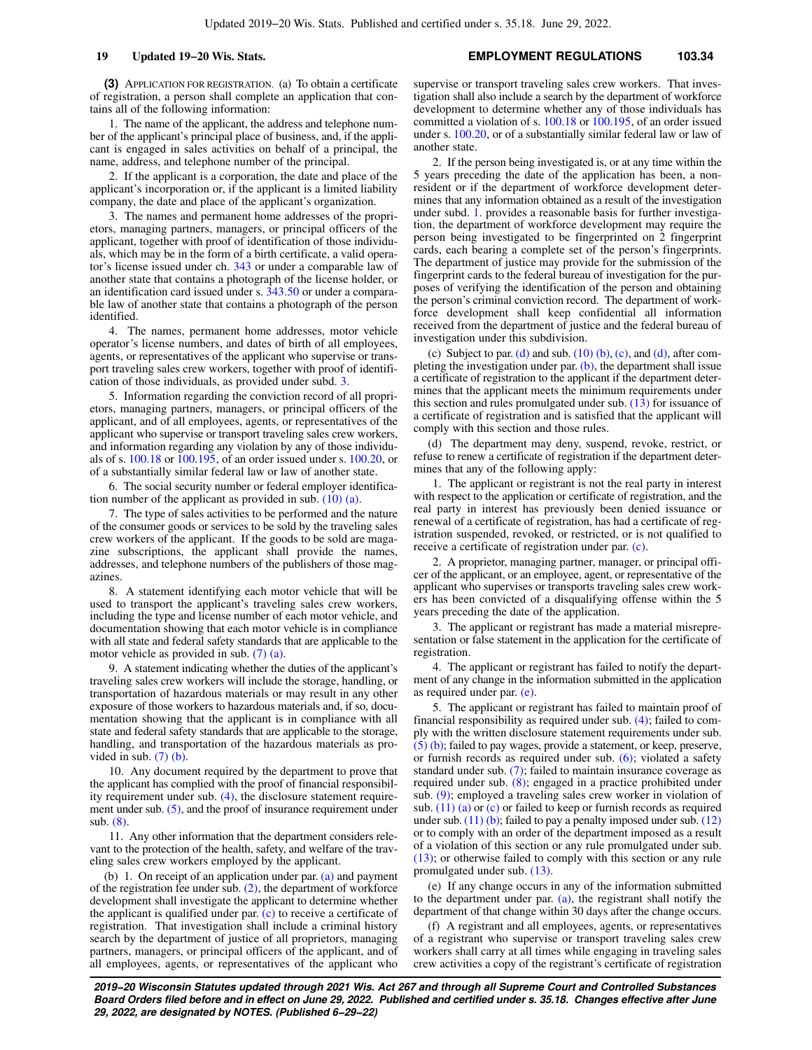**(3)** APPLICATION FOR REGISTRATION. (a) To obtain a certificate of registration, a person shall complete an application that contains all of the following information:

1. The name of the applicant, the address and telephone number of the applicant's principal place of business, and, if the applicant is engaged in sales activities on behalf of a principal, the name, address, and telephone number of the principal.

2. If the applicant is a corporation, the date and place of the applicant's incorporation or, if the applicant is a limited liability company, the date and place of the applicant's organization.

3. The names and permanent home addresses of the proprietors, managing partners, managers, or principal officers of the applicant, together with proof of identification of those individuals, which may be in the form of a birth certificate, a valid operator's license issued under ch. 343 or under a comparable law of another state that contains a photograph of the license holder, or an identification card issued under s. 343.50 or under a comparable law of another state that contains a photograph of the person identified.

4. The names, permanent home addresses, motor vehicle operator's license numbers, and dates of birth of all employees, agents, or representatives of the applicant who supervise or transport traveling sales crew workers, together with proof of identification of those individuals, as provided under subd. 3.

5. Information regarding the conviction record of all proprietors, managing partners, managers, or principal officers of the applicant, and of all employees, agents, or representatives of the applicant who supervise or transport traveling sales crew workers, and information regarding any violation by any of those individuals of s. 100.18 or 100.195, of an order issued under s. 100.20, or of a substantially similar federal law or law of another state.

6. The social security number or federal employer identification number of the applicant as provided in sub. (10) (a).

7. The type of sales activities to be performed and the nature of the consumer goods or services to be sold by the traveling sales crew workers of the applicant. If the goods to be sold are magazine subscriptions, the applicant shall provide the names, addresses, and telephone numbers of the publishers of those magazines.

8. A statement identifying each motor vehicle that will be used to transport the applicant's traveling sales crew workers, including the type and license number of each motor vehicle, and documentation showing that each motor vehicle is in compliance with all state and federal safety standards that are applicable to the motor vehicle as provided in sub. (7) (a).

9. A statement indicating whether the duties of the applicant's traveling sales crew workers will include the storage, handling, or transportation of hazardous materials or may result in any other exposure of those workers to hazardous materials and, if so, documentation showing that the applicant is in compliance with all state and federal safety standards that are applicable to the storage, handling, and transportation of the hazardous materials as provided in sub. (7) (b).

10. Any document required by the department to prove that the applicant has complied with the proof of financial responsibility requirement under sub. (4), the disclosure statement requirement under sub. (5), and the proof of insurance requirement under sub. (8).

11. Any other information that the department considers relevant to the protection of the health, safety, and welfare of the traveling sales crew workers employed by the applicant.

(b) 1. On receipt of an application under par. (a) and payment of the registration fee under sub. (2), the department of workforce development shall investigate the applicant to determine whether the applicant is qualified under par. (c) to receive a certificate of registration. That investigation shall include a criminal history search by the department of justice of all proprietors, managing partners, managers, or principal officers of the applicant, and of all employees, agents, or representatives of the applicant who supervise or transport traveling sales crew workers. That investigation shall also include a search by the department of workforce development to determine whether any of those individuals has committed a violation of s. 100.18 or 100.195, of an order issued under s. 100.20, or of a substantially similar federal law or law of another state.

2. If the person being investigated is, or at any time within the 5 years preceding the date of the application has been, a nonresident or if the department of workforce development determines that any information obtained as a result of the investigation under subd. 1. provides a reasonable basis for further investigation, the department of workforce development may require the person being investigated to be fingerprinted on 2 fingerprint cards, each bearing a complete set of the person's fingerprints. The department of justice may provide for the submission of the fingerprint cards to the federal bureau of investigation for the purposes of verifying the identification of the person and obtaining the person's criminal conviction record. The department of workforce development shall keep confidential all information received from the department of justice and the federal bureau of investigation under this subdivision.

(c) Subject to par. (d) and sub. (10) (b), (c), and (d), after completing the investigation under par. (b), the department shall issue a certificate of registration to the applicant if the department determines that the applicant meets the minimum requirements under this section and rules promulgated under sub. (13) for issuance of a certificate of registration and is satisfied that the applicant will comply with this section and those rules.

(d) The department may deny, suspend, revoke, restrict, or refuse to renew a certificate of registration if the department determines that any of the following apply:

1. The applicant or registrant is not the real party in interest with respect to the application or certificate of registration, and the real party in interest has previously been denied issuance or renewal of a certificate of registration, has had a certificate of registration suspended, revoked, or restricted, or is not qualified to receive a certificate of registration under par. (c).

2. A proprietor, managing partner, manager, or principal officer of the applicant, or an employee, agent, or representative of the applicant who supervises or transports traveling sales crew workers has been convicted of a disqualifying offense within the 5 years preceding the date of the application.

3. The applicant or registrant has made a material misrepresentation or false statement in the application for the certificate of registration.

4. The applicant or registrant has failed to notify the department of any change in the information submitted in the application as required under par. (e).

5. The applicant or registrant has failed to maintain proof of financial responsibility as required under sub. (4); failed to comply with the written disclosure statement requirements under sub. (5) (b); failed to pay wages, provide a statement, or keep, preserve, or furnish records as required under sub. (6); violated a safety standard under sub. (7); failed to maintain insurance coverage as required under sub. (8); engaged in a practice prohibited under sub. (9); employed a traveling sales crew worker in violation of sub. (11) (a) or (c) or failed to keep or furnish records as required under sub. (11) (b); failed to pay a penalty imposed under sub. (12) or to comply with an order of the department imposed as a result of a violation of this section or any rule promulgated under sub. (13); or otherwise failed to comply with this section or any rule promulgated under sub. (13).

(e) If any change occurs in any of the information submitted to the department under par. (a), the registrant shall notify the department of that change within 30 days after the change occurs.

(f) A registrant and all employees, agents, or representatives of a registrant who supervise or transport traveling sales crew workers shall carry at all times while engaging in traveling sales crew activities a copy of the registrant's certificate of registration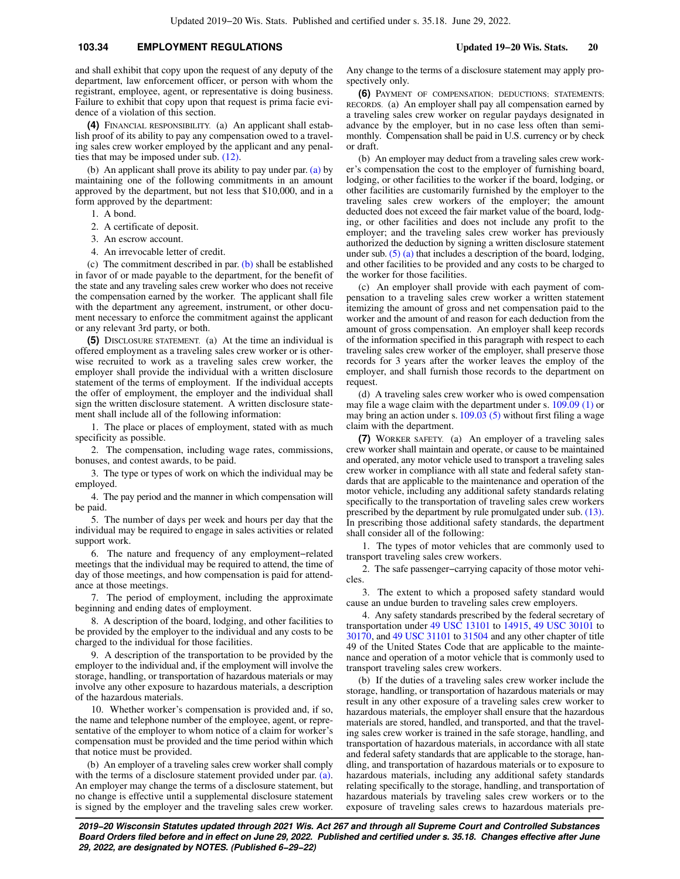and shall exhibit that copy upon the request of any deputy of the department, law enforcement officer, or person with whom the registrant, employee, agent, or representative is doing business. Failure to exhibit that copy upon that request is prima facie evidence of a violation of this section.

**(4)** FINANCIAL RESPONSIBILITY. (a) An applicant shall establish proof of its ability to pay any compensation owed to a traveling sales crew worker employed by the applicant and any penalties that may be imposed under sub. (12).

(b) An applicant shall prove its ability to pay under par. (a) by maintaining one of the following commitments in an amount approved by the department, but not less that $10,000, and in a form approved by the department:

1. A bond.

2. A certificate of deposit.

3. An escrow account.

4. An irrevocable letter of credit.

(c) The commitment described in par. (b) shall be established in favor of or made payable to the department, for the benefit of the state and any traveling sales crew worker who does not receive the compensation earned by the worker. The applicant shall file with the department any agreement, instrument, or other document necessary to enforce the commitment against the applicant or any relevant 3rd party, or both.

**(5)** DISCLOSURE STATEMENT. (a) At the time an individual is offered employment as a traveling sales crew worker or is otherwise recruited to work as a traveling sales crew worker, the employer shall provide the individual with a written disclosure statement of the terms of employment. If the individual accepts the offer of employment, the employer and the individual shall sign the written disclosure statement. A written disclosure statement shall include all of the following information:

1. The place or places of employment, stated with as much specificity as possible.

2. The compensation, including wage rates, commissions, bonuses, and contest awards, to be paid.

3. The type or types of work on which the individual may be employed.

4. The pay period and the manner in which compensation will be paid.

5. The number of days per week and hours per day that the individual may be required to engage in sales activities or related support work.

6. The nature and frequency of any employment−related meetings that the individual may be required to attend, the time of day of those meetings, and how compensation is paid for attendance at those meetings.

7. The period of employment, including the approximate beginning and ending dates of employment.

8. A description of the board, lodging, and other facilities to be provided by the employer to the individual and any costs to be charged to the individual for those facilities.

9. A description of the transportation to be provided by the employer to the individual and, if the employment will involve the storage, handling, or transportation of hazardous materials or may involve any other exposure to hazardous materials, a description of the hazardous materials.

10. Whether worker's compensation is provided and, if so, the name and telephone number of the employee, agent, or representative of the employer to whom notice of a claim for worker's compensation must be provided and the time period within which that notice must be provided.

(b) An employer of a traveling sales crew worker shall comply with the terms of a disclosure statement provided under par. (a). An employer may change the terms of a disclosure statement, but no change is effective until a supplemental disclosure statement is signed by the employer and the traveling sales crew worker. Any change to the terms of a disclosure statement may apply prospectively only.

**(6)** PAYMENT OF COMPENSATION; DEDUCTIONS; STATEMENTS; RECORDS. (a) An employer shall pay all compensation earned by a traveling sales crew worker on regular paydays designated in advance by the employer, but in no case less often than semimonthly. Compensation shall be paid in U.S. currency or by check or draft.

(b) An employer may deduct from a traveling sales crew worker's compensation the cost to the employer of furnishing board, lodging, or other facilities to the worker if the board, lodging, or other facilities are customarily furnished by the employer to the traveling sales crew workers of the employer; the amount deducted does not exceed the fair market value of the board, lodging, or other facilities and does not include any profit to the employer; and the traveling sales crew worker has previously authorized the deduction by signing a written disclosure statement under sub. (5) (a) that includes a description of the board, lodging, and other facilities to be provided and any costs to be charged to the worker for those facilities.

(c) An employer shall provide with each payment of compensation to a traveling sales crew worker a written statement itemizing the amount of gross and net compensation paid to the worker and the amount of and reason for each deduction from the amount of gross compensation. An employer shall keep records of the information specified in this paragraph with respect to each traveling sales crew worker of the employer, shall preserve those records for 3 years after the worker leaves the employ of the employer, and shall furnish those records to the department on request.

(d) A traveling sales crew worker who is owed compensation may file a wage claim with the department under s. 109.09 (1) or may bring an action under s. 109.03 (5) without first filing a wage claim with the department.

**(7)** WORKER SAFETY. (a) An employer of a traveling sales crew worker shall maintain and operate, or cause to be maintained and operated, any motor vehicle used to transport a traveling sales crew worker in compliance with all state and federal safety standards that are applicable to the maintenance and operation of the motor vehicle, including any additional safety standards relating specifically to the transportation of traveling sales crew workers prescribed by the department by rule promulgated under sub. (13). In prescribing those additional safety standards, the department shall consider all of the following:

1. The types of motor vehicles that are commonly used to transport traveling sales crew workers.

2. The safe passenger−carrying capacity of those motor vehicles.

3. The extent to which a proposed safety standard would cause an undue burden to traveling sales crew employers.

4. Any safety standards prescribed by the federal secretary of transportation under 49 USC 13101 to 14915, 49 USC 30101 to 30170, and 49 USC 31101 to 31504 and any other chapter of title 49 of the United States Code that are applicable to the maintenance and operation of a motor vehicle that is commonly used to transport traveling sales crew workers.

(b) If the duties of a traveling sales crew worker include the storage, handling, or transportation of hazardous materials or may result in any other exposure of a traveling sales crew worker to hazardous materials, the employer shall ensure that the hazardous materials are stored, handled, and transported, and that the traveling sales crew worker is trained in the safe storage, handling, and transportation of hazardous materials, in accordance with all state and federal safety standards that are applicable to the storage, handling, and transportation of hazardous materials or to exposure to hazardous materials, including any additional safety standards relating specifically to the storage, handling, and transportation of hazardous materials by traveling sales crew workers or to the exposure of traveling sales crews to hazardous materials pre-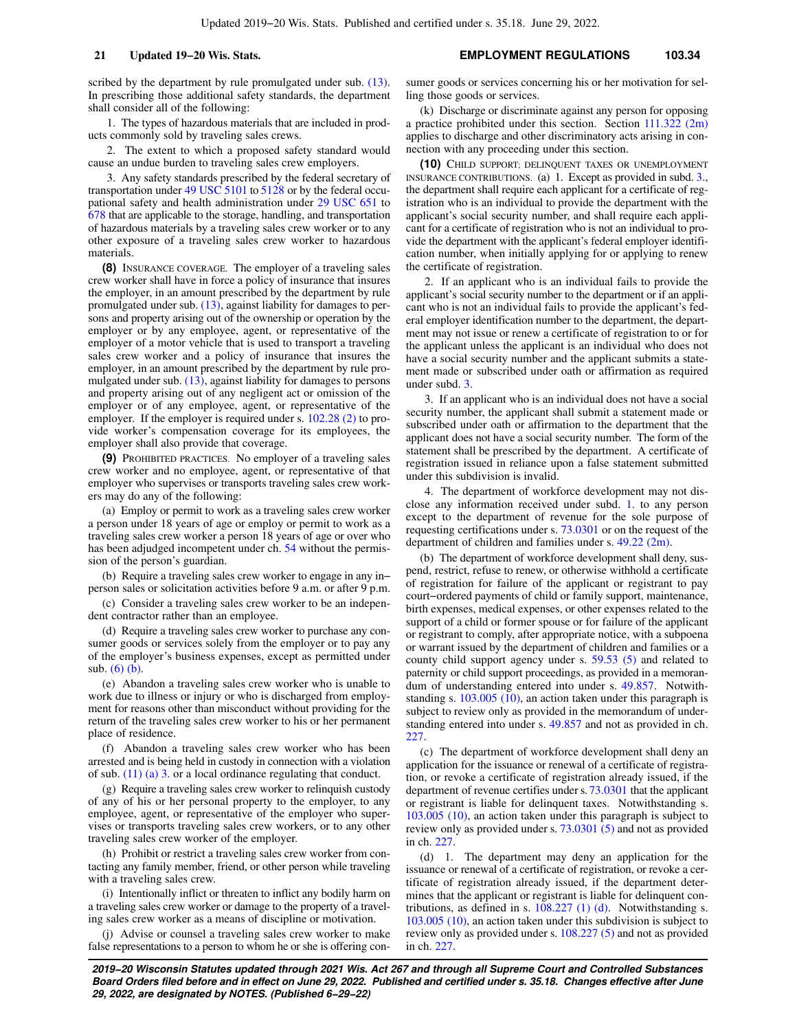scribed by the department by rule promulgated under sub. (13). In prescribing those additional safety standards, the department shall consider all of the following:

1. The types of hazardous materials that are included in products commonly sold by traveling sales crews.

2. The extent to which a proposed safety standard would cause an undue burden to traveling sales crew employers.

3. Any safety standards prescribed by the federal secretary of transportation under 49 USC 5101 to 5128 or by the federal occupational safety and health administration under 29 USC 651 to 678 that are applicable to the storage, handling, and transportation of hazardous materials by a traveling sales crew worker or to any other exposure of a traveling sales crew worker to hazardous materials.

**(8)** INSURANCE COVERAGE. The employer of a traveling sales crew worker shall have in force a policy of insurance that insures the employer, in an amount prescribed by the department by rule promulgated under sub. (13), against liability for damages to persons and property arising out of the ownership or operation by the employer or by any employee, agent, or representative of the employer of a motor vehicle that is used to transport a traveling sales crew worker and a policy of insurance that insures the employer, in an amount prescribed by the department by rule promulgated under sub. (13), against liability for damages to persons and property arising out of any negligent act or omission of the employer or of any employee, agent, or representative of the employer. If the employer is required under s. 102.28 (2) to provide worker's compensation coverage for its employees, the employer shall also provide that coverage.

**(9)** PROHIBITED PRACTICES. No employer of a traveling sales crew worker and no employee, agent, or representative of that employer who supervises or transports traveling sales crew workers may do any of the following:

(a) Employ or permit to work as a traveling sales crew worker a person under 18 years of age or employ or permit to work as a traveling sales crew worker a person 18 years of age or over who has been adjudged incompetent under ch. 54 without the permission of the person's guardian.

(b) Require a traveling sales crew worker to engage in any in-person sales or solicitation activities before 9 a.m. or after 9 p.m.

(c) Consider a traveling sales crew worker to be an independent contractor rather than an employee.

(d) Require a traveling sales crew worker to purchase any consumer goods or services solely from the employer or to pay any of the employer's business expenses, except as permitted under sub. (6) (b).

(e) Abandon a traveling sales crew worker who is unable to work due to illness or injury or who is discharged from employment for reasons other than misconduct without providing for the return of the traveling sales crew worker to his or her permanent place of residence.

(f) Abandon a traveling sales crew worker who has been arrested and is being held in custody in connection with a violation of sub. (11) (a) 3. or a local ordinance regulating that conduct.

(g) Require a traveling sales crew worker to relinquish custody of any of his or her personal property to the employer, to any employee, agent, or representative of the employer who supervises or transports traveling sales crew workers, or to any other traveling sales crew worker of the employer.

(h) Prohibit or restrict a traveling sales crew worker from contacting any family member, friend, or other person while traveling with a traveling sales crew.

(i) Intentionally inflict or threaten to inflict any bodily harm on a traveling sales crew worker or damage to the property of a traveling sales crew worker as a means of discipline or motivation.

(j) Advise or counsel a traveling sales crew worker to make false representations to a person to whom he or she is offering consumer goods or services concerning his or her motivation for selling those goods or services.

(k) Discharge or discriminate against any person for opposing a practice prohibited under this section. Section 111.322 (2m) applies to discharge and other discriminatory acts arising in connection with any proceeding under this section.

**(10)** CHILD SUPPORT; DELINQUENT TAXES OR UNEMPLOYMENT INSURANCE CONTRIBUTIONS. (a) 1. Except as provided in subd. 3., the department shall require each applicant for a certificate of registration who is an individual to provide the department with the applicant's social security number, and shall require each applicant for a certificate of registration who is not an individual to provide the department with the applicant's federal employer identification number, when initially applying for or applying to renew the certificate of registration.

2. If an applicant who is an individual fails to provide the applicant's social security number to the department or if an applicant who is not an individual fails to provide the applicant's federal employer identification number to the department, the department may not issue or renew a certificate of registration to or for the applicant unless the applicant is an individual who does not have a social security number and the applicant submits a statement made or subscribed under oath or affirmation as required under subd. 3.

3. If an applicant who is an individual does not have a social security number, the applicant shall submit a statement made or subscribed under oath or affirmation to the department that the applicant does not have a social security number. The form of the statement shall be prescribed by the department. A certificate of registration issued in reliance upon a false statement submitted under this subdivision is invalid.

4. The department of workforce development may not disclose any information received under subd. 1. to any person except to the department of revenue for the sole purpose of requesting certifications under s. 73.0301 or on the request of the department of children and families under s. 49.22 (2m).

(b) The department of workforce development shall deny, suspend, restrict, refuse to renew, or otherwise withhold a certificate of registration for failure of the applicant or registrant to pay court-ordered payments of child or family support, maintenance, birth expenses, medical expenses, or other expenses related to the support of a child or former spouse or for failure of the applicant or registrant to comply, after appropriate notice, with a subpoena or warrant issued by the department of children and families or a county child support agency under s. 59.53 (5) and related to paternity or child support proceedings, as provided in a memorandum of understanding entered into under s. 49.857. Notwithstanding s. 103.005 (10), an action taken under this paragraph is subject to review only as provided in the memorandum of understanding entered into under s. 49.857 and not as provided in ch. 227.

(c) The department of workforce development shall deny an application for the issuance or renewal of a certificate of registration, or revoke a certificate of registration already issued, if the department of revenue certifies under s. 73.0301 that the applicant or registrant is liable for delinquent taxes. Notwithstanding s. 103.005 (10), an action taken under this paragraph is subject to review only as provided under s. 73.0301 (5) and not as provided in ch. 227.

(d) 1. The department may deny an application for the issuance or renewal of a certificate of registration, or revoke a certificate of registration already issued, if the department determines that the applicant or registrant is liable for delinquent contributions, as defined in s. 108.227 (1) (d). Notwithstanding s. 103.005 (10), an action taken under this subdivision is subject to review only as provided under s. 108.227 (5) and not as provided in ch. 227.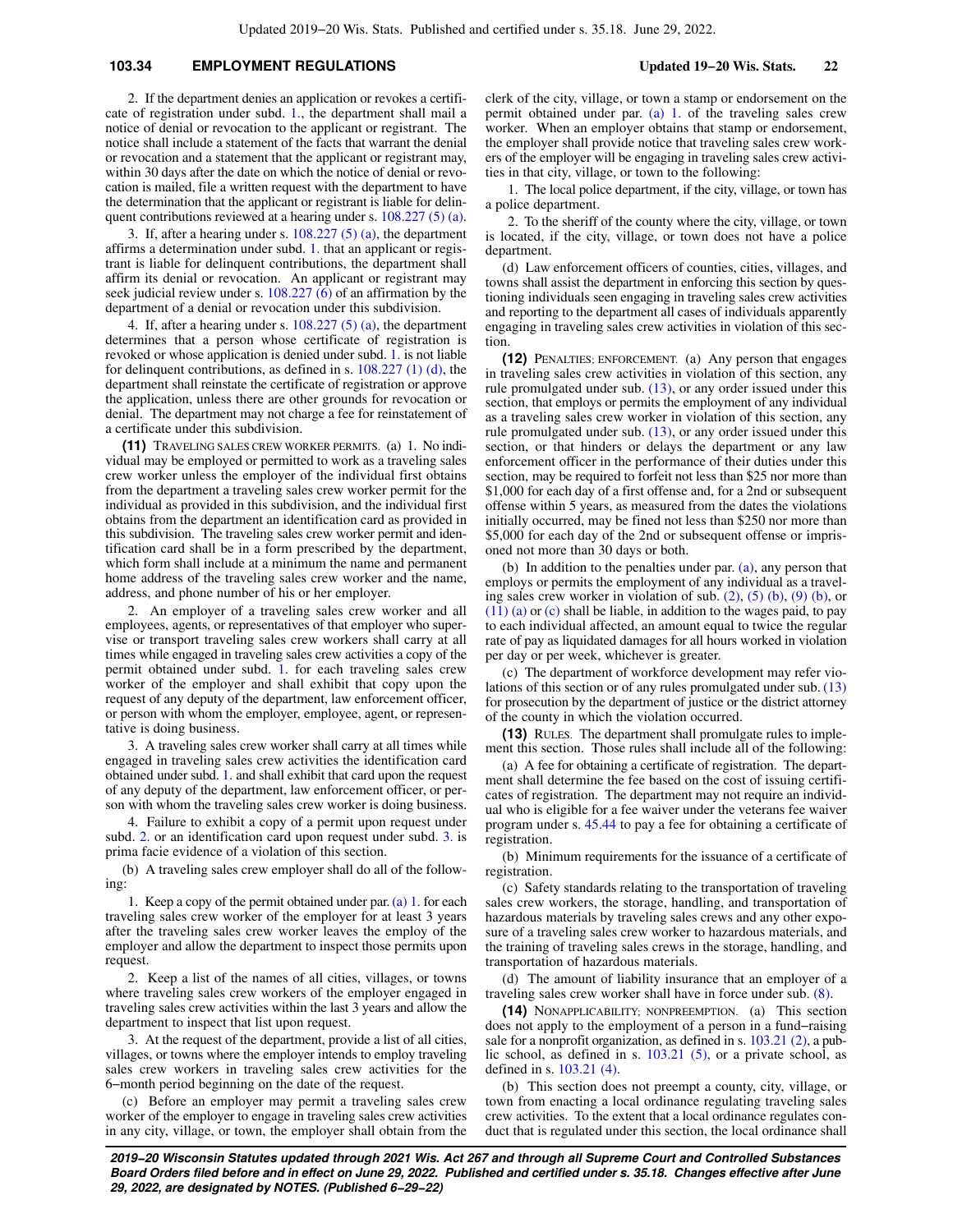2. If the department denies an application or revokes a certificate of registration under subd. 1., the department shall mail a notice of denial or revocation to the applicant or registrant. The notice shall include a statement of the facts that warrant the denial or revocation and a statement that the applicant or registrant may, within 30 days after the date on which the notice of denial or revocation is mailed, file a written request with the department to have the determination that the applicant or registrant is liable for delinquent contributions reviewed at a hearing under s. 108.227 (5) (a).

3. If, after a hearing under s. 108.227 (5) (a), the department affirms a determination under subd. 1. that an applicant or registrant is liable for delinquent contributions, the department shall affirm its denial or revocation. An applicant or registrant may seek judicial review under s. 108.227 (6) of an affirmation by the department of a denial or revocation under this subdivision.

4. If, after a hearing under s. 108.227 (5) (a), the department determines that a person whose certificate of registration is revoked or whose application is denied under subd. 1. is not liable for delinquent contributions, as defined in s. 108.227 (1) (d), the department shall reinstate the certificate of registration or approve the application, unless there are other grounds for revocation or denial. The department may not charge a fee for reinstatement of a certificate under this subdivision.

**(11)** TRAVELING SALES CREW WORKER PERMITS. (a) 1. No individual may be employed or permitted to work as a traveling sales crew worker unless the employer of the individual first obtains from the department a traveling sales crew worker permit for the individual as provided in this subdivision, and the individual first obtains from the department an identification card as provided in this subdivision. The traveling sales crew worker permit and identification card shall be in a form prescribed by the department, which form shall include at a minimum the name and permanent home address of the traveling sales crew worker and the name, address, and phone number of his or her employer.

2. An employer of a traveling sales crew worker and all employees, agents, or representatives of that employer who supervise or transport traveling sales crew workers shall carry at all times while engaged in traveling sales crew activities a copy of the permit obtained under subd. 1. for each traveling sales crew worker of the employer and shall exhibit that copy upon the request of any deputy of the department, law enforcement officer, or person with whom the employer, employee, agent, or representative is doing business.

3. A traveling sales crew worker shall carry at all times while engaged in traveling sales crew activities the identification card obtained under subd. 1. and shall exhibit that card upon the request of any deputy of the department, law enforcement officer, or person with whom the traveling sales crew worker is doing business.

4. Failure to exhibit a copy of a permit upon request under subd. 2. or an identification card upon request under subd. 3. is prima facie evidence of a violation of this section.

(b) A traveling sales crew employer shall do all of the following:

1. Keep a copy of the permit obtained under par. (a) 1. for each traveling sales crew worker of the employer for at least 3 years after the traveling sales crew worker leaves the employ of the employer and allow the department to inspect those permits upon request.

2. Keep a list of the names of all cities, villages, or towns where traveling sales crew workers of the employer engaged in traveling sales crew activities within the last 3 years and allow the department to inspect that list upon request.

3. At the request of the department, provide a list of all cities, villages, or towns where the employer intends to employ traveling sales crew workers in traveling sales crew activities for the 6−month period beginning on the date of the request.

(c) Before an employer may permit a traveling sales crew worker of the employer to engage in traveling sales crew activities in any city, village, or town, the employer shall obtain from the clerk of the city, village, or town a stamp or endorsement on the permit obtained under par. (a) 1. of the traveling sales crew worker. When an employer obtains that stamp or endorsement, the employer shall provide notice that traveling sales crew workers of the employer will be engaging in traveling sales crew activities in that city, village, or town to the following:

1. The local police department, if the city, village, or town has a police department.

2. To the sheriff of the county where the city, village, or town is located, if the city, village, or town does not have a police department.

(d) Law enforcement officers of counties, cities, villages, and towns shall assist the department in enforcing this section by questioning individuals seen engaging in traveling sales crew activities and reporting to the department all cases of individuals apparently engaging in traveling sales crew activities in violation of this section.

**(12)** PENALTIES; ENFORCEMENT. (a) Any person that engages in traveling sales crew activities in violation of this section, any rule promulgated under sub. (13), or any order issued under this section, that employs or permits the employment of any individual as a traveling sales crew worker in violation of this section, any rule promulgated under sub. (13), or any order issued under this section, or that hinders or delays the department or any law enforcement officer in the performance of their duties under this section, may be required to forfeit not less than $25 nor more than $1,000 for each day of a first offense and, for a 2nd or subsequent offense within 5 years, as measured from the dates the violations initially occurred, may be fined not less than $250 nor more than $5,000 for each day of the 2nd or subsequent offense or imprisoned not more than 30 days or both.

(b) In addition to the penalties under par. (a), any person that employs or permits the employment of any individual as a traveling sales crew worker in violation of sub. (2), (5) (b), (9) (b), or (11) (a) or (c) shall be liable, in addition to the wages paid, to pay to each individual affected, an amount equal to twice the regular rate of pay as liquidated damages for all hours worked in violation per day or per week, whichever is greater.

(c) The department of workforce development may refer violations of this section or of any rules promulgated under sub. (13) for prosecution by the department of justice or the district attorney of the county in which the violation occurred.

**(13)** RULES. The department shall promulgate rules to implement this section. Those rules shall include all of the following:

(a) A fee for obtaining a certificate of registration. The department shall determine the fee based on the cost of issuing certificates of registration. The department may not require an individual who is eligible for a fee waiver under the veterans fee waiver program under s. 45.44 to pay a fee for obtaining a certificate of registration.

(b) Minimum requirements for the issuance of a certificate of registration.

(c) Safety standards relating to the transportation of traveling sales crew workers, the storage, handling, and transportation of hazardous materials by traveling sales crews and any other exposure of a traveling sales crew worker to hazardous materials, and the training of traveling sales crews in the storage, handling, and transportation of hazardous materials.

(d) The amount of liability insurance that an employer of a traveling sales crew worker shall have in force under sub. (8).

**(14)** NONAPPLICABILITY; NONPREEMPTION. (a) This section does not apply to the employment of a person in a fund−raising sale for a nonprofit organization, as defined in s. 103.21 (2), a public school, as defined in s. 103.21 (5), or a private school, as defined in s. 103.21 (4).

(b) This section does not preempt a county, city, village, or town from enacting a local ordinance regulating traveling sales crew activities. To the extent that a local ordinance regulates conduct that is regulated under this section, the local ordinance shall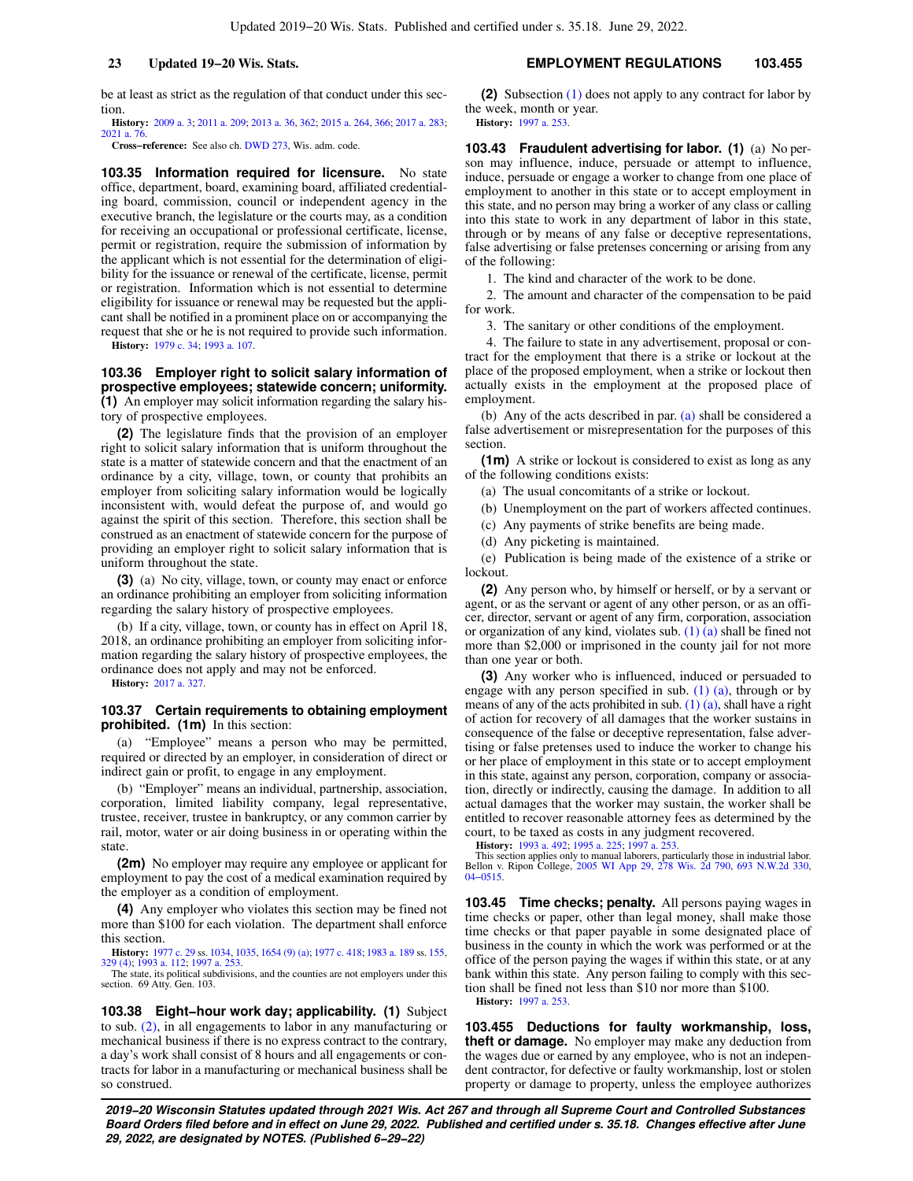be at least as strict as the regulation of that conduct under this section.

**History:** 2009 a. 3; 2011 a. 209; 2013 a. 36, 362; 2015 a. 264, 366; 2017 a. 283; 2021 a. 76.

**Cross−reference:** See also ch. DWD 273, Wis. adm. code.

**103.35 Information required for licensure.** No state office, department, board, examining board, affiliated credentialing board, commission, council or independent agency in the executive branch, the legislature or the courts may, as a condition for receiving an occupational or professional certificate, license, permit or registration, require the submission of information by the applicant which is not essential for the determination of eligibility for the issuance or renewal of the certificate, license, permit or registration. Information which is not essential to determine eligibility for issuance or renewal may be requested but the applicant shall be notified in a prominent place on or accompanying the request that she or he is not required to provide such information.

**History:** 1979 c. 34; 1993 a. 107.

**103.36 Employer right to solicit salary information of prospective employees; statewide concern; uniformity.** **(1)** An employer may solicit information regarding the salary history of prospective employees.

**(2)** The legislature finds that the provision of an employer right to solicit salary information that is uniform throughout the state is a matter of statewide concern and that the enactment of an ordinance by a city, village, town, or county that prohibits an employer from soliciting salary information would be logically inconsistent with, would defeat the purpose of, and would go against the spirit of this section. Therefore, this section shall be construed as an enactment of statewide concern for the purpose of providing an employer right to solicit salary information that is uniform throughout the state.

**(3)** (a) No city, village, town, or county may enact or enforce an ordinance prohibiting an employer from soliciting information regarding the salary history of prospective employees.

(b) If a city, village, town, or county has in effect on April 18, 2018, an ordinance prohibiting an employer from soliciting information regarding the salary history of prospective employees, the ordinance does not apply and may not be enforced.

**History:** 2017 a. 327.

**103.37 Certain requirements to obtaining employment prohibited.** **(1m)** In this section:

(a) "Employee" means a person who may be permitted, required or directed by an employer, in consideration of direct or indirect gain or profit, to engage in any employment.

(b) "Employer" means an individual, partnership, association, corporation, limited liability company, legal representative, trustee, receiver, trustee in bankruptcy, or any common carrier by rail, motor, water or air doing business in or operating within the state.

**(2m)** No employer may require any employee or applicant for employment to pay the cost of a medical examination required by the employer as a condition of employment.

**(4)** Any employer who violates this section may be fined not more than $100 for each violation. The department shall enforce this section.

**History:** 1977 c. 29 ss. 1034, 1035, 1654 (9) (a); 1977 c. 418; 1983 a. 189 ss. 155, 329 (4); 1993 a. 112; 1997 a. 253.

The state, its political subdivisions, and the counties are not employers under this section. 69 Atty. Gen. 103.

**103.38 Eight−hour work day; applicability.** **(1)** Subject to sub. (2), in all engagements to labor in any manufacturing or mechanical business if there is no express contract to the contrary, a day's work shall consist of 8 hours and all engagements or contracts for labor in a manufacturing or mechanical business shall be so construed.

**(2)** Subsection (1) does not apply to any contract for labor by the week, month or year.

**History:** 1997 a. 253.

**103.43 Fraudulent advertising for labor.** **(1)** (a) No person may influence, induce, persuade or attempt to influence, induce, persuade or engage a worker to change from one place of employment to another in this state or to accept employment in this state, and no person may bring a worker of any class or calling into this state to work in any department of labor in this state, through or by means of any false or deceptive representations, false advertising or false pretenses concerning or arising from any of the following:

1. The kind and character of the work to be done.

2. The amount and character of the compensation to be paid for work.

3. The sanitary or other conditions of the employment.

4. The failure to state in any advertisement, proposal or contract for the employment that there is a strike or lockout at the place of the proposed employment, when a strike or lockout then actually exists in the employment at the proposed place of employment.

(b) Any of the acts described in par. (a) shall be considered a false advertisement or misrepresentation for the purposes of this section.

**(1m)** A strike or lockout is considered to exist as long as any of the following conditions exists:

(a) The usual concomitants of a strike or lockout.

(b) Unemployment on the part of workers affected continues.

(c) Any payments of strike benefits are being made.

(d) Any picketing is maintained.

(e) Publication is being made of the existence of a strike or lockout.

**(2)** Any person who, by himself or herself, or by a servant or agent, or as the servant or agent of any other person, or as an officer, director, servant or agent of any firm, corporation, association or organization of any kind, violates sub. (1) (a) shall be fined not more than $2,000 or imprisoned in the county jail for not more than one year or both.

**(3)** Any worker who is influenced, induced or persuaded to engage with any person specified in sub. (1) (a), through or by means of any of the acts prohibited in sub. (1) (a), shall have a right of action for recovery of all damages that the worker sustains in consequence of the false or deceptive representation, false advertising or false pretenses used to induce the worker to change his or her place of employment in this state or to accept employment in this state, against any person, corporation, company or association, directly or indirectly, causing the damage. In addition to all actual damages that the worker may sustain, the worker shall be entitled to recover reasonable attorney fees as determined by the court, to be taxed as costs in any judgment recovered.

**History:** 1993 a. 492; 1995 a. 225; 1997 a. 253.

This section applies only to manual laborers, particularly those in industrial labor. Bellon v. Ripon College, 2005 WI App 29, 278 Wis. 2d 790, 693 N.W.2d 330, 04−0515.

**103.45 Time checks; penalty.** All persons paying wages in time checks or paper, other than legal money, shall make those time checks or that paper payable in some designated place of business in the county in which the work was performed or at the office of the person paying the wages if within this state, or at any bank within this state. Any person failing to comply with this section shall be fined not less than $10 nor more than $100.

**History:** 1997 a. 253.

**103.455 Deductions for faulty workmanship, loss, theft or damage.** No employer may make any deduction from the wages due or earned by any employee, who is not an independent contractor, for defective or faulty workmanship, lost or stolen property or damage to property, unless the employee authorizes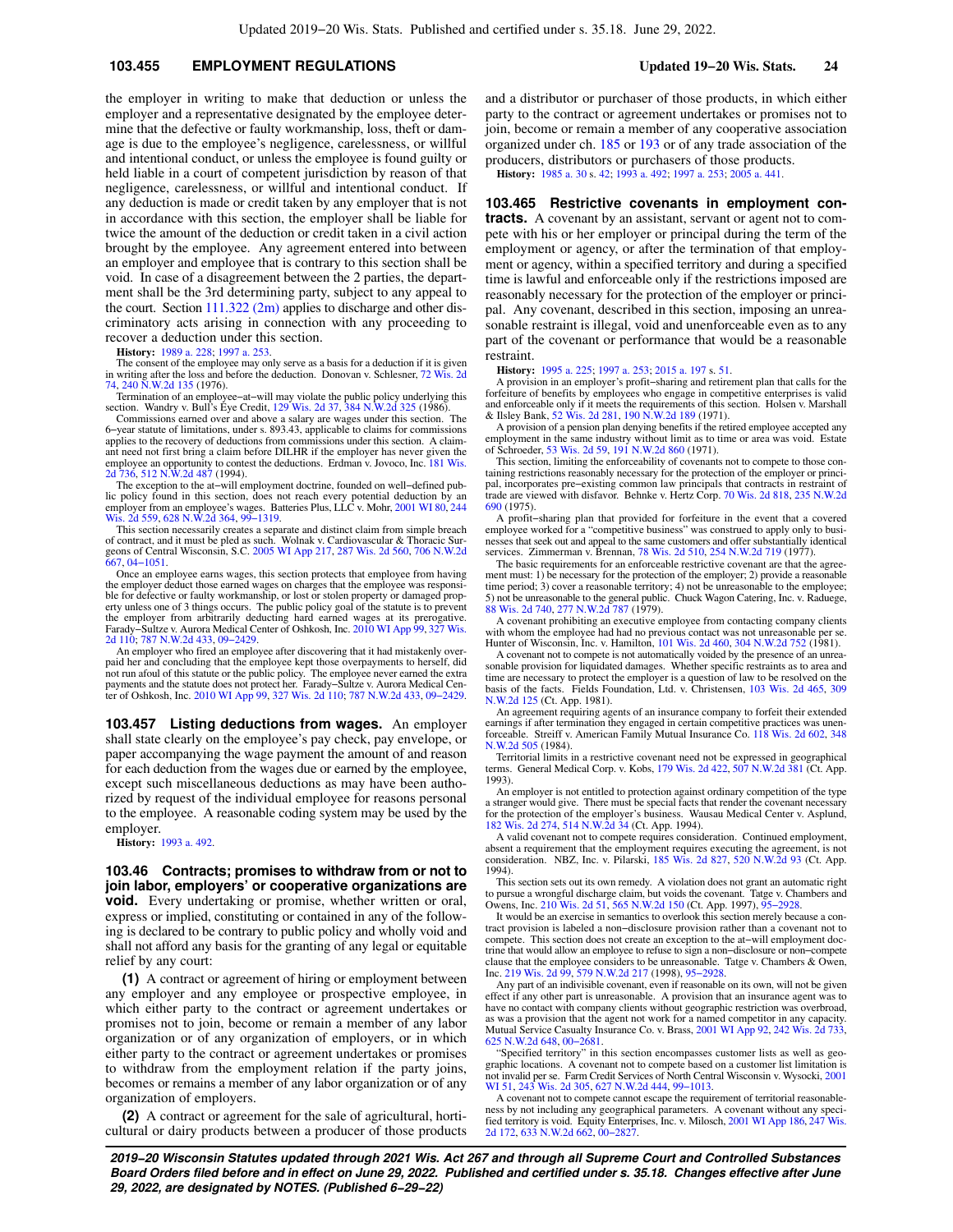the employer in writing to make that deduction or unless the employer and a representative designated by the employee determine that the defective or faulty workmanship, loss, theft or damage is due to the employee's negligence, carelessness, or willful and intentional conduct, or unless the employee is found guilty or held liable in a court of competent jurisdiction by reason of that negligence, carelessness, or willful and intentional conduct. If any deduction is made or credit taken by any employer that is not in accordance with this section, the employer shall be liable for twice the amount of the deduction or credit taken in a civil action brought by the employee. Any agreement entered into between an employer and employee that is contrary to this section shall be void. In case of a disagreement between the 2 parties, the department shall be the 3rd determining party, subject to any appeal to the court. Section 111.322 (2m) applies to discharge and other discriminatory acts arising in connection with any proceeding to recover a deduction under this section.

**History:** 1989 a. 228; 1997 a. 253.

The consent of the employee may only serve as a basis for a deduction if it is given in writing after the loss and before the deduction. Donovan v. Schlesner, 72 Wis. 2d 74, 240 N.W.2d 135 (1976).

Termination of an employee−at−will may violate the public policy underlying this section. Wandry v. Bull's Eye Credit, 129 Wis. 2d 37, 384 N.W.2d 325 (1986).

Commissions earned over and above a salary are wages under this section. The 6−year statute of limitations, under s. 893.43, applicable to claims for commissions applies to the recovery of deductions from commissions under this section. A claimant need not first bring a claim before DILHR if the employer has never given the employee an opportunity to contest the deductions. Erdman v. Jovoco, Inc. 181 Wis. 2d 736, 512 N.W.2d 487 (1994).

The exception to the at−will employment doctrine, founded on well−defined public policy found in this section, does not reach every potential deduction by an employer from an employee's wages. Batteries Plus, LLC v. Mohr, 2001 WI 80, 244 Wis. 2d 559, 628 N.W.2d 364, 99−1319.

This section necessarily creates a separate and distinct claim from simple breach of contract, and it must be pled as such. Wolnak v. Cardiovascular & Thoracic Surgeons of Central Wisconsin, S.C. 2005 WI App 217, 287 Wis. 2d 560, 706 N.W.2d 667, 04−1051.

Once an employee earns wages, this section protects that employee from having the employer deduct those earned wages on charges that the employee was responsible for defective or faulty workmanship, or lost or stolen property or damaged property unless one of 3 things occurs. The public policy goal of the statute is to prevent the employer from arbitrarily deducting hard earned wages at its prerogative. Farady−Sultze v. Aurora Medical Center of Oshkosh, Inc. 2010 WI App 99, 327 Wis. 2d 110; 787 N.W.2d 433, 09−2429.

An employer who fired an employee after discovering that it had mistakenly overpaid her and concluding that the employee kept those overpayments to herself, did not run afoul of this statute or the public policy. The employee never earned the extra payments and the statute does not protect her. Farady−Sultze v. Aurora Medical Center of Oshkosh, Inc. 2010 WI App 99, 327 Wis. 2d 110; 787 N.W.2d 433, 09−2429.

**103.457 Listing deductions from wages.** An employer shall state clearly on the employee's pay check, pay envelope, or paper accompanying the wage payment the amount of and reason for each deduction from the wages due or earned by the employee, except such miscellaneous deductions as may have been authorized by request of the individual employee for reasons personal to the employee. A reasonable coding system may be used by the employer.

**History:** 1993 a. 492.

**103.46 Contracts; promises to withdraw from or not to join labor, employers' or cooperative organizations are void.** Every undertaking or promise, whether written or oral, express or implied, constituting or contained in any of the following is declared to be contrary to public policy and wholly void and shall not afford any basis for the granting of any legal or equitable relief by any court:

**(1)** A contract or agreement of hiring or employment between any employer and any employee or prospective employee, in which either party to the contract or agreement undertakes or promises not to join, become or remain a member of any labor organization or of any organization of employers, or in which either party to the contract or agreement undertakes or promises to withdraw from the employment relation if the party joins, becomes or remains a member of any labor organization or of any organization of employers.

**(2)** A contract or agreement for the sale of agricultural, horticultural or dairy products between a producer of those products and a distributor or purchaser of those products, in which either party to the contract or agreement undertakes or promises not to join, become or remain a member of any cooperative association organized under ch. 185 or 193 or of any trade association of the producers, distributors or purchasers of those products.

**History:** 1985 a. 30 s. 42; 1993 a. 492; 1997 a. 253; 2005 a. 441.

**103.465 Restrictive covenants in employment contracts.** A covenant by an assistant, servant or agent not to compete with his or her employer or principal during the term of the employment or agency, or after the termination of that employment or agency, within a specified territory and during a specified time is lawful and enforceable only if the restrictions imposed are reasonably necessary for the protection of the employer or principal. Any covenant, described in this section, imposing an unreasonable restraint is illegal, void and unenforceable even as to any part of the covenant or performance that would be a reasonable restraint.

**History:** 1995 a. 225; 1997 a. 253; 2015 a. 197 s. 51.

A provision in an employer's profit−sharing and retirement plan that calls for the forfeiture of benefits by employees who engage in competitive enterprises is valid and enforceable only if it meets the requirements of this section. Holsen v. Marshall & Ilsley Bank, 52 Wis. 2d 281, 190 N.W.2d 189 (1971).

A provision of a pension plan denying benefits if the retired employee accepted any employment in the same industry without limit as to time or area was void. Estate of Schroeder, 53 Wis. 2d 59, 191 N.W.2d 860 (1971).

This section, limiting the enforceability of covenants not to compete to those containing restrictions reasonably necessary for the protection of the employer or principal, incorporates pre−existing common law principals that contracts in restraint of trade are viewed with disfavor. Behnke v. Hertz Corp. 70 Wis. 2d 818, 235 N.W.2d 690 (1975).

A profit−sharing plan that provided for forfeiture in the event that a covered employee worked for a "competitive business" was construed to apply only to businesses that seek out and appeal to the same customers and offer substantially identical services. Zimmerman v. Brennan, 78 Wis. 2d 510, 254 N.W.2d 719 (1977).

The basic requirements for an enforceable restrictive covenant are that the agreement must: 1) be necessary for the protection of the employer; 2) provide a reasonable time period; 3) cover a reasonable territory; 4) not be unreasonable to the employee; 5) not be unreasonable to the general public. Chuck Wagon Catering, Inc. v. Raduege, 88 Wis. 2d 740, 277 N.W.2d 787 (1979).

A covenant prohibiting an executive employee from contacting company clients with whom the employee had had no previous contact was not unreasonable per se. Hunter of Wisconsin, Inc. v. Hamilton, 101 Wis. 2d 460, 304 N.W.2d 752 (1981).

A covenant not to compete is not automatically voided by the presence of an unreasonable provision for liquidated damages. Whether specific restraints as to area and time are necessary to protect the employer is a question of law to be resolved on the basis of the facts. Fields Foundation, Ltd. v. Christensen, 103 Wis. 2d 465, 309 N.W.2d 125 (Ct. App. 1981).

An agreement requiring agents of an insurance company to forfeit their extended earnings if after termination they engaged in certain competitive practices was unenforceable. Streiff v. American Family Mutual Insurance Co. 118 Wis. 2d 602, 348 N.W.2d 505 (1984).

Territorial limits in a restrictive covenant need not be expressed in geographical terms. General Medical Corp. v. Kobs, 179 Wis. 2d 422, 507 N.W.2d 381 (Ct. App. 1993).

An employer is not entitled to protection against ordinary competition of the type a stranger would give. There must be special facts that render the covenant necessary for the protection of the employer's business. Wausau Medical Center v. Asplund, 182 Wis. 2d 274, 514 N.W.2d 34 (Ct. App. 1994).

A valid covenant not to compete requires consideration. Continued employment, absent a requirement that the employment requires executing the agreement, is not consideration. NBZ, Inc. v. Pilarski, 185 Wis. 2d 827, 520 N.W.2d 93 (Ct. App. 1994).

This section sets out its own remedy. A violation does not grant an automatic right to pursue a wrongful discharge claim, but voids the covenant. Tatge v. Chambers and Owens, Inc. 210 Wis. 2d 51, 565 N.W.2d 150 (Ct. App. 1997), 95−2928.

It would be an exercise in semantics to overlook this section merely because a contract provision is labeled a non−disclosure provision rather than a covenant not to compete. This section does not create an exception to the at−will employment doctrine that would allow an employee to refuse to sign a non−disclosure or non−compete clause that the employee considers to be unreasonable. Tatge v. Chambers & Owen, Inc. 219 Wis. 2d 99, 579 N.W.2d 217 (1998), 95−2928.

Any part of an indivisible covenant, even if reasonable on its own, will not be given effect if any other part is unreasonable. A provision that an insurance agent was to have no contact with company clients without geographic restriction was overbroad, as was a provision that the agent not work for a named competitor in any capacity. Mutual Service Casualty Insurance Co. v. Brass, 2001 WI App 92, 242 Wis. 2d 733, 625 N.W.2d 648, 00−2681.

"Specified territory" in this section encompasses customer lists as well as geographic locations. A covenant not to compete based on a customer list limitation is not invalid per se. Farm Credit Services of North Central Wisconsin v. Wysocki, 2001 WI 51, 243 Wis. 2d 305, 627 N.W.2d 444, 99−1013.

A covenant not to compete cannot escape the requirement of territorial reasonableness by not including any geographical parameters. A covenant without any specified territory is void. Equity Enterprises, Inc. v. Milosch, 2001 WI App 186, 247 Wis. 2d 172, 633 N.W.2d 662, 00−2827.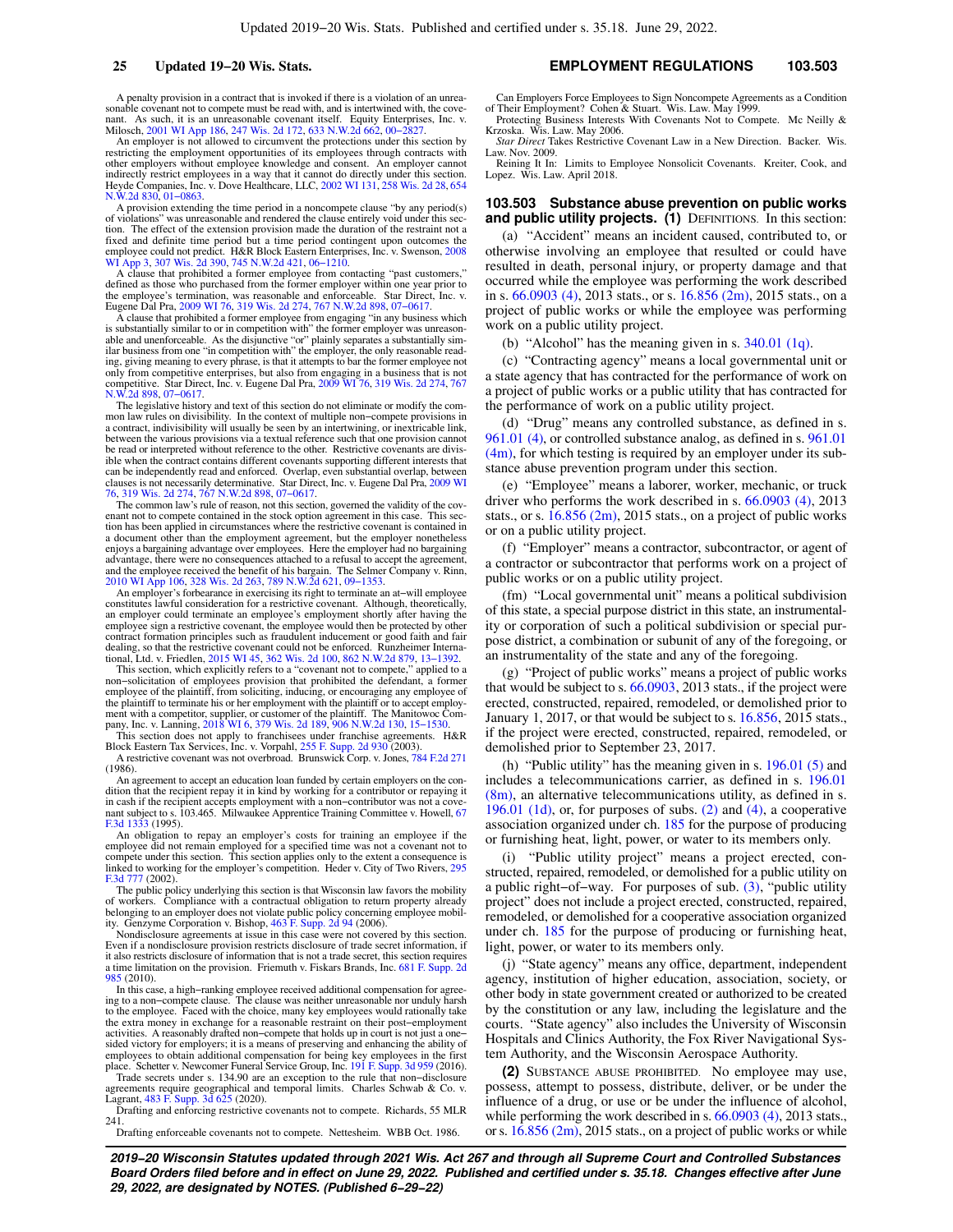A penalty provision in a contract that is invoked if there is a violation of an unreasonable covenant not to compete must be read with, and is intertwined with, the covenant. As such, it is an unreasonable covenant itself. Equity Enterprises, Inc. v. Milosch, 2001 WI App 186, 247 Wis. 2d 172, 633 N.W.2d 662, 00−2827.

An employer is not allowed to circumvent the protections under this section by restricting the employment opportunities of its employees through contracts with other employers without employee knowledge and consent. An employer cannot indirectly restrict employees in a way that it cannot do directly under this section. Heyde Companies, Inc. v. Dove Healthcare, LLC, 2002 WI 131, 258 Wis. 2d 28, 654 N.W.2d 830, 01−0863.

A provision extending the time period in a noncompete clause "by any period(s) of violations" was unreasonable and rendered the clause entirely void under this section. The effect of the extension provision made the duration of the restraint not a fixed and definite time period but a time period contingent upon outcomes the employee could not predict. H&R Block Eastern Enterprises, Inc. v. Swenson, 2008 WI App 3, 307 Wis. 2d 390, 745 N.W.2d 421, 06−1210.

A clause that prohibited a former employee from contacting "past customers," defined as those who purchased from the former employer within one year prior to the employee's termination, was reasonable and enforceable. Star Direct, Inc. v. Eugene Dal Pra, 2009 WI 76, 319 Wis. 2d 274, 767 N.W.2d 898, 07−0617.

A clause that prohibited a former employee from engaging "in any business which is substantially similar to or in competition with" the former employer was unreasonable and unenforceable. As the disjunctive "or" plainly separates a substantially similar business from one "in competition with" the employer, the only reasonable reading, giving meaning to every phrase, is that it attempts to bar the former employee not only from competitive enterprises, but also from engaging in a business that is not competitive. Star Direct, Inc. v. Eugene Dal Pra, 2009 WI 76, 319 Wis. 2d 274, 767 N.W.2d 898, 07−0617.

The legislative history and text of this section do not eliminate or modify the common law rules on divisibility. In the context of multiple non−compete provisions in a contract, indivisibility will usually be seen by an intertwining, or inextricable link, between the various provisions via a textual reference such that one provision cannot be read or interpreted without reference to the other. Restrictive covenants are divisible when the contract contains different covenants supporting different interests that can be independently read and enforced. Overlap, even substantial overlap, between clauses is not necessarily determinative. Star Direct, Inc. v. Eugene Dal Pra, 2009 WI 76, 319 Wis. 2d 274, 767 N.W.2d 898, 07−0617.

The common law's rule of reason, not this section, governed the validity of the covenant not to compete contained in the stock option agreement in this case. This section has been applied in circumstances where the restrictive covenant is contained in a document other than the employment agreement, but the employer nonetheless enjoys a bargaining advantage over employees. Here the employer had no bargaining advantage, there were no consequences attached to a refusal to accept the agreement, and the employee received the benefit of his bargain. The Selmer Company v. Rinn, 2010 WI App 106, 328 Wis. 2d 263, 789 N.W.2d 621, 09−1353.

An employer's forbearance in exercising its right to terminate an at−will employee constitutes lawful consideration for a restrictive covenant. Although, theoretically, an employer could terminate an employee's employment shortly after having the employee sign a restrictive covenant, the employee would then be protected by other contract formation principles such as fraudulent inducement or good faith and fair dealing, so that the restrictive covenant could not be enforced. Runzheimer International, Ltd. v. Friedlen, 2015 WI 45, 362 Wis. 2d 100, 862 N.W.2d 879, 13−1392.

This section, which explicitly refers to a "covenant not to compete," applied to a non−solicitation of employees provision that prohibited the defendant, a former employee of the plaintiff, from soliciting, inducing, or encouraging any employee of the plaintiff to terminate his or her employment with the plaintiff or to accept employment with a competitor, supplier, or customer of the plaintiff. The Manitowoc Company, Inc. v. Lanning, 2018 WI 6, 379 Wis. 2d 189, 906 N.W.2d 130, 15−1530.

This section does not apply to franchisees under franchise agreements. H&R Block Eastern Tax Services, Inc. v. Vorpahl, 255 F. Supp. 2d 930 (2003).

A restrictive covenant was not overbroad. Brunswick Corp. v. Jones, 784 F.2d 271 (1986).

An agreement to accept an education loan funded by certain employers on the condition that the recipient repay it in kind by working for a contributor or repaying it in cash if the recipient accepts employment with a non−contributor was not a covenant subject to s. 103.465. Milwaukee Apprentice Training Committee v. Howell, 67 F.3d 1333 (1995).

An obligation to repay an employer's costs for training an employee if the employee did not remain employed for a specified time was not a covenant not to compete under this section. This section applies only to the extent a consequence is linked to working for the employer's competition. Heder v. City of Two Rivers, 295 F.3d 777 (2002).

The public policy underlying this section is that Wisconsin law favors the mobility of workers. Compliance with a contractual obligation to return property already belonging to an employer does not violate public policy concerning employee mobility. Genzyme Corporation v. Bishop, 463 F. Supp. 2d 94 (2006).

Nondisclosure agreements at issue in this case were not covered by this section. Even if a nondisclosure provision restricts disclosure of trade secret information, if it also restricts disclosure of information that is not a trade secret, this section requires a time limitation on the provision. Friemuth v. Fiskars Brands, Inc. 681 F. Supp. 2d 985 (2010).

In this case, a high−ranking employee received additional compensation for agreeing to a non−compete clause. The clause was neither unreasonable nor unduly harsh to the employee. Faced with the choice, many key employees would rationally take the extra money in exchange for a reasonable restraint on their post−employment activities. A reasonably drafted non−compete that holds up in court is not just a one−sided victory for employers; it is a means of preserving and enhancing the ability of employees to obtain additional compensation for being key employees in the first place. Schetter v. Newcomer Funeral Service Group, Inc. 191 F. Supp. 3d 959 (2016).

Trade secrets under s. 134.90 are an exception to the rule that non−disclosure agreements require geographical and temporal limits. Charles Schwab & Co. v. Lagrant, 483 F. Supp. 3d 625 (2020).

Drafting and enforcing restrictive covenants not to compete. Richards, 55 MLR 241.

Drafting enforceable covenants not to compete. Nettesheim. WBB Oct. 1986.

Can Employers Force Employees to Sign Noncompete Agreements as a Condition of Their Employment? Cohen & Stuart. Wis. Law. May 1999.

Protecting Business Interests With Covenants Not to Compete. Mc Neilly & Krzoska. Wis. Law. May 2006.

*Star Direct* Takes Restrictive Covenant Law in a New Direction. Backer. Wis. Law. Nov. 2009.

Reining It In: Limits to Employee Nonsolicit Covenants. Kreiter, Cook, and Lopez. Wis. Law. April 2018.

**103.503 Substance abuse prevention on public works and public utility projects. (1)** DEFINITIONS. In this section:

(a) "Accident" means an incident caused, contributed to, or otherwise involving an employee that resulted or could have resulted in death, personal injury, or property damage and that occurred while the employee was performing the work described in s. 66.0903 (4), 2013 stats., or s. 16.856 (2m), 2015 stats., on a project of public works or while the employee was performing work on a public utility project.

(b) "Alcohol" has the meaning given in s. 340.01 (1q).

(c) "Contracting agency" means a local governmental unit or a state agency that has contracted for the performance of work on a project of public works or a public utility that has contracted for the performance of work on a public utility project.

(d) "Drug" means any controlled substance, as defined in s. 961.01 (4), or controlled substance analog, as defined in s. 961.01 (4m), for which testing is required by an employer under its substance abuse prevention program under this section.

(e) "Employee" means a laborer, worker, mechanic, or truck driver who performs the work described in s. 66.0903 (4), 2013 stats., or s. 16.856 (2m), 2015 stats., on a project of public works or on a public utility project.

(f) "Employer" means a contractor, subcontractor, or agent of a contractor or subcontractor that performs work on a project of public works or on a public utility project.

(fm) "Local governmental unit" means a political subdivision of this state, a special purpose district in this state, an instrumentality or corporation of such a political subdivision or special purpose district, a combination or subunit of any of the foregoing, or an instrumentality of the state and any of the foregoing.

(g) "Project of public works" means a project of public works that would be subject to s. 66.0903, 2013 stats., if the project were erected, constructed, repaired, remodeled, or demolished prior to January 1, 2017, or that would be subject to s. 16.856, 2015 stats., if the project were erected, constructed, repaired, remodeled, or demolished prior to September 23, 2017.

(h) "Public utility" has the meaning given in s. 196.01 (5) and includes a telecommunications carrier, as defined in s. 196.01 (8m), an alternative telecommunications utility, as defined in s. 196.01 (1d), or, for purposes of subs. (2) and (4), a cooperative association organized under ch. 185 for the purpose of producing or furnishing heat, light, power, or water to its members only.

(i) "Public utility project" means a project erected, constructed, repaired, remodeled, or demolished for a public utility on a public right−of−way. For purposes of sub. (3), "public utility project" does not include a project erected, constructed, repaired, remodeled, or demolished for a cooperative association organized under ch. 185 for the purpose of producing or furnishing heat, light, power, or water to its members only.

(j) "State agency" means any office, department, independent agency, institution of higher education, association, society, or other body in state government created or authorized to be created by the constitution or any law, including the legislature and the courts. "State agency" also includes the University of Wisconsin Hospitals and Clinics Authority, the Fox River Navigational System Authority, and the Wisconsin Aerospace Authority.

**(2)** SUBSTANCE ABUSE PROHIBITED. No employee may use, possess, attempt to possess, distribute, deliver, or be under the influence of a drug, or use or be under the influence of alcohol, while performing the work described in s. 66.0903 (4), 2013 stats., or s. 16.856 (2m), 2015 stats., on a project of public works or while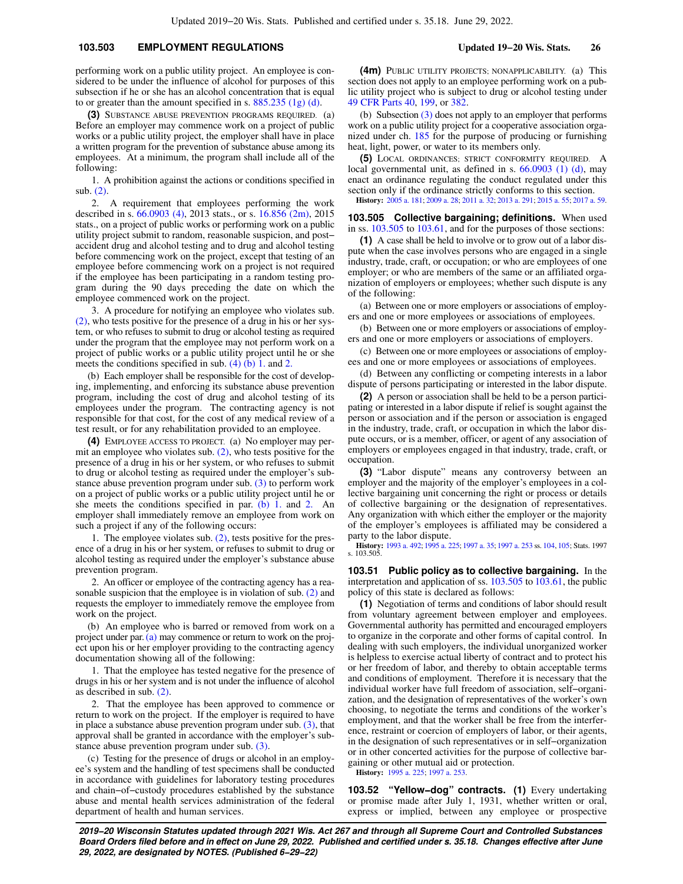performing work on a public utility project. An employee is considered to be under the influence of alcohol for purposes of this subsection if he or she has an alcohol concentration that is equal to or greater than the amount specified in s. 885.235 (1g) (d).

**(3)** SUBSTANCE ABUSE PREVENTION PROGRAMS REQUIRED. (a) Before an employer may commence work on a project of public works or a public utility project, the employer shall have in place a written program for the prevention of substance abuse among its employees. At a minimum, the program shall include all of the following:

1. A prohibition against the actions or conditions specified in sub. (2).

2. A requirement that employees performing the work described in s. 66.0903 (4), 2013 stats., or s. 16.856 (2m), 2015 stats., on a project of public works or performing work on a public utility project submit to random, reasonable suspicion, and post−accident drug and alcohol testing and to drug and alcohol testing before commencing work on the project, except that testing of an employee before commencing work on a project is not required if the employee has been participating in a random testing program during the 90 days preceding the date on which the employee commenced work on the project.

3. A procedure for notifying an employee who violates sub. (2), who tests positive for the presence of a drug in his or her system, or who refuses to submit to drug or alcohol testing as required under the program that the employee may not perform work on a project of public works or a public utility project until he or she meets the conditions specified in sub. (4) (b) 1. and 2.

(b) Each employer shall be responsible for the cost of developing, implementing, and enforcing its substance abuse prevention program, including the cost of drug and alcohol testing of its employees under the program. The contracting agency is not responsible for that cost, for the cost of any medical review of a test result, or for any rehabilitation provided to an employee.

**(4)** EMPLOYEE ACCESS TO PROJECT. (a) No employer may permit an employee who violates sub. (2), who tests positive for the presence of a drug in his or her system, or who refuses to submit to drug or alcohol testing as required under the employer's substance abuse prevention program under sub. (3) to perform work on a project of public works or a public utility project until he or she meets the conditions specified in par. (b) 1. and 2. An employer shall immediately remove an employee from work on such a project if any of the following occurs:

1. The employee violates sub. (2), tests positive for the presence of a drug in his or her system, or refuses to submit to drug or alcohol testing as required under the employer's substance abuse prevention program.

2. An officer or employee of the contracting agency has a reasonable suspicion that the employee is in violation of sub. (2) and requests the employer to immediately remove the employee from work on the project.

(b) An employee who is barred or removed from work on a project under par. (a) may commence or return to work on the project upon his or her employer providing to the contracting agency documentation showing all of the following:

1. That the employee has tested negative for the presence of drugs in his or her system and is not under the influence of alcohol as described in sub. (2).

2. That the employee has been approved to commence or return to work on the project. If the employer is required to have in place a substance abuse prevention program under sub. (3), that approval shall be granted in accordance with the employer's substance abuse prevention program under sub. (3).

(c) Testing for the presence of drugs or alcohol in an employee's system and the handling of test specimens shall be conducted in accordance with guidelines for laboratory testing procedures and chain−of−custody procedures established by the substance abuse and mental health services administration of the federal department of health and human services.

**(4m)** PUBLIC UTILITY PROJECTS; NONAPPLICABILITY. (a) This section does not apply to an employee performing work on a public utility project who is subject to drug or alcohol testing under 49 CFR Parts 40, 199, or 382.

(b) Subsection (3) does not apply to an employer that performs work on a public utility project for a cooperative association organized under ch. 185 for the purpose of producing or furnishing heat, light, power, or water to its members only.

**(5)** LOCAL ORDINANCES; STRICT CONFORMITY REQUIRED. A local governmental unit, as defined in s. 66.0903 (1) (d), may enact an ordinance regulating the conduct regulated under this section only if the ordinance strictly conforms to this section.

**History:** 2005 a. 181; 2009 a. 28; 2011 a. 32; 2013 a. 291; 2015 a. 55; 2017 a. 59.

**103.505 Collective bargaining; definitions.** When used in ss. 103.505 to 103.61, and for the purposes of those sections:

**(1)** A case shall be held to involve or to grow out of a labor dispute when the case involves persons who are engaged in a single industry, trade, craft, or occupation; or who are employees of one employer; or who are members of the same or an affiliated organization of employers or employees; whether such dispute is any of the following:

(a) Between one or more employers or associations of employers and one or more employees or associations of employees.

(b) Between one or more employers or associations of employers and one or more employers or associations of employers.

(c) Between one or more employees or associations of employees and one or more employees or associations of employees.

(d) Between any conflicting or competing interests in a labor dispute of persons participating or interested in the labor dispute.

**(2)** A person or association shall be held to be a person participating or interested in a labor dispute if relief is sought against the person or association and if the person or association is engaged in the industry, trade, craft, or occupation in which the labor dispute occurs, or is a member, officer, or agent of any association of employers or employees engaged in that industry, trade, craft, or occupation.

**(3)** "Labor dispute" means any controversy between an employer and the majority of the employer's employees in a collective bargaining unit concerning the right or process or details of collective bargaining or the designation of representatives. Any organization with which either the employer or the majority of the employer's employees is affiliated may be considered a party to the labor dispute.

**History:** 1993 a. 492; 1995 a. 225; 1997 a. 35; 1997 a. 253 ss. 104, 105; Stats. 1997 s. 103.505.

**103.51 Public policy as to collective bargaining.** In the interpretation and application of ss. 103.505 to 103.61, the public policy of this state is declared as follows:

**(1)** Negotiation of terms and conditions of labor should result from voluntary agreement between employer and employees. Governmental authority has permitted and encouraged employers to organize in the corporate and other forms of capital control. In dealing with such employers, the individual unorganized worker is helpless to exercise actual liberty of contract and to protect his or her freedom of labor, and thereby to obtain acceptable terms and conditions of employment. Therefore it is necessary that the individual worker have full freedom of association, self−organization, and the designation of representatives of the worker's own choosing, to negotiate the terms and conditions of the worker's employment, and that the worker shall be free from the interference, restraint or coercion of employers of labor, or their agents, in the designation of such representatives or in self−organization or in other concerted activities for the purpose of collective bargaining or other mutual aid or protection.

**History:** 1995 a. 225; 1997 a. 253.

**103.52 "Yellow−dog" contracts.** **(1)** Every undertaking or promise made after July 1, 1931, whether written or oral, express or implied, between any employee or prospective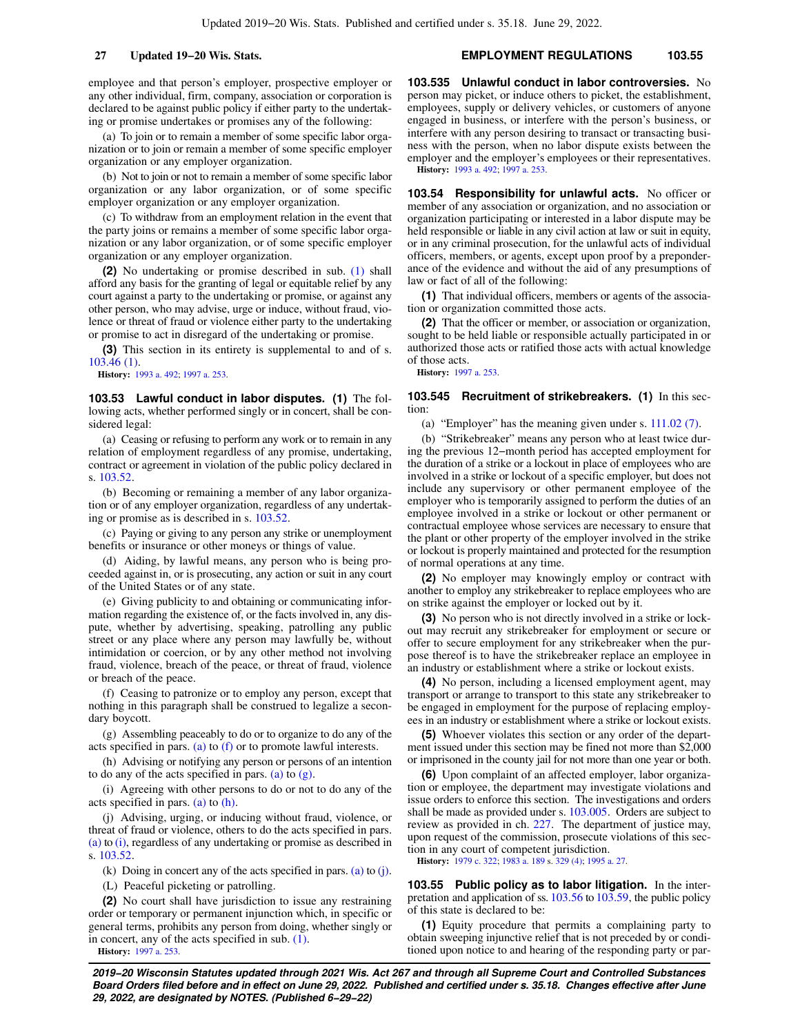employee and that person's employer, prospective employer or any other individual, firm, company, association or corporation is declared to be against public policy if either party to the undertaking or promise undertakes or promises any of the following:

(a) To join or to remain a member of some specific labor organization or to join or remain a member of some specific employer organization or any employer organization.

(b) Not to join or not to remain a member of some specific labor organization or any labor organization, or of some specific employer organization or any employer organization.

(c) To withdraw from an employment relation in the event that the party joins or remains a member of some specific labor organization or any labor organization, or of some specific employer organization or any employer organization.

**(2)** No undertaking or promise described in sub. (1) shall afford any basis for the granting of legal or equitable relief by any court against a party to the undertaking or promise, or against any other person, who may advise, urge or induce, without fraud, violence or threat of fraud or violence either party to the undertaking or promise to act in disregard of the undertaking or promise.

**(3)** This section in its entirety is supplemental to and of s. 103.46 (1).

**History:** 1993 a. 492; 1997 a. 253.

**103.53 Lawful conduct in labor disputes. (1)** The following acts, whether performed singly or in concert, shall be considered legal:

(a) Ceasing or refusing to perform any work or to remain in any relation of employment regardless of any promise, undertaking, contract or agreement in violation of the public policy declared in s. 103.52.

(b) Becoming or remaining a member of any labor organization or of any employer organization, regardless of any undertaking or promise as is described in s. 103.52.

(c) Paying or giving to any person any strike or unemployment benefits or insurance or other moneys or things of value.

(d) Aiding, by lawful means, any person who is being proceeded against in, or is prosecuting, any action or suit in any court of the United States or of any state.

(e) Giving publicity to and obtaining or communicating information regarding the existence of, or the facts involved in, any dispute, whether by advertising, speaking, patrolling any public street or any place where any person may lawfully be, without intimidation or coercion, or by any other method not involving fraud, violence, breach of the peace, or threat of fraud, violence or breach of the peace.

(f) Ceasing to patronize or to employ any person, except that nothing in this paragraph shall be construed to legalize a secondary boycott.

(g) Assembling peaceably to do or to organize to do any of the acts specified in pars. (a) to (f) or to promote lawful interests.

(h) Advising or notifying any person or persons of an intention to do any of the acts specified in pars. (a) to (g).

(i) Agreeing with other persons to do or not to do any of the acts specified in pars. (a) to (h).

(j) Advising, urging, or inducing without fraud, violence, or threat of fraud or violence, others to do the acts specified in pars. (a) to (i), regardless of any undertaking or promise as described in s. 103.52.

(k) Doing in concert any of the acts specified in pars. (a) to (j).

(L) Peaceful picketing or patrolling.

**(2)** No court shall have jurisdiction to issue any restraining order or temporary or permanent injunction which, in specific or general terms, prohibits any person from doing, whether singly or in concert, any of the acts specified in sub. (1).

**History:** 1997 a. 253.

**103.535 Unlawful conduct in labor controversies.** No person may picket, or induce others to picket, the establishment, employees, supply or delivery vehicles, or customers of anyone engaged in business, or interfere with the person's business, or interfere with any person desiring to transact or transacting business with the person, when no labor dispute exists between the employer and the employer's employees or their representatives.

**History:** 1993 a. 492; 1997 a. 253.

**103.54 Responsibility for unlawful acts.** No officer or member of any association or organization, and no association or organization participating or interested in a labor dispute may be held responsible or liable in any civil action at law or suit in equity, or in any criminal prosecution, for the unlawful acts of individual officers, members, or agents, except upon proof by a preponderance of the evidence and without the aid of any presumptions of law or fact of all of the following:

**(1)** That individual officers, members or agents of the association or organization committed those acts.

**(2)** That the officer or member, or association or organization, sought to be held liable or responsible actually participated in or authorized those acts or ratified those acts with actual knowledge of those acts.

**History:** 1997 a. 253.

**103.545 Recruitment of strikebreakers. (1)** In this section:

(a) "Employer" has the meaning given under s. 111.02 (7).

(b) "Strikebreaker" means any person who at least twice during the previous 12−month period has accepted employment for the duration of a strike or a lockout in place of employees who are involved in a strike or lockout of a specific employer, but does not include any supervisory or other permanent employee of the employer who is temporarily assigned to perform the duties of an employee involved in a strike or lockout or other permanent or contractual employee whose services are necessary to ensure that the plant or other property of the employer involved in the strike or lockout is properly maintained and protected for the resumption of normal operations at any time.

**(2)** No employer may knowingly employ or contract with another to employ any strikebreaker to replace employees who are on strike against the employer or locked out by it.

**(3)** No person who is not directly involved in a strike or lockout may recruit any strikebreaker for employment or secure or offer to secure employment for any strikebreaker when the purpose thereof is to have the strikebreaker replace an employee in an industry or establishment where a strike or lockout exists.

**(4)** No person, including a licensed employment agent, may transport or arrange to transport to this state any strikebreaker to be engaged in employment for the purpose of replacing employees in an industry or establishment where a strike or lockout exists.

**(5)** Whoever violates this section or any order of the department issued under this section may be fined not more than $2,000 or imprisoned in the county jail for not more than one year or both.

**(6)** Upon complaint of an affected employer, labor organization or employee, the department may investigate violations and issue orders to enforce this section. The investigations and orders shall be made as provided under s. 103.005. Orders are subject to review as provided in ch. 227. The department of justice may, upon request of the commission, prosecute violations of this section in any court of competent jurisdiction.

**History:** 1979 c. 322; 1983 a. 189 s. 329 (4); 1995 a. 27.

**103.55 Public policy as to labor litigation.** In the interpretation and application of ss. 103.56 to 103.59, the public policy of this state is declared to be:

**(1)** Equity procedure that permits a complaining party to obtain sweeping injunctive relief that is not preceded by or conditioned upon notice to and hearing of the responding party or par-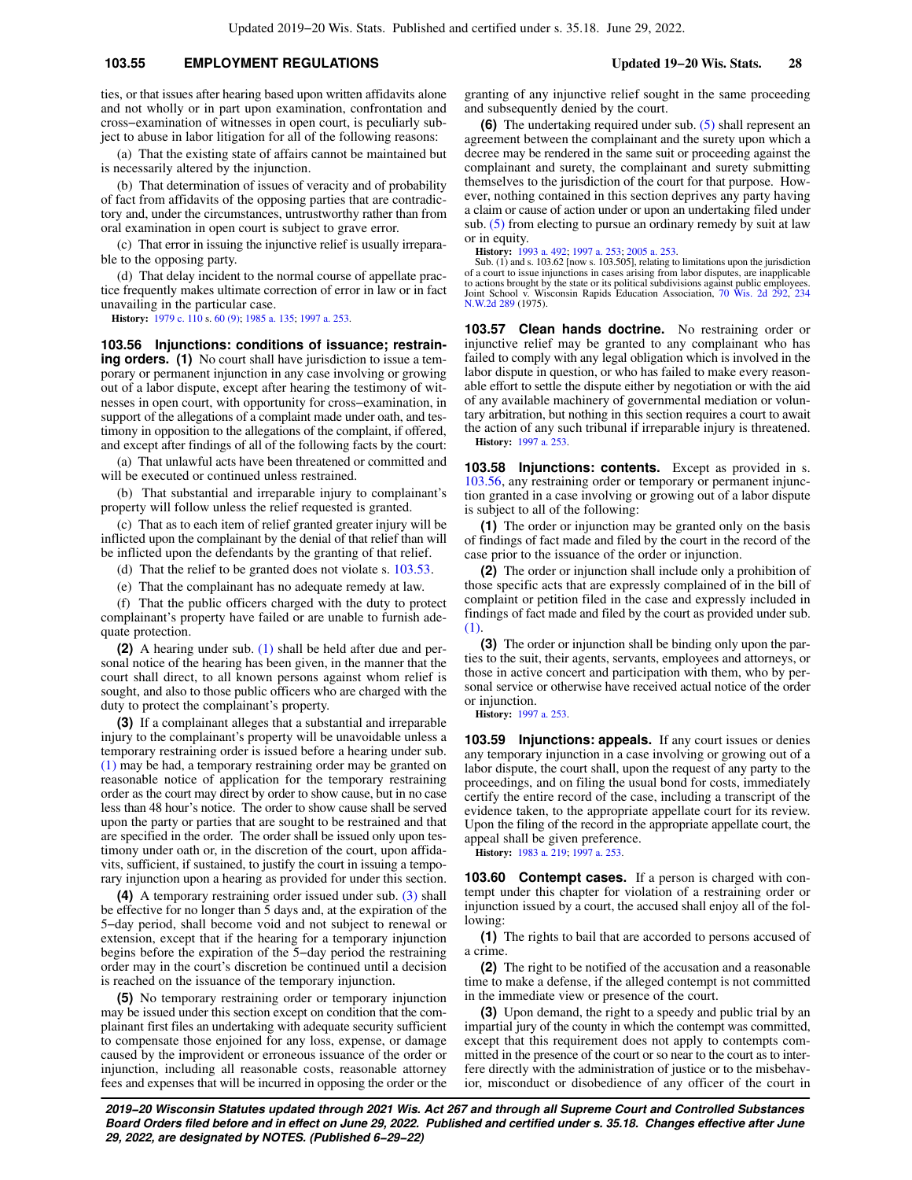ties, or that issues after hearing based upon written affidavits alone and not wholly or in part upon examination, confrontation and cross−examination of witnesses in open court, is peculiarly subject to abuse in labor litigation for all of the following reasons:

(a) That the existing state of affairs cannot be maintained but is necessarily altered by the injunction.

(b) That determination of issues of veracity and of probability of fact from affidavits of the opposing parties that are contradictory and, under the circumstances, untrustworthy rather than from oral examination in open court is subject to grave error.

(c) That error in issuing the injunctive relief is usually irreparable to the opposing party.

(d) That delay incident to the normal course of appellate practice frequently makes ultimate correction of error in law or in fact unavailing in the particular case.

**History:** 1979 c. 110 s. 60 (9); 1985 a. 135; 1997 a. 253.

**103.56 Injunctions: conditions of issuance; restraining orders.** **(1)** No court shall have jurisdiction to issue a temporary or permanent injunction in any case involving or growing out of a labor dispute, except after hearing the testimony of witnesses in open court, with opportunity for cross−examination, in support of the allegations of a complaint made under oath, and testimony in opposition to the allegations of the complaint, if offered, and except after findings of all of the following facts by the court:

(a) That unlawful acts have been threatened or committed and will be executed or continued unless restrained.

(b) That substantial and irreparable injury to complainant's property will follow unless the relief requested is granted.

(c) That as to each item of relief granted greater injury will be inflicted upon the complainant by the denial of that relief than will be inflicted upon the defendants by the granting of that relief.

(d) That the relief to be granted does not violate s. 103.53.

(e) That the complainant has no adequate remedy at law.

(f) That the public officers charged with the duty to protect complainant's property have failed or are unable to furnish adequate protection.

**(2)** A hearing under sub. (1) shall be held after due and personal notice of the hearing has been given, in the manner that the court shall direct, to all known persons against whom relief is sought, and also to those public officers who are charged with the duty to protect the complainant's property.

**(3)** If a complainant alleges that a substantial and irreparable injury to the complainant's property will be unavoidable unless a temporary restraining order is issued before a hearing under sub. (1) may be had, a temporary restraining order may be granted on reasonable notice of application for the temporary restraining order as the court may direct by order to show cause, but in no case less than 48 hour's notice. The order to show cause shall be served upon the party or parties that are sought to be restrained and that are specified in the order. The order shall be issued only upon testimony under oath or, in the discretion of the court, upon affidavits, sufficient, if sustained, to justify the court in issuing a temporary injunction upon a hearing as provided for under this section.

**(4)** A temporary restraining order issued under sub. (3) shall be effective for no longer than 5 days and, at the expiration of the 5−day period, shall become void and not subject to renewal or extension, except that if the hearing for a temporary injunction begins before the expiration of the 5−day period the restraining order may in the court's discretion be continued until a decision is reached on the issuance of the temporary injunction.

**(5)** No temporary restraining order or temporary injunction may be issued under this section except on condition that the complainant first files an undertaking with adequate security sufficient to compensate those enjoined for any loss, expense, or damage caused by the improvident or erroneous issuance of the order or injunction, including all reasonable costs, reasonable attorney fees and expenses that will be incurred in opposing the order or the granting of any injunctive relief sought in the same proceeding and subsequently denied by the court.

**(6)** The undertaking required under sub. (5) shall represent an agreement between the complainant and the surety upon which a decree may be rendered in the same suit or proceeding against the complainant and surety, the complainant and surety submitting themselves to the jurisdiction of the court for that purpose. However, nothing contained in this section deprives any party having a claim or cause of action under or upon an undertaking filed under sub. (5) from electing to pursue an ordinary remedy by suit at law or in equity.

**History:** 1993 a. 492; 1997 a. 253; 2005 a. 253.

Sub. (1) and s. 103.62 [now s. 103.505], relating to limitations upon the jurisdiction of a court to issue injunctions in cases arising from labor disputes, are inapplicable to actions brought by the state or its political subdivisions against public employees. Joint School v. Wisconsin Rapids Education Association, 70 Wis. 2d 292, 234 N.W.2d 289 (1975).

**103.57 Clean hands doctrine.** No restraining order or injunctive relief may be granted to any complainant who has failed to comply with any legal obligation which is involved in the labor dispute in question, or who has failed to make every reasonable effort to settle the dispute either by negotiation or with the aid of any available machinery of governmental mediation or voluntary arbitration, but nothing in this section requires a court to await the action of any such tribunal if irreparable injury is threatened.

**History:** 1997 a. 253.

**103.58 Injunctions: contents.** Except as provided in s. 103.56, any restraining order or temporary or permanent injunction granted in a case involving or growing out of a labor dispute is subject to all of the following:

**(1)** The order or injunction may be granted only on the basis of findings of fact made and filed by the court in the record of the case prior to the issuance of the order or injunction.

**(2)** The order or injunction shall include only a prohibition of those specific acts that are expressly complained of in the bill of complaint or petition filed in the case and expressly included in findings of fact made and filed by the court as provided under sub. (1).

**(3)** The order or injunction shall be binding only upon the parties to the suit, their agents, servants, employees and attorneys, or those in active concert and participation with them, who by personal service or otherwise have received actual notice of the order or injunction.

**History:** 1997 a. 253.

**103.59 Injunctions: appeals.** If any court issues or denies any temporary injunction in a case involving or growing out of a labor dispute, the court shall, upon the request of any party to the proceedings, and on filing the usual bond for costs, immediately certify the entire record of the case, including a transcript of the evidence taken, to the appropriate appellate court for its review. Upon the filing of the record in the appropriate appellate court, the appeal shall be given preference.

**History:** 1983 a. 219; 1997 a. 253.

**103.60 Contempt cases.** If a person is charged with contempt under this chapter for violation of a restraining order or injunction issued by a court, the accused shall enjoy all of the following:

**(1)** The rights to bail that are accorded to persons accused of a crime.

**(2)** The right to be notified of the accusation and a reasonable time to make a defense, if the alleged contempt is not committed in the immediate view or presence of the court.

**(3)** Upon demand, the right to a speedy and public trial by an impartial jury of the county in which the contempt was committed, except that this requirement does not apply to contempts committed in the presence of the court or so near to the court as to interfere directly with the administration of justice or to the misbehavior, misconduct or disobedience of any officer of the court in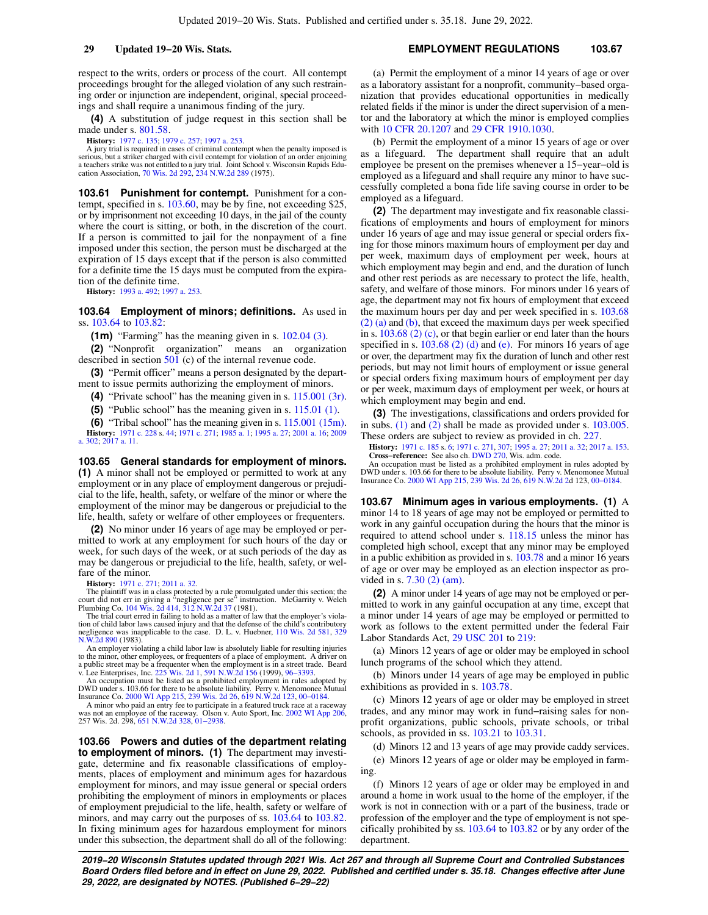respect to the writs, orders or process of the court. All contempt proceedings brought for the alleged violation of any such restraining order or injunction are independent, original, special proceedings and shall require a unanimous finding of the jury.

**(4)** A substitution of judge request in this section shall be made under s. 801.58.

**History:** 1977 c. 135; 1979 c. 257; 1997 a. 253.

A jury trial is required in cases of criminal contempt when the penalty imposed is serious, but a striker charged with civil contempt for violation of an order enjoining a teachers strike was not entitled to a jury trial. Joint School v. Wisconsin Rapids Education Association, 70 Wis. 2d 292, 234 N.W.2d 289 (1975).

**103.61 Punishment for contempt.** Punishment for a contempt, specified in s. 103.60, may be by fine, not exceeding $25, or by imprisonment not exceeding 10 days, in the jail of the county where the court is sitting, or both, in the discretion of the court. If a person is committed to jail for the nonpayment of a fine imposed under this section, the person must be discharged at the expiration of 15 days except that if the person is also committed for a definite time the 15 days must be computed from the expiration of the definite time.

**History:** 1993 a. 492; 1997 a. 253.

**103.64 Employment of minors; definitions.** As used in ss. 103.64 to 103.82:

**(1m)** "Farming" has the meaning given in s. 102.04 (3).

**(2)** "Nonprofit organization" means an organization described in section 501 (c) of the internal revenue code.

**(3)** "Permit officer" means a person designated by the department to issue permits authorizing the employment of minors.

**(4)** "Private school" has the meaning given in s. 115.001 (3r).

**(5)** "Public school" has the meaning given in s. 115.01 (1).

**(6)** "Tribal school" has the meaning given in s. 115.001 (15m).

**History:** 1971 c. 228 s. 44; 1971 c. 271; 1985 a. 1; 1995 a. 27; 2001 a. 16; 2009 a. 302; 2017 a. 11.

**103.65 General standards for employment of minors.**

**(1)** A minor shall not be employed or permitted to work at any employment or in any place of employment dangerous or prejudicial to the life, health, safety, or welfare of the minor or where the employment of the minor may be dangerous or prejudicial to the life, health, safety or welfare of other employees or frequenters.

**(2)** No minor under 16 years of age may be employed or permitted to work at any employment for such hours of the day or week, for such days of the week, or at such periods of the day as may be dangerous or prejudicial to the life, health, safety, or welfare of the minor.

**History:** 1971 c. 271; 2011 a. 32.

The plaintiff was in a class protected by a rule promulgated under this section; the court did not err in giving a "negligence per se" instruction. McGarrity v. Welch Plumbing Co. 104 Wis. 2d 414, 312 N.W.2d 37 (1981).

The trial court erred in failing to hold as a matter of law that the employer's violation of child labor laws caused injury and that the defense of the child's contributory negligence was inapplicable to the case. D. L. v. Huebner, 110 Wis. 2d 581, 329 N.W.2d 890 (1983).

An employer violating a child labor law is absolutely liable for resulting injuries to the minor, other employees, or frequenters of a place of employment. A driver on a public street may be a frequenter when the employment is in a street trade. Beard v. Lee Enterprises, Inc. 225 Wis. 2d 1, 591 N.W.2d 156 (1999), 96-3393.

An occupation must be listed as a prohibited employment in rules adopted by DWD under s. 103.66 for there to be absolute liability. Perry v. Menomonee Mutual Insurance Co. 2000 WI App 215, 239 Wis. 2d 26, 619 N.W.2d 123, 00-0184.

A minor who paid an entry fee to participate in a featured truck race at a raceway was not an employee of the raceway. Olson v. Auto Sport, Inc. 2002 WI App 206, 257 Wis. 2d. 298, 651 N.W.2d 328, 01-2938.

**103.66 Powers and duties of the department relating to employment of minors.** **(1)** The department may investigate, determine and fix reasonable classifications of employments, places of employment and minimum ages for hazardous employment for minors, and may issue general or special orders prohibiting the employment of minors in employments or places of employment prejudicial to the life, health, safety or welfare of minors, and may carry out the purposes of ss. 103.64 to 103.82. In fixing minimum ages for hazardous employment for minors under this subsection, the department shall do all of the following:

(a) Permit the employment of a minor 14 years of age or over as a laboratory assistant for a nonprofit, community-based organization that provides educational opportunities in medically related fields if the minor is under the direct supervision of a mentor and the laboratory at which the minor is employed complies with 10 CFR 20.1207 and 29 CFR 1910.1030.

(b) Permit the employment of a minor 15 years of age or over as a lifeguard. The department shall require that an adult employee be present on the premises whenever a 15-year-old is employed as a lifeguard and shall require any minor to have successfully completed a bona fide life saving course in order to be employed as a lifeguard.

**(2)** The department may investigate and fix reasonable classifications of employments and hours of employment for minors under 16 years of age and may issue general or special orders fixing for those minors maximum hours of employment per day and per week, maximum days of employment per week, hours at which employment may begin and end, and the duration of lunch and other rest periods as are necessary to protect the life, health, safety, and welfare of those minors. For minors under 16 years of age, the department may not fix hours of employment that exceed the maximum hours per day and per week specified in s. 103.68 (2) (a) and (b), that exceed the maximum days per week specified in s. 103.68 (2) (c), or that begin earlier or end later than the hours specified in s. 103.68 (2) (d) and (e). For minors 16 years of age or over, the department may fix the duration of lunch and other rest periods, but may not limit hours of employment or issue general or special orders fixing maximum hours of employment per day or per week, maximum days of employment per week, or hours at which employment may begin and end.

**(3)** The investigations, classifications and orders provided for in subs. (1) and (2) shall be made as provided under s. 103.005. These orders are subject to review as provided in ch. 227.

**History:** 1971 c. 185 s. 6; 1971 c. 271, 307; 1995 a. 27; 2011 a. 32; 2017 a. 153.

**Cross-reference:** See also ch. DWD 270, Wis. adm. code.

An occupation must be listed as a prohibited employment in rules adopted by DWD under s. 103.66 for there to be absolute liability. Perry v. Menomonee Mutual Insurance Co. 2000 WI App 215, 239 Wis. 2d 26, 619 N.W.2d 2d 123, 00-0184.

**103.67 Minimum ages in various employments.** **(1)** A minor 14 to 18 years of age may not be employed or permitted to work in any gainful occupation during the hours that the minor is required to attend school under s. 118.15 unless the minor has completed high school, except that any minor may be employed in a public exhibition as provided in s. 103.78 and a minor 16 years of age or over may be employed as an election inspector as provided in s. 7.30 (2) (am).

**(2)** A minor under 14 years of age may not be employed or permitted to work in any gainful occupation at any time, except that a minor under 14 years of age may be employed or permitted to work as follows to the extent permitted under the federal Fair Labor Standards Act, 29 USC 201 to 219:

(a) Minors 12 years of age or older may be employed in school lunch programs of the school which they attend.

(b) Minors under 14 years of age may be employed in public exhibitions as provided in s. 103.78.

(c) Minors 12 years of age or older may be employed in street trades, and any minor may work in fund-raising sales for nonprofit organizations, public schools, private schools, or tribal schools, as provided in ss. 103.21 to 103.31.

(d) Minors 12 and 13 years of age may provide caddy services.

(e) Minors 12 years of age or older may be employed in farming.

(f) Minors 12 years of age or older may be employed in and around a home in work usual to the home of the employer, if the work is not in connection with or a part of the business, trade or profession of the employer and the type of employment is not specifically prohibited by ss. 103.64 to 103.82 or by any order of the department.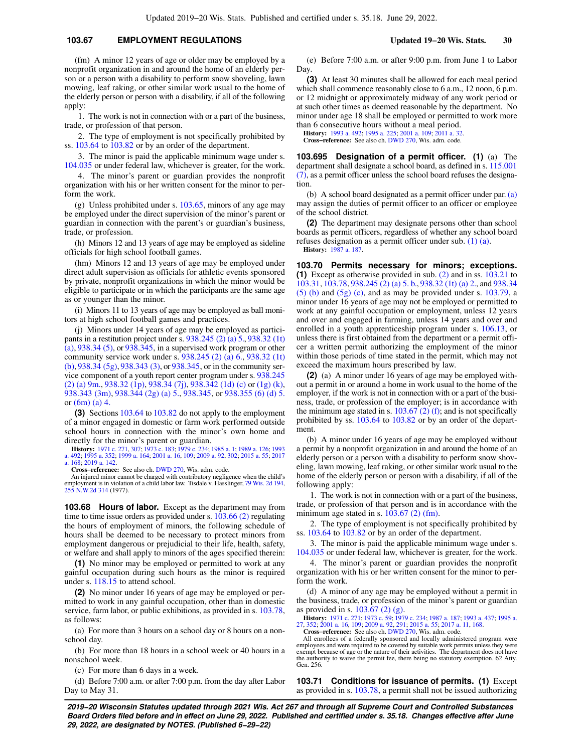(fm) A minor 12 years of age or older may be employed by a nonprofit organization in and around the home of an elderly person or a person with a disability to perform snow shoveling, lawn mowing, leaf raking, or other similar work usual to the home of the elderly person or person with a disability, if all of the following apply:

1. The work is not in connection with or a part of the business, trade, or profession of that person.

2. The type of employment is not specifically prohibited by ss. 103.64 to 103.82 or by an order of the department.

3. The minor is paid the applicable minimum wage under s. 104.035 or under federal law, whichever is greater, for the work.

4. The minor's parent or guardian provides the nonprofit organization with his or her written consent for the minor to perform the work.

(g) Unless prohibited under s. 103.65, minors of any age may be employed under the direct supervision of the minor's parent or guardian in connection with the parent's or guardian's business, trade, or profession.

(h) Minors 12 and 13 years of age may be employed as sideline officials for high school football games.

(hm) Minors 12 and 13 years of age may be employed under direct adult supervision as officials for athletic events sponsored by private, nonprofit organizations in which the minor would be eligible to participate or in which the participants are the same age as or younger than the minor.

(i) Minors 11 to 13 years of age may be employed as ball monitors at high school football games and practices.

(j) Minors under 14 years of age may be employed as participants in a restitution project under s. 938.245 (2) (a) 5., 938.32 (1t) (a), 938.34 (5), or 938.345, in a supervised work program or other community service work under s. 938.245 (2) (a) 6., 938.32 (1t) (b), 938.34 (5g), 938.343 (3), or 938.345, or in the community service component of a youth report center program under s. 938.245 (2) (a) 9m., 938.32 (1p), 938.34 (7j), 938.342 (1d) (c) or (1g) (k), 938.343 (3m), 938.344 (2g) (a) 5., 938.345, or 938.355 (6) (d) 5. or (6m) (a) 4.

**(3)** Sections 103.64 to 103.82 do not apply to the employment of a minor engaged in domestic or farm work performed outside school hours in connection with the minor's own home and directly for the minor's parent or guardian.

**History:** 1971 c. 271, 307; 1973 c. 183; 1979 c. 234; 1985 a. 1; 1989 a. 126; 1993 a. 492; 1995 a. 352; 1999 a. 164; 2001 a. 16, 109; 2009 a. 92, 302; 2015 a. 55; 2017 a. 168; 2019 a. 142.

**Cross-reference:** See also ch. DWD 270, Wis. adm. code.

An injured minor cannot be charged with contributory negligence when the child's employment is in violation of a child labor law. Tisdale v. Hasslinger, 79 Wis. 2d 194, 255 N.W.2d 314 (1977).

**103.68 Hours of labor.** Except as the department may from time to time issue orders as provided under s. 103.66 (2) regulating the hours of employment of minors, the following schedule of hours shall be deemed to be necessary to protect minors from employment dangerous or prejudicial to their life, health, safety, or welfare and shall apply to minors of the ages specified therein:

**(1)** No minor may be employed or permitted to work at any gainful occupation during such hours as the minor is required under s. 118.15 to attend school.

**(2)** No minor under 16 years of age may be employed or permitted to work in any gainful occupation, other than in domestic service, farm labor, or public exhibitions, as provided in s. 103.78, as follows:

(a) For more than 3 hours on a school day or 8 hours on a nonschool day.

(b) For more than 18 hours in a school week or 40 hours in a nonschool week.

(c) For more than 6 days in a week.

(d) Before 7:00 a.m. or after 7:00 p.m. from the day after Labor Day to May 31.

(e) Before 7:00 a.m. or after 9:00 p.m. from June 1 to Labor Day.

**(3)** At least 30 minutes shall be allowed for each meal period which shall commence reasonably close to 6 a.m., 12 noon, 6 p.m. or 12 midnight or approximately midway of any work period or at such other times as deemed reasonable by the department. No minor under age 18 shall be employed or permitted to work more than 6 consecutive hours without a meal period.

**History:** 1993 a. 492; 1995 a. 225; 2001 a. 109; 2011 a. 32.

**Cross-reference:** See also ch. DWD 270, Wis. adm. code.

**103.695 Designation of a permit officer.** **(1)** (a) The department shall designate a school board, as defined in s. 115.001 (7), as a permit officer unless the school board refuses the designation.

(b) A school board designated as a permit officer under par. (a) may assign the duties of permit officer to an officer or employee of the school district.

**(2)** The department may designate persons other than school boards as permit officers, regardless of whether any school board refuses designation as a permit officer under sub. (1) (a).

**History:** 1987 a. 187.

**103.70 Permits necessary for minors; exceptions.** **(1)** Except as otherwise provided in sub. (2) and in ss. 103.21 to 103.31, 103.78, 938.245 (2) (a) 5. b., 938.32 (1t) (a) 2., and 938.34 (5) (b) and (5g) (c), and as may be provided under s. 103.79, a minor under 16 years of age may not be employed or permitted to work at any gainful occupation or employment, unless 12 years and over and engaged in farming, unless 14 years and over and enrolled in a youth apprenticeship program under s. 106.13, or unless there is first obtained from the department or a permit officer a written permit authorizing the employment of the minor within those periods of time stated in the permit, which may not exceed the maximum hours prescribed by law.

**(2)** (a) A minor under 16 years of age may be employed without a permit in or around a home in work usual to the home of the employer, if the work is not in connection with or a part of the business, trade, or profession of the employer; is in accordance with the minimum age stated in s. 103.67 (2) (f); and is not specifically prohibited by ss. 103.64 to 103.82 or by an order of the department.

(b) A minor under 16 years of age may be employed without a permit by a nonprofit organization in and around the home of an elderly person or a person with a disability to perform snow shoveling, lawn mowing, leaf raking, or other similar work usual to the home of the elderly person or person with a disability, if all of the following apply:

1. The work is not in connection with or a part of the business, trade, or profession of that person and is in accordance with the minimum age stated in s. 103.67 (2) (fm).

2. The type of employment is not specifically prohibited by ss. 103.64 to 103.82 or by an order of the department.

3. The minor is paid the applicable minimum wage under s. 104.035 or under federal law, whichever is greater, for the work.

4. The minor's parent or guardian provides the nonprofit organization with his or her written consent for the minor to perform the work.

(d) A minor of any age may be employed without a permit in the business, trade, or profession of the minor's parent or guardian as provided in s. 103.67 (2) (g).

**History:** 1971 c. 271; 1973 c. 59; 1979 c. 234; 1987 a. 187; 1993 a. 437; 1995 a. 27, 352; 2001 a. 16, 109; 2009 a. 92, 291; 2015 a. 55; 2017 a. 11, 168.

**Cross-reference:** See also ch. DWD 270, Wis. adm. code.

All enrollees of a federally sponsored and locally administered program were employees and were required to be covered by suitable work permits unless they were exempt because of age or the nature of their activities. The department does not have the authority to waive the permit fee, there being no statutory exemption. 62 Atty. Gen. 256.

**103.71 Conditions for issuance of permits.** **(1)** Except as provided in s. 103.78, a permit shall not be issued authorizing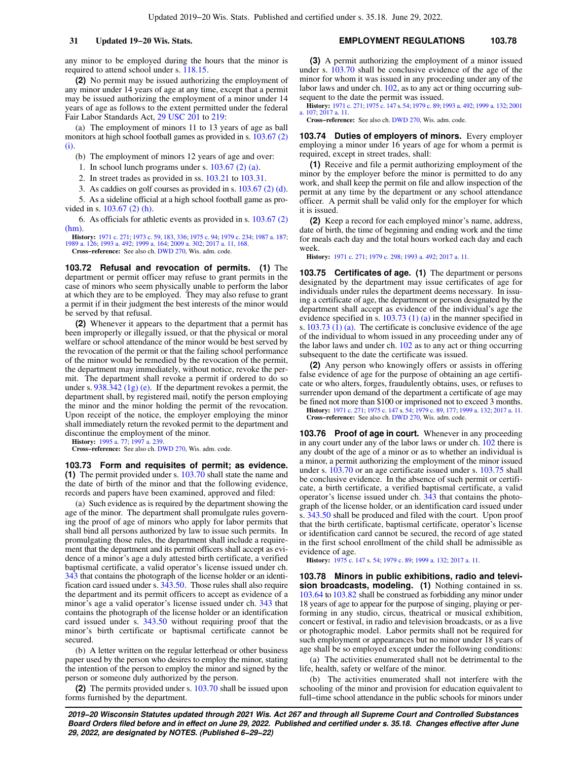any minor to be employed during the hours that the minor is required to attend school under s. 118.15.

**(2)** No permit may be issued authorizing the employment of any minor under 14 years of age at any time, except that a permit may be issued authorizing the employment of a minor under 14 years of age as follows to the extent permitted under the federal Fair Labor Standards Act, 29 USC 201 to 219:

(a) The employment of minors 11 to 13 years of age as ball monitors at high school football games as provided in s. 103.67 (2) (i).

(b) The employment of minors 12 years of age and over:

1. In school lunch programs under s. 103.67 (2) (a).

2. In street trades as provided in ss. 103.21 to 103.31.

3. As caddies on golf courses as provided in s. 103.67 (2) (d).

5. As a sideline official at a high school football game as provided in s. 103.67 (2) (h).

6. As officials for athletic events as provided in s. 103.67 (2) (hm).

**History:** 1971 c. 271; 1973 c. 59, 183, 336; 1975 c. 94; 1979 c. 234; 1987 a. 187; 1989 a. 126; 1993 a. 492; 1999 a. 164; 2009 a. 302; 2017 a. 11, 168.

**Cross−reference:** See also ch. DWD 270, Wis. adm. code.

### 103.72 Refusal and revocation of permits.

**(1)** The department or permit officer may refuse to grant permits in the case of minors who seem physically unable to perform the labor at which they are to be employed. They may also refuse to grant a permit if in their judgment the best interests of the minor would be served by that refusal.

**(2)** Whenever it appears to the department that a permit has been improperly or illegally issued, or that the physical or moral welfare or school attendance of the minor would be best served by the revocation of the permit or that the failing school performance of the minor would be remedied by the revocation of the permit, the department may immediately, without notice, revoke the permit. The department shall revoke a permit if ordered to do so under s. 938.342 (1g) (e). If the department revokes a permit, the department shall, by registered mail, notify the person employing the minor and the minor holding the permit of the revocation. Upon receipt of the notice, the employer employing the minor shall immediately return the revoked permit to the department and discontinue the employment of the minor.

**History:** 1995 a. 77; 1997 a. 239.

**Cross−reference:** See also ch. DWD 270, Wis. adm. code.

### 103.73 Form and requisites of permit; as evidence.

**(1)** The permit provided under s. 103.70 shall state the name and the date of birth of the minor and that the following evidence, records and papers have been examined, approved and filed:

(a) Such evidence as is required by the department showing the age of the minor. The department shall promulgate rules governing the proof of age of minors who apply for labor permits that shall bind all persons authorized by law to issue such permits. In promulgating those rules, the department shall include a requirement that the department and its permit officers shall accept as evidence of a minor's age a duly attested birth certificate, a verified baptismal certificate, a valid operator's license issued under ch. 343 that contains the photograph of the license holder or an identification card issued under s. 343.50. Those rules shall also require the department and its permit officers to accept as evidence of a minor's age a valid operator's license issued under ch. 343 that contains the photograph of the license holder or an identification card issued under s. 343.50 without requiring proof that the minor's birth certificate or baptismal certificate cannot be secured.

(b) A letter written on the regular letterhead or other business paper used by the person who desires to employ the minor, stating the intention of the person to employ the minor and signed by the person or someone duly authorized by the person.

**(2)** The permits provided under s. 103.70 shall be issued upon forms furnished by the department.

**(3)** A permit authorizing the employment of a minor issued under s. 103.70 shall be conclusive evidence of the age of the minor for whom it was issued in any proceeding under any of the labor laws and under ch. 102, as to any act or thing occurring subsequent to the date the permit was issued.

**History:** 1971 c. 271; 1975 c. 147 s. 54; 1979 c. 89; 1993 a. 492; 1999 a. 132; 2001 a. 107; 2017 a. 11.

**Cross−reference:** See also ch. DWD 270, Wis. adm. code.

### 103.74 Duties of employers of minors.

Every employer employing a minor under 16 years of age for whom a permit is required, except in street trades, shall:

**(1)** Receive and file a permit authorizing employment of the minor by the employer before the minor is permitted to do any work, and shall keep the permit on file and allow inspection of the permit at any time by the department or any school attendance officer. A permit shall be valid only for the employer for which it is issued.

**(2)** Keep a record for each employed minor's name, address, date of birth, the time of beginning and ending work and the time for meals each day and the total hours worked each day and each week.

**History:** 1971 c. 271; 1979 c. 298; 1993 a. 492; 2017 a. 11.

### 103.75 Certificates of age.

**(1)** The department or persons designated by the department may issue certificates of age for individuals under rules the department deems necessary. In issuing a certificate of age, the department or person designated by the department shall accept as evidence of the individual's age the evidence specified in s. 103.73 (1) (a) in the manner specified in s. 103.73 (1) (a). The certificate is conclusive evidence of the age of the individual to whom issued in any proceeding under any of the labor laws and under ch. 102 as to any act or thing occurring subsequent to the date the certificate was issued.

**(2)** Any person who knowingly offers or assists in offering false evidence of age for the purpose of obtaining an age certificate or who alters, forges, fraudulently obtains, uses, or refuses to surrender upon demand of the department a certificate of age may be fined not more than $100 or imprisoned not to exceed 3 months.

**History:** 1971 c. 271; 1975 c. 147 s. 54; 1979 c. 89, 177; 1999 a. 132; 2017 a. 11.

**Cross−reference:** See also ch. DWD 270, Wis. adm. code.

### 103.76 Proof of age in court.

Whenever in any proceeding in any court under any of the labor laws or under ch. 102 there is any doubt of the age of a minor or as to whether an individual is a minor, a permit authorizing the employment of the minor issued under s. 103.70 or an age certificate issued under s. 103.75 shall be conclusive evidence. In the absence of such permit or certificate, a birth certificate, a verified baptismal certificate, a valid operator's license issued under ch. 343 that contains the photograph of the license holder, or an identification card issued under s. 343.50 shall be produced and filed with the court. Upon proof that the birth certificate, baptismal certificate, operator's license or identification card cannot be secured, the record of age stated in the first school enrollment of the child shall be admissible as evidence of age.

**History:** 1975 c. 147 s. 54; 1979 c. 89; 1999 a. 132; 2017 a. 11.

### 103.78 Minors in public exhibitions, radio and television broadcasts, modeling.

**(1)** Nothing contained in ss. 103.64 to 103.82 shall be construed as forbidding any minor under 18 years of age to appear for the purpose of singing, playing or performing in any studio, circus, theatrical or musical exhibition, concert or festival, in radio and television broadcasts, or as a live or photographic model. Labor permits shall not be required for such employment or appearances but no minor under 18 years of age shall be so employed except under the following conditions:

(a) The activities enumerated shall not be detrimental to the life, health, safety or welfare of the minor.

(b) The activities enumerated shall not interfere with the schooling of the minor and provision for education equivalent to full−time school attendance in the public schools for minors under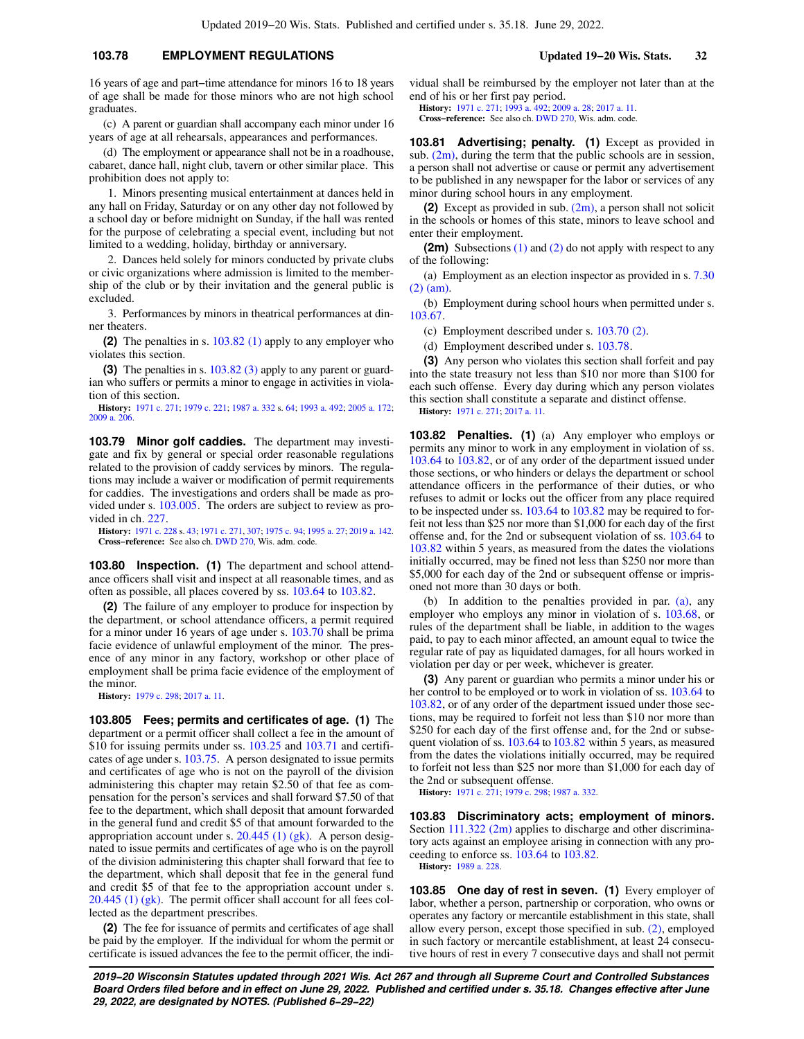16 years of age and part–time attendance for minors 16 to 18 years of age shall be made for those minors who are not high school graduates.

(c) A parent or guardian shall accompany each minor under 16 years of age at all rehearsals, appearances and performances.

(d) The employment or appearance shall not be in a roadhouse, cabaret, dance hall, night club, tavern or other similar place. This prohibition does not apply to:

1. Minors presenting musical entertainment at dances held in any hall on Friday, Saturday or on any other day not followed by a school day or before midnight on Sunday, if the hall was rented for the purpose of celebrating a special event, including but not limited to a wedding, holiday, birthday or anniversary.

2. Dances held solely for minors conducted by private clubs or civic organizations where admission is limited to the membership of the club or by their invitation and the general public is excluded.

3. Performances by minors in theatrical performances at dinner theaters.

**(2)** The penalties in s. 103.82 (1) apply to any employer who violates this section.

**(3)** The penalties in s. 103.82 (3) apply to any parent or guardian who suffers or permits a minor to engage in activities in violation of this section.

**History:** 1971 c. 271; 1979 c. 221; 1987 a. 332 s. 64; 1993 a. 492; 2005 a. 172; 2009 a. 206.

**103.79 Minor golf caddies.** The department may investigate and fix by general or special order reasonable regulations related to the provision of caddy services by minors. The regulations may include a waiver or modification of permit requirements for caddies. The investigations and orders shall be made as provided under s. 103.005. The orders are subject to review as provided in ch. 227.

**History:** 1971 c. 228 s. 43; 1971 c. 271, 307; 1975 c. 94; 1995 a. 27; 2019 a. 142.
**Cross–reference:** See also ch. DWD 270, Wis. adm. code.

**103.80 Inspection. (1)** The department and school attendance officers shall visit and inspect at all reasonable times, and as often as possible, all places covered by ss. 103.64 to 103.82.

**(2)** The failure of any employer to produce for inspection by the department, or school attendance officers, a permit required for a minor under 16 years of age under s. 103.70 shall be prima facie evidence of unlawful employment of the minor. The presence of any minor in any factory, workshop or other place of employment shall be prima facie evidence of the employment of the minor.

**History:** 1979 c. 298; 2017 a. 11.

**103.805 Fees; permits and certificates of age. (1)** The department or a permit officer shall collect a fee in the amount of $10 for issuing permits under ss. 103.25 and 103.71 and certificates of age under s. 103.75. A person designated to issue permits and certificates of age who is not on the payroll of the division administering this chapter may retain $2.50 of that fee as compensation for the person's services and shall forward $7.50 of that fee to the department, which shall deposit that amount forwarded in the general fund and credit $5 of that amount forwarded to the appropriation account under s. 20.445 (1) (gk). A person designated to issue permits and certificates of age who is on the payroll of the division administering this chapter shall forward that fee to the department, which shall deposit that fee in the general fund and credit $5 of that fee to the appropriation account under s. 20.445 (1) (gk). The permit officer shall account for all fees collected as the department prescribes.

**(2)** The fee for issuance of permits and certificates of age shall be paid by the employer. If the individual for whom the permit or certificate is issued advances the fee to the permit officer, the individual shall be reimbursed by the employer not later than at the end of his or her first pay period.

**History:** 1971 c. 271; 1993 a. 492; 2009 a. 28; 2017 a. 11.
**Cross–reference:** See also ch. DWD 270, Wis. adm. code.

**103.81 Advertising; penalty. (1)** Except as provided in sub. (2m), during the term that the public schools are in session, a person shall not advertise or cause or permit any advertisement to be published in any newspaper for the labor or services of any minor during school hours in any employment.

**(2)** Except as provided in sub. (2m), a person shall not solicit in the schools or homes of this state, minors to leave school and enter their employment.

**(2m)** Subsections (1) and (2) do not apply with respect to any of the following:

(a) Employment as an election inspector as provided in s. 7.30 (2) (am).

(b) Employment during school hours when permitted under s. 103.67.

(c) Employment described under s. 103.70 (2).

(d) Employment described under s. 103.78.

**(3)** Any person who violates this section shall forfeit and pay into the state treasury not less than $10 nor more than $100 for each such offense. Every day during which any person violates this section shall constitute a separate and distinct offense.

**History:** 1971 c. 271; 2017 a. 11.

**103.82 Penalties. (1)** (a) Any employer who employs or permits any minor to work in any employment in violation of ss. 103.64 to 103.82, or of any order of the department issued under those sections, or who hinders or delays the department or school attendance officers in the performance of their duties, or who refuses to admit or locks out the officer from any place required to be inspected under ss. 103.64 to 103.82 may be required to forfeit not less than $25 nor more than $1,000 for each day of the first offense and, for the 2nd or subsequent violation of ss. 103.64 to 103.82 within 5 years, as measured from the dates the violations initially occurred, may be fined not less than $250 nor more than $5,000 for each day of the 2nd or subsequent offense or imprisoned not more than 30 days or both.

(b) In addition to the penalties provided in par. (a), any employer who employs any minor in violation of s. 103.68, or rules of the department shall be liable, in addition to the wages paid, to pay to each minor affected, an amount equal to twice the regular rate of pay as liquidated damages, for all hours worked in violation per day or per week, whichever is greater.

**(3)** Any parent or guardian who permits a minor under his or her control to be employed or to work in violation of ss. 103.64 to 103.82, or of any order of the department issued under those sections, may be required to forfeit not less than $10 nor more than $250 for each day of the first offense and, for the 2nd or subsequent violation of ss. 103.64 to 103.82 within 5 years, as measured from the dates the violations initially occurred, may be required to forfeit not less than $25 nor more than $1,000 for each day of the 2nd or subsequent offense.

**History:** 1971 c. 271; 1979 c. 298; 1987 a. 332.

**103.83 Discriminatory acts; employment of minors.** Section 111.322 (2m) applies to discharge and other discriminatory acts against an employee arising in connection with any proceeding to enforce ss. 103.64 to 103.82.

**History:** 1989 a. 228.

**103.85 One day of rest in seven. (1)** Every employer of labor, whether a person, partnership or corporation, who owns or operates any factory or mercantile establishment in this state, shall allow every person, except those specified in sub. (2), employed in such factory or mercantile establishment, at least 24 consecutive hours of rest in every 7 consecutive days and shall not permit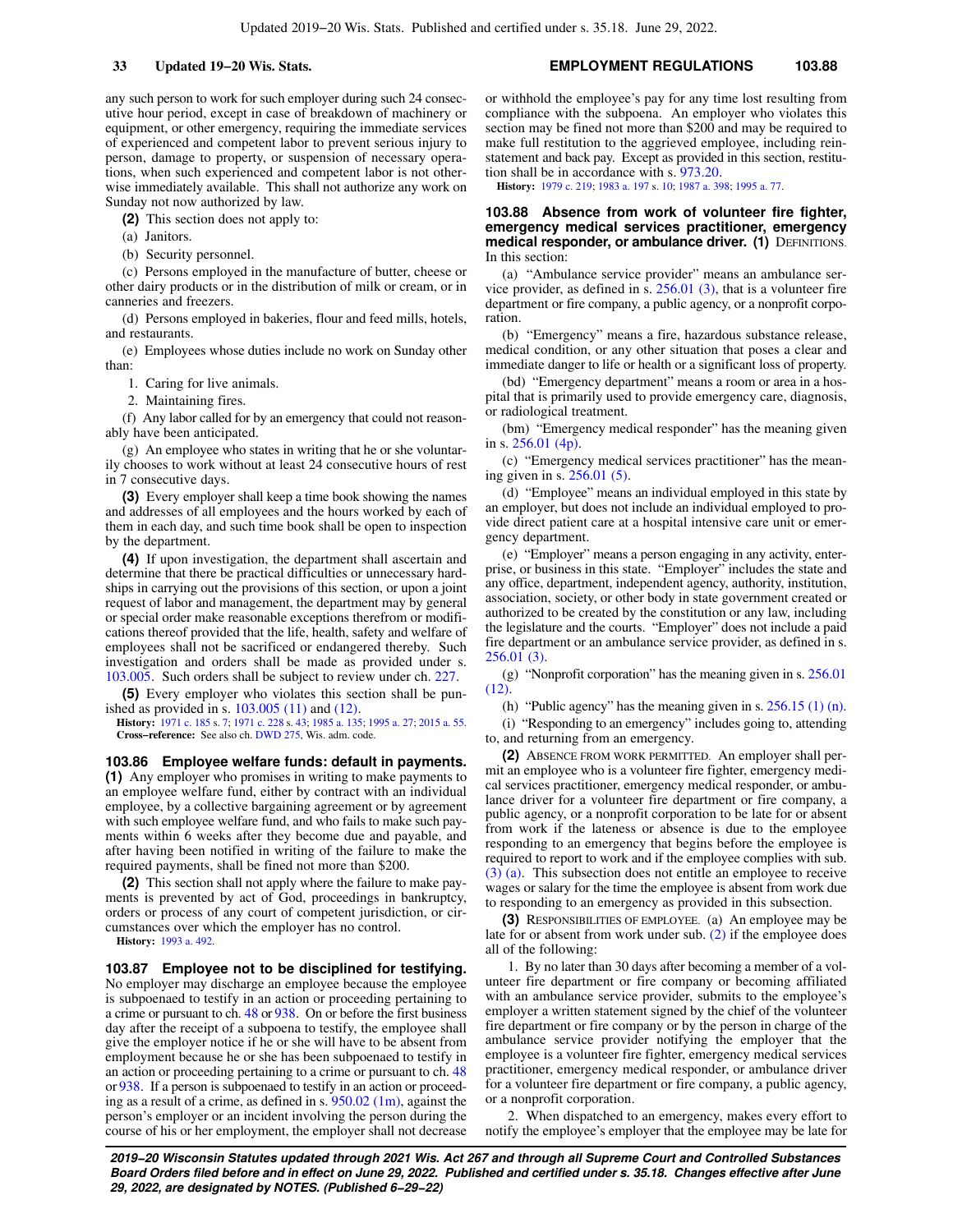any such person to work for such employer during such 24 consecutive hour period, except in case of breakdown of machinery or equipment, or other emergency, requiring the immediate services of experienced and competent labor to prevent serious injury to person, damage to property, or suspension of necessary operations, when such experienced and competent labor is not otherwise immediately available. This shall not authorize any work on Sunday not now authorized by law.

**(2)** This section does not apply to:

(a) Janitors.

(b) Security personnel.

(c) Persons employed in the manufacture of butter, cheese or other dairy products or in the distribution of milk or cream, or in canneries and freezers.

(d) Persons employed in bakeries, flour and feed mills, hotels, and restaurants.

(e) Employees whose duties include no work on Sunday other than:

1. Caring for live animals.

2. Maintaining fires.

(f) Any labor called for by an emergency that could not reasonably have been anticipated.

(g) An employee who states in writing that he or she voluntarily chooses to work without at least 24 consecutive hours of rest in 7 consecutive days.

**(3)** Every employer shall keep a time book showing the names and addresses of all employees and the hours worked by each of them in each day, and such time book shall be open to inspection by the department.

**(4)** If upon investigation, the department shall ascertain and determine that there be practical difficulties or unnecessary hardships in carrying out the provisions of this section, or upon a joint request of labor and management, the department may by general or special order make reasonable exceptions therefrom or modifications thereof provided that the life, health, safety and welfare of employees shall not be sacrificed or endangered thereby. Such investigation and orders shall be made as provided under s. 103.005. Such orders shall be subject to review under ch. 227.

**(5)** Every employer who violates this section shall be punished as provided in s. 103.005 (11) and (12).

**History:** 1971 c. 185 s. 7; 1971 c. 228 s. 43; 1985 a. 135; 1995 a. 27; 2015 a. 55.

**Cross−reference:** See also ch. DWD 275, Wis. adm. code.

### 103.86 Employee welfare funds: default in payments.

**(1)** Any employer who promises in writing to make payments to an employee welfare fund, either by contract with an individual employee, by a collective bargaining agreement or by agreement with such employee welfare fund, and who fails to make such payments within 6 weeks after they become due and payable, and after having been notified in writing of the failure to make the required payments, shall be fined not more than $200.

**(2)** This section shall not apply where the failure to make payments is prevented by act of God, proceedings in bankruptcy, orders or process of any court of competent jurisdiction, or circumstances over which the employer has no control.

**History:** 1993 a. 492.

### 103.87 Employee not to be disciplined for testifying.

No employer may discharge an employee because the employee is subpoenaed to testify in an action or proceeding pertaining to a crime or pursuant to ch. 48 or 938. On or before the first business day after the receipt of a subpoena to testify, the employee shall give the employer notice if he or she will have to be absent from employment because he or she has been subpoenaed to testify in an action or proceeding pertaining to a crime or pursuant to ch. 48 or 938. If a person is subpoenaed to testify in an action or proceeding as a result of a crime, as defined in s. 950.02 (1m), against the person's employer or an incident involving the person during the course of his or her employment, the employer shall not decrease or withhold the employee's pay for any time lost resulting from compliance with the subpoena. An employer who violates this section may be fined not more than $200 and may be required to make full restitution to the aggrieved employee, including reinstatement and back pay. Except as provided in this section, restitution shall be in accordance with s. 973.20.

**History:** 1979 c. 219; 1983 a. 197 s. 10; 1987 a. 398; 1995 a. 77.

### 103.88 Absence from work of volunteer fire fighter, emergency medical services practitioner, emergency medical responder, or ambulance driver.

**(1)** DEFINITIONS. In this section:

(a) "Ambulance service provider" means an ambulance service provider, as defined in s. 256.01 (3), that is a volunteer fire department or fire company, a public agency, or a nonprofit corporation.

(b) "Emergency" means a fire, hazardous substance release, medical condition, or any other situation that poses a clear and immediate danger to life or health or a significant loss of property.

(bd) "Emergency department" means a room or area in a hospital that is primarily used to provide emergency care, diagnosis, or radiological treatment.

(bm) "Emergency medical responder" has the meaning given in s. 256.01 (4p).

(c) "Emergency medical services practitioner" has the meaning given in s. 256.01 (5).

(d) "Employee" means an individual employed in this state by an employer, but does not include an individual employed to provide direct patient care at a hospital intensive care unit or emergency department.

(e) "Employer" means a person engaging in any activity, enterprise, or business in this state. "Employer" includes the state and any office, department, independent agency, authority, institution, association, society, or other body in state government created or authorized to be created by the constitution or any law, including the legislature and the courts. "Employer" does not include a paid fire department or an ambulance service provider, as defined in s. 256.01 (3).

(g) "Nonprofit corporation" has the meaning given in s. 256.01 (12).

(h) "Public agency" has the meaning given in s. 256.15 (1) (n).

(i) "Responding to an emergency" includes going to, attending to, and returning from an emergency.

**(2)** ABSENCE FROM WORK PERMITTED. An employer shall permit an employee who is a volunteer fire fighter, emergency medical services practitioner, emergency medical responder, or ambulance driver for a volunteer fire department or fire company, a public agency, or a nonprofit corporation to be late for or absent from work if the lateness or absence is due to the employee responding to an emergency that begins before the employee is required to report to work and if the employee complies with sub. (3) (a). This subsection does not entitle an employee to receive wages or salary for the time the employee is absent from work due to responding to an emergency as provided in this subsection.

**(3)** RESPONSIBILITIES OF EMPLOYEE. (a) An employee may be late for or absent from work under sub. (2) if the employee does all of the following:

1. By no later than 30 days after becoming a member of a volunteer fire department or fire company or becoming affiliated with an ambulance service provider, submits to the employee's employer a written statement signed by the chief of the volunteer fire department or fire company or by the person in charge of the ambulance service provider notifying the employer that the employee is a volunteer fire fighter, emergency medical services practitioner, emergency medical responder, or ambulance driver for a volunteer fire department or fire company, a public agency, or a nonprofit corporation.

2. When dispatched to an emergency, makes every effort to notify the employee's employer that the employee may be late for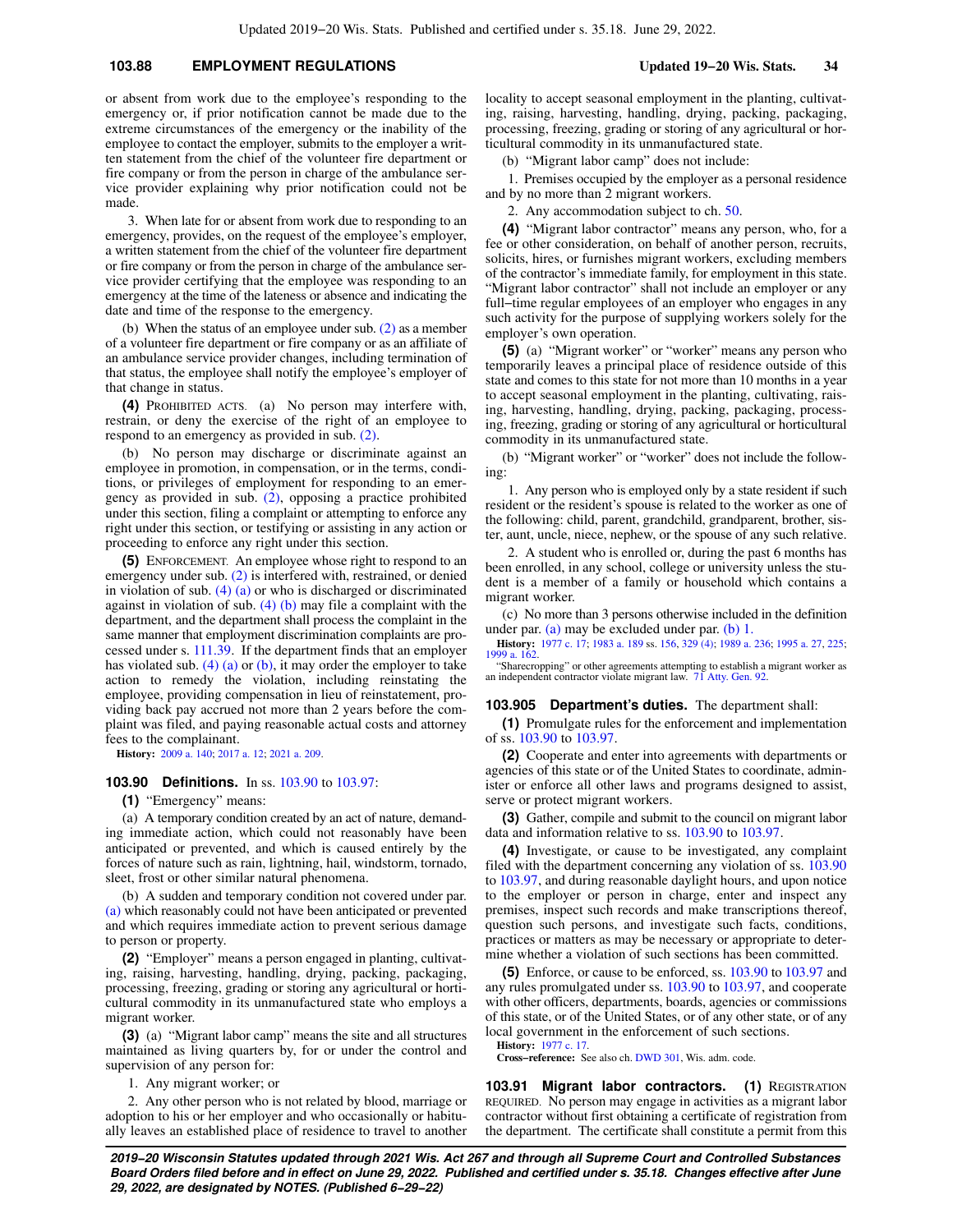or absent from work due to the employee's responding to the emergency or, if prior notification cannot be made due to the extreme circumstances of the emergency or the inability of the employee to contact the employer, submits to the employer a written statement from the chief of the volunteer fire department or fire company or from the person in charge of the ambulance service provider explaining why prior notification could not be made.

3. When late for or absent from work due to responding to an emergency, provides, on the request of the employee's employer, a written statement from the chief of the volunteer fire department or fire company or from the person in charge of the ambulance service provider certifying that the employee was responding to an emergency at the time of the lateness or absence and indicating the date and time of the response to the emergency.

(b) When the status of an employee under sub. (2) as a member of a volunteer fire department or fire company or as an affiliate of an ambulance service provider changes, including termination of that status, the employee shall notify the employee's employer of that change in status.

**(4)** PROHIBITED ACTS. (a) No person may interfere with, restrain, or deny the exercise of the right of an employee to respond to an emergency as provided in sub. (2).

(b) No person may discharge or discriminate against an employee in promotion, in compensation, or in the terms, conditions, or privileges of employment for responding to an emergency as provided in sub. (2), opposing a practice prohibited under this section, filing a complaint or attempting to enforce any right under this section, or testifying or assisting in any action or proceeding to enforce any right under this section.

**(5)** ENFORCEMENT. An employee whose right to respond to an emergency under sub. (2) is interfered with, restrained, or denied in violation of sub. (4) (a) or who is discharged or discriminated against in violation of sub. (4) (b) may file a complaint with the department, and the department shall process the complaint in the same manner that employment discrimination complaints are processed under s. 111.39. If the department finds that an employer has violated sub. (4) (a) or (b), it may order the employer to take action to remedy the violation, including reinstating the employee, providing compensation in lieu of reinstatement, providing back pay accrued not more than 2 years before the complaint was filed, and paying reasonable actual costs and attorney fees to the complainant.

**History:** 2009 a. 140; 2017 a. 12; 2021 a. 209.

### 103.90 Definitions.

In ss. 103.90 to 103.97:

**(1)** "Emergency" means:

(a) A temporary condition created by an act of nature, demanding immediate action, which could not reasonably have been anticipated or prevented, and which is caused entirely by the forces of nature such as rain, lightning, hail, windstorm, tornado, sleet, frost or other similar natural phenomena.

(b) A sudden and temporary condition not covered under par. (a) which reasonably could not have been anticipated or prevented and which requires immediate action to prevent serious damage to person or property.

**(2)** "Employer" means a person engaged in planting, cultivating, raising, harvesting, handling, drying, packing, packaging, processing, freezing, grading or storing any agricultural or horticultural commodity in its unmanufactured state who employs a migrant worker.

**(3)** (a) "Migrant labor camp" means the site and all structures maintained as living quarters by, for or under the control and supervision of any person for:

1. Any migrant worker; or

2. Any other person who is not related by blood, marriage or adoption to his or her employer and who occasionally or habitually leaves an established place of residence to travel to another locality to accept seasonal employment in the planting, cultivating, raising, harvesting, handling, drying, packing, packaging, processing, freezing, grading or storing of any agricultural or horticultural commodity in its unmanufactured state.

(b) "Migrant labor camp" does not include:

1. Premises occupied by the employer as a personal residence and by no more than 2 migrant workers.

2. Any accommodation subject to ch. 50.

**(4)** "Migrant labor contractor" means any person, who, for a fee or other consideration, on behalf of another person, recruits, solicits, hires, or furnishes migrant workers, excluding members of the contractor's immediate family, for employment in this state. "Migrant labor contractor" shall not include an employer or any full-time regular employees of an employer who engages in any such activity for the purpose of supplying workers solely for the employer's own operation.

**(5)** (a) "Migrant worker" or "worker" means any person who temporarily leaves a principal place of residence outside of this state and comes to this state for not more than 10 months in a year to accept seasonal employment in the planting, cultivating, raising, harvesting, handling, drying, packing, packaging, processing, freezing, grading or storing of any agricultural or horticultural commodity in its unmanufactured state.

(b) "Migrant worker" or "worker" does not include the following:

1. Any person who is employed only by a state resident if such resident or the resident's spouse is related to the worker as one of the following: child, parent, grandchild, grandparent, brother, sister, aunt, uncle, niece, nephew, or the spouse of any such relative.

2. A student who is enrolled or, during the past 6 months has been enrolled, in any school, college or university unless the student is a member of a family or household which contains a migrant worker.

(c) No more than 3 persons otherwise included in the definition under par. (a) may be excluded under par. (b) 1.

**History:** 1977 c. 17; 1983 a. 189 ss. 156, 329 (4); 1989 a. 236; 1995 a. 27, 225; 1999 a. 162.

"Sharecropping" or other agreements attempting to establish a migrant worker as an independent contractor violate migrant law. 71 Atty. Gen. 92.

### 103.905 Department's duties.

The department shall:

**(1)** Promulgate rules for the enforcement and implementation of ss. 103.90 to 103.97.

**(2)** Cooperate and enter into agreements with departments or agencies of this state or of the United States to coordinate, administer or enforce all other laws and programs designed to assist, serve or protect migrant workers.

**(3)** Gather, compile and submit to the council on migrant labor data and information relative to ss. 103.90 to 103.97.

**(4)** Investigate, or cause to be investigated, any complaint filed with the department concerning any violation of ss. 103.90 to 103.97, and during reasonable daylight hours, and upon notice to the employer or person in charge, enter and inspect any premises, inspect such records and make transcriptions thereof, question such persons, and investigate such facts, conditions, practices or matters as may be necessary or appropriate to determine whether a violation of such sections has been committed.

**(5)** Enforce, or cause to be enforced, ss. 103.90 to 103.97 and any rules promulgated under ss. 103.90 to 103.97, and cooperate with other officers, departments, boards, agencies or commissions of this state, or of the United States, or of any other state, or of any local government in the enforcement of such sections.

**History:** 1977 c. 17.

**Cross-reference:** See also ch. DWD 301, Wis. adm. code.

### 103.91 Migrant labor contractors.

**(1)** REGISTRATION REQUIRED. No person may engage in activities as a migrant labor contractor without first obtaining a certificate of registration from the department. The certificate shall constitute a permit from this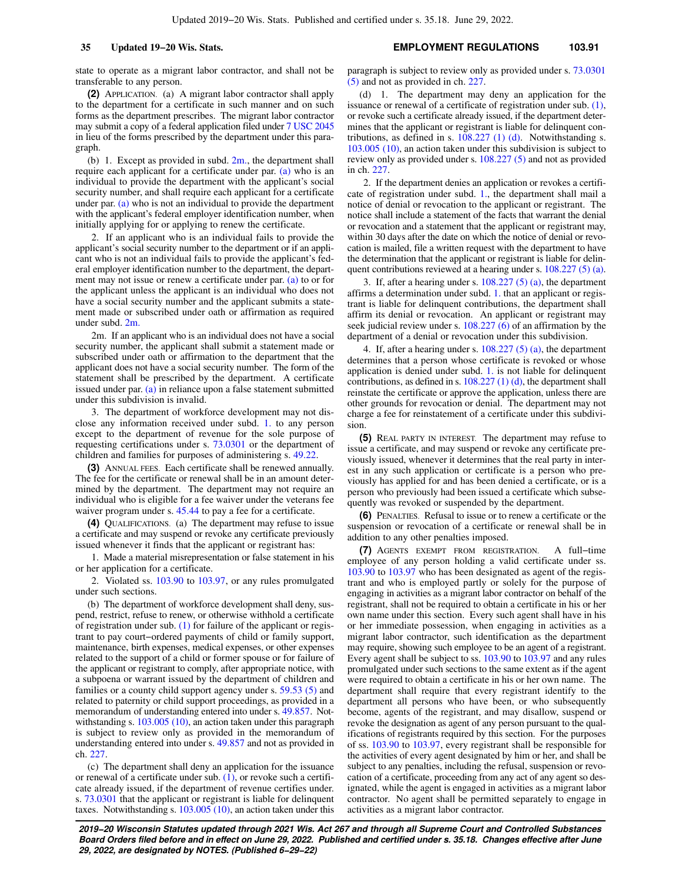state to operate as a migrant labor contractor, and shall not be transferable to any person.

**(2)** APPLICATION. (a) A migrant labor contractor shall apply to the department for a certificate in such manner and on such forms as the department prescribes. The migrant labor contractor may submit a copy of a federal application filed under 7 USC 2045 in lieu of the forms prescribed by the department under this paragraph.

(b) 1. Except as provided in subd. 2m., the department shall require each applicant for a certificate under par. (a) who is an individual to provide the department with the applicant's social security number, and shall require each applicant for a certificate under par. (a) who is not an individual to provide the department with the applicant's federal employer identification number, when initially applying for or applying to renew the certificate.

2. If an applicant who is an individual fails to provide the applicant's social security number to the department or if an applicant who is not an individual fails to provide the applicant's federal employer identification number to the department, the department may not issue or renew a certificate under par. (a) to or for the applicant unless the applicant is an individual who does not have a social security number and the applicant submits a statement made or subscribed under oath or affirmation as required under subd. 2m.

2m. If an applicant who is an individual does not have a social security number, the applicant shall submit a statement made or subscribed under oath or affirmation to the department that the applicant does not have a social security number. The form of the statement shall be prescribed by the department. A certificate issued under par. (a) in reliance upon a false statement submitted under this subdivision is invalid.

3. The department of workforce development may not disclose any information received under subd. 1. to any person except to the department of revenue for the sole purpose of requesting certifications under s. 73.0301 or the department of children and families for purposes of administering s. 49.22.

**(3)** ANNUAL FEES. Each certificate shall be renewed annually. The fee for the certificate or renewal shall be in an amount determined by the department. The department may not require an individual who is eligible for a fee waiver under the veterans fee waiver program under s. 45.44 to pay a fee for a certificate.

**(4)** QUALIFICATIONS. (a) The department may refuse to issue a certificate and may suspend or revoke any certificate previously issued whenever it finds that the applicant or registrant has:

1. Made a material misrepresentation or false statement in his or her application for a certificate.

2. Violated ss. 103.90 to 103.97, or any rules promulgated under such sections.

(b) The department of workforce development shall deny, suspend, restrict, refuse to renew, or otherwise withhold a certificate of registration under sub. (1) for failure of the applicant or registrant to pay court−ordered payments of child or family support, maintenance, birth expenses, medical expenses, or other expenses related to the support of a child or former spouse or for failure of the applicant or registrant to comply, after appropriate notice, with a subpoena or warrant issued by the department of children and families or a county child support agency under s. 59.53 (5) and related to paternity or child support proceedings, as provided in a memorandum of understanding entered into under s. 49.857. Notwithstanding s. 103.005 (10), an action taken under this paragraph is subject to review only as provided in the memorandum of understanding entered into under s. 49.857 and not as provided in ch. 227.

(c) The department shall deny an application for the issuance or renewal of a certificate under sub. (1), or revoke such a certificate already issued, if the department of revenue certifies under s. 73.0301 that the applicant or registrant is liable for delinquent taxes. Notwithstanding s. 103.005 (10), an action taken under this paragraph is subject to review only as provided under s. 73.0301 (5) and not as provided in ch. 227.

(d) 1. The department may deny an application for the issuance or renewal of a certificate of registration under sub. (1), or revoke such a certificate already issued, if the department determines that the applicant or registrant is liable for delinquent contributions, as defined in s. 108.227 (1) (d). Notwithstanding s. 103.005 (10), an action taken under this subdivision is subject to review only as provided under s. 108.227 (5) and not as provided in ch. 227.

2. If the department denies an application or revokes a certificate of registration under subd. 1., the department shall mail a notice of denial or revocation to the applicant or registrant. The notice shall include a statement of the facts that warrant the denial or revocation and a statement that the applicant or registrant may, within 30 days after the date on which the notice of denial or revocation is mailed, file a written request with the department to have the determination that the applicant or registrant is liable for delinquent contributions reviewed at a hearing under s. 108.227 (5) (a).

3. If, after a hearing under s. 108.227 (5) (a), the department affirms a determination under subd. 1. that an applicant or registrant is liable for delinquent contributions, the department shall affirm its denial or revocation. An applicant or registrant may seek judicial review under s. 108.227 (6) of an affirmation by the department of a denial or revocation under this subdivision.

4. If, after a hearing under s. 108.227 (5) (a), the department determines that a person whose certificate is revoked or whose application is denied under subd. 1. is not liable for delinquent contributions, as defined in s. 108.227 (1) (d), the department shall reinstate the certificate or approve the application, unless there are other grounds for revocation or denial. The department may not charge a fee for reinstatement of a certificate under this subdivision.

**(5)** REAL PARTY IN INTEREST. The department may refuse to issue a certificate, and may suspend or revoke any certificate previously issued, whenever it determines that the real party in interest in any such application or certificate is a person who previously has applied for and has been denied a certificate, or is a person who previously had been issued a certificate which subsequently was revoked or suspended by the department.

**(6)** PENALTIES. Refusal to issue or to renew a certificate or the suspension or revocation of a certificate or renewal shall be in addition to any other penalties imposed.

**(7)** AGENTS EXEMPT FROM REGISTRATION. A full−time employee of any person holding a valid certificate under ss. 103.90 to 103.97 who has been designated as agent of the registrant and who is employed partly or solely for the purpose of engaging in activities as a migrant labor contractor on behalf of the registrant, shall not be required to obtain a certificate in his or her own name under this section. Every such agent shall have in his or her immediate possession, when engaging in activities as a migrant labor contractor, such identification as the department may require, showing such employee to be an agent of a registrant. Every agent shall be subject to ss. 103.90 to 103.97 and any rules promulgated under such sections to the same extent as if the agent were required to obtain a certificate in his or her own name. The department shall require that every registrant identify to the department all persons who have been, or who subsequently become, agents of the registrant, and may disallow, suspend or revoke the designation as agent of any person pursuant to the qualifications of registrants required by this section. For the purposes of ss. 103.90 to 103.97, every registrant shall be responsible for the activities of every agent designated by him or her, and shall be subject to any penalties, including the refusal, suspension or revocation of a certificate, proceeding from any act of any agent so designated, while the agent is engaged in activities as a migrant labor contractor. No agent shall be permitted separately to engage in activities as a migrant labor contractor.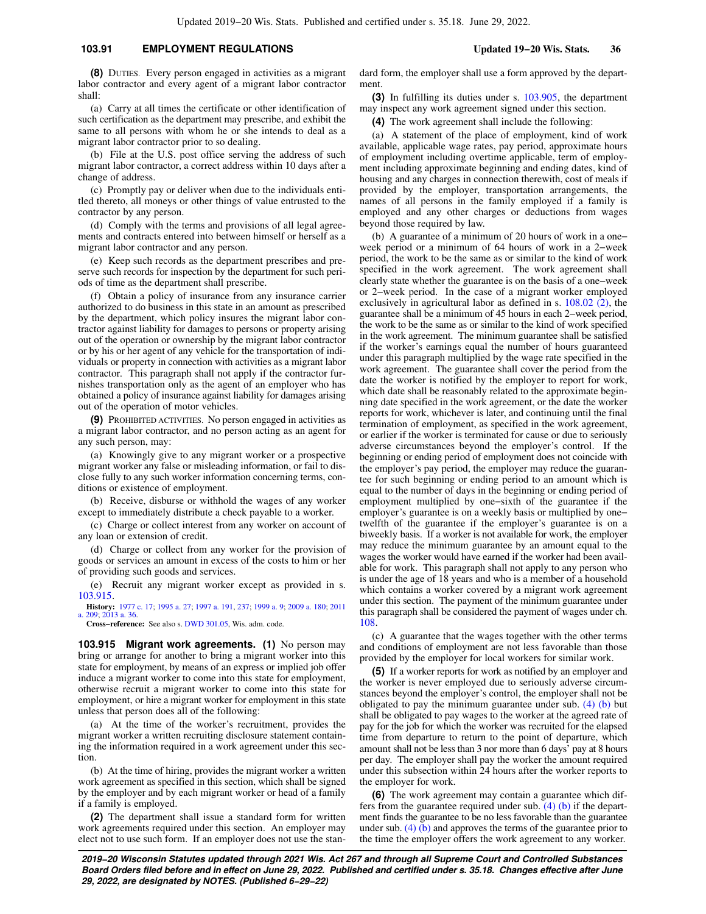**(8)** Duties. Every person engaged in activities as a migrant labor contractor and every agent of a migrant labor contractor shall:

(a) Carry at all times the certificate or other identification of such certification as the department may prescribe, and exhibit the same to all persons with whom he or she intends to deal as a migrant labor contractor prior to so dealing.

(b) File at the U.S. post office serving the address of such migrant labor contractor, a correct address within 10 days after a change of address.

(c) Promptly pay or deliver when due to the individuals entitled thereto, all moneys or other things of value entrusted to the contractor by any person.

(d) Comply with the terms and provisions of all legal agreements and contracts entered into between himself or herself as a migrant labor contractor and any person.

(e) Keep such records as the department prescribes and preserve such records for inspection by the department for such periods of time as the department shall prescribe.

(f) Obtain a policy of insurance from any insurance carrier authorized to do business in this state in an amount as prescribed by the department, which policy insures the migrant labor contractor against liability for damages to persons or property arising out of the operation or ownership by the migrant labor contractor or by his or her agent of any vehicle for the transportation of individuals or property in connection with activities as a migrant labor contractor. This paragraph shall not apply if the contractor furnishes transportation only as the agent of an employer who has obtained a policy of insurance against liability for damages arising out of the operation of motor vehicles.

**(9)** Prohibited activities. No person engaged in activities as a migrant labor contractor, and no person acting as an agent for any such person, may:

(a) Knowingly give to any migrant worker or a prospective migrant worker any false or misleading information, or fail to disclose fully to any such worker information concerning terms, conditions or existence of employment.

(b) Receive, disburse or withhold the wages of any worker except to immediately distribute a check payable to a worker.

(c) Charge or collect interest from any worker on account of any loan or extension of credit.

(d) Charge or collect from any worker for the provision of goods or services an amount in excess of the costs to him or her of providing such goods and services.

(e) Recruit any migrant worker except as provided in s. 103.915.

**History:** 1977 c. 17; 1995 a. 27; 1997 a. 191, 237; 1999 a. 9; 2009 a. 180; 2011 a. 209; 2013 a. 36.

**Cross−reference:** See also s. DWD 301.05, Wis. adm. code.

**103.915 Migrant work agreements.** **(1)** No person may bring or arrange for another to bring a migrant worker into this state for employment, by means of an express or implied job offer induce a migrant worker to come into this state for employment, otherwise recruit a migrant worker to come into this state for employment, or hire a migrant worker for employment in this state unless that person does all of the following:

(a) At the time of the worker's recruitment, provides the migrant worker a written recruiting disclosure statement containing the information required in a work agreement under this section.

(b) At the time of hiring, provides the migrant worker a written work agreement as specified in this section, which shall be signed by the employer and by each migrant worker or head of a family if a family is employed.

**(2)** The department shall issue a standard form for written work agreements required under this section. An employer may elect not to use such form. If an employer does not use the standard form, the employer shall use a form approved by the department.

**(3)** In fulfilling its duties under s. 103.905, the department may inspect any work agreement signed under this section.

**(4)** The work agreement shall include the following:

(a) A statement of the place of employment, kind of work available, applicable wage rates, pay period, approximate hours of employment including overtime applicable, term of employment including approximate beginning and ending dates, kind of housing and any charges in connection therewith, cost of meals if provided by the employer, transportation arrangements, the names of all persons in the family employed if a family is employed and any other charges or deductions from wages beyond those required by law.

(b) A guarantee of a minimum of 20 hours of work in a one−week period or a minimum of 64 hours of work in a 2−week period, the work to be the same as or similar to the kind of work specified in the work agreement. The work agreement shall clearly state whether the guarantee is on the basis of a one−week or 2−week period. In the case of a migrant worker employed exclusively in agricultural labor as defined in s. 108.02 (2), the guarantee shall be a minimum of 45 hours in each 2−week period, the work to be the same as or similar to the kind of work specified in the work agreement. The minimum guarantee shall be satisfied if the worker's earnings equal the number of hours guaranteed under this paragraph multiplied by the wage rate specified in the work agreement. The guarantee shall cover the period from the date the worker is notified by the employer to report for work, which date shall be reasonably related to the approximate beginning date specified in the work agreement, or the date the worker reports for work, whichever is later, and continuing until the final termination of employment, as specified in the work agreement, or earlier if the worker is terminated for cause or due to seriously adverse circumstances beyond the employer's control. If the beginning or ending period of employment does not coincide with the employer's pay period, the employer may reduce the guarantee for such beginning or ending period to an amount which is equal to the number of days in the beginning or ending period of employment multiplied by one−sixth of the guarantee if the employer's guarantee is on a weekly basis or multiplied by one−twelfth of the guarantee if the employer's guarantee is on a biweekly basis. If a worker is not available for work, the employer may reduce the minimum guarantee by an amount equal to the wages the worker would have earned if the worker had been available for work. This paragraph shall not apply to any person who is under the age of 18 years and who is a member of a household which contains a worker covered by a migrant work agreement under this section. The payment of the minimum guarantee under this paragraph shall be considered the payment of wages under ch. 108.

(c) A guarantee that the wages together with the other terms and conditions of employment are not less favorable than those provided by the employer for local workers for similar work.

**(5)** If a worker reports for work as notified by an employer and the worker is never employed due to seriously adverse circumstances beyond the employer's control, the employer shall not be obligated to pay the minimum guarantee under sub. (4) (b) but shall be obligated to pay wages to the worker at the agreed rate of pay for the job for which the worker was recruited for the elapsed time from departure to return to the point of departure, which amount shall not be less than 3 nor more than 6 days' pay at 8 hours per day. The employer shall pay the worker the amount required under this subsection within 24 hours after the worker reports to the employer for work.

**(6)** The work agreement may contain a guarantee which differs from the guarantee required under sub. (4) (b) if the department finds the guarantee to be no less favorable than the guarantee under sub. (4) (b) and approves the terms of the guarantee prior to the time the employer offers the work agreement to any worker.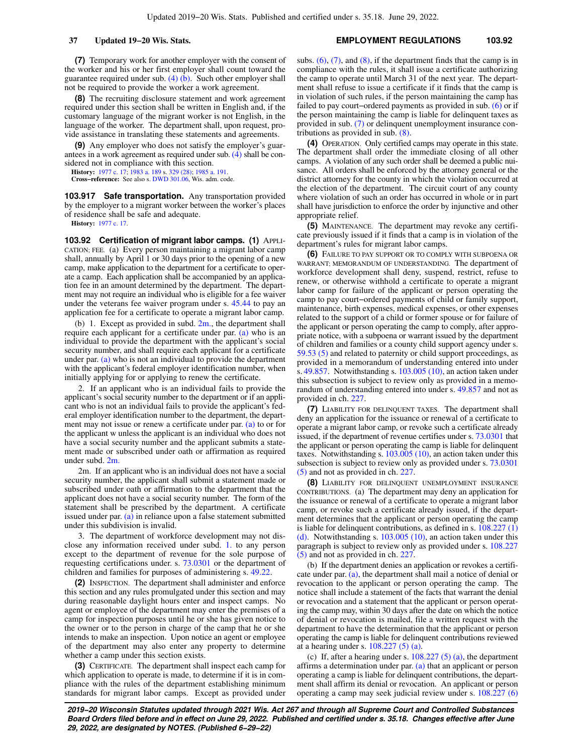**(7)** Temporary work for another employer with the consent of the worker and his or her first employer shall count toward the guarantee required under sub. (4) (b). Such other employer shall not be required to provide the worker a work agreement.

**(8)** The recruiting disclosure statement and work agreement required under this section shall be written in English and, if the customary language of the migrant worker is not English, in the language of the worker. The department shall, upon request, provide assistance in translating these statements and agreements.

**(9)** Any employer who does not satisfy the employer's guarantees in a work agreement as required under sub. (4) shall be considered not in compliance with this section.

**History:** 1977 c. 17; 1983 a. 189 s. 329 (28); 1985 a. 191.

**Cross−reference:** See also s. DWD 301.06, Wis. adm. code.

**103.917 Safe transportation.** Any transportation provided by the employer to a migrant worker between the worker's places of residence shall be safe and adequate.

**History:** 1977 c. 17.

**103.92 Certification of migrant labor camps. (1)** APPLICATION; FEE. (a) Every person maintaining a migrant labor camp shall, annually by April 1 or 30 days prior to the opening of a new camp, make application to the department for a certificate to operate a camp. Each application shall be accompanied by an application fee in an amount determined by the department. The department may not require an individual who is eligible for a fee waiver under the veterans fee waiver program under s. 45.44 to pay an application fee for a certificate to operate a migrant labor camp.

(b) 1. Except as provided in subd. 2m., the department shall require each applicant for a certificate under par. (a) who is an individual to provide the department with the applicant's social security number, and shall require each applicant for a certificate under par. (a) who is not an individual to provide the department with the applicant's federal employer identification number, when initially applying for or applying to renew the certificate.

2. If an applicant who is an individual fails to provide the applicant's social security number to the department or if an applicant who is not an individual fails to provide the applicant's federal employer identification number to the department, the department may not issue or renew a certificate under par. (a) to or for the applicant w unless the applicant is an individual who does not have a social security number and the applicant submits a statement made or subscribed under oath or affirmation as required under subd. 2m.

2m. If an applicant who is an individual does not have a social security number, the applicant shall submit a statement made or subscribed under oath or affirmation to the department that the applicant does not have a social security number. The form of the statement shall be prescribed by the department. A certificate issued under par. (a) in reliance upon a false statement submitted under this subdivision is invalid.

3. The department of workforce development may not disclose any information received under subd. 1. to any person except to the department of revenue for the sole purpose of requesting certifications under. s. 73.0301 or the department of children and families for purposes of administering s. 49.22.

**(2)** INSPECTION. The department shall administer and enforce this section and any rules promulgated under this section and may during reasonable daylight hours enter and inspect camps. No agent or employee of the department may enter the premises of a camp for inspection purposes until he or she has given notice to the owner or to the person in charge of the camp that he or she intends to make an inspection. Upon notice an agent or employee of the department may also enter any property to determine whether a camp under this section exists.

**(3)** CERTIFICATE. The department shall inspect each camp for which application to operate is made, to determine if it is in compliance with the rules of the department establishing minimum standards for migrant labor camps. Except as provided under subs. (6), (7), and (8), if the department finds that the camp is in compliance with the rules, it shall issue a certificate authorizing the camp to operate until March 31 of the next year. The department shall refuse to issue a certificate if it finds that the camp is in violation of such rules, if the person maintaining the camp has failed to pay court−ordered payments as provided in sub. (6) or if the person maintaining the camp is liable for delinquent taxes as provided in sub. (7) or delinquent unemployment insurance contributions as provided in sub. (8).

**(4)** OPERATION. Only certified camps may operate in this state. The department shall order the immediate closing of all other camps. A violation of any such order shall be deemed a public nuisance. All orders shall be enforced by the attorney general or the district attorney for the county in which the violation occurred at the election of the department. The circuit court of any county where violation of such an order has occurred in whole or in part shall have jurisdiction to enforce the order by injunctive and other appropriate relief.

**(5)** MAINTENANCE. The department may revoke any certificate previously issued if it finds that a camp is in violation of the department's rules for migrant labor camps.

**(6)** FAILURE TO PAY SUPPORT OR TO COMPLY WITH SUBPOENA OR WARRANT; MEMORANDUM OF UNDERSTANDING. The department of workforce development shall deny, suspend, restrict, refuse to renew, or otherwise withhold a certificate to operate a migrant labor camp for failure of the applicant or person operating the camp to pay court−ordered payments of child or family support, maintenance, birth expenses, medical expenses, or other expenses related to the support of a child or former spouse or for failure of the applicant or person operating the camp to comply, after appropriate notice, with a subpoena or warrant issued by the department of children and families or a county child support agency under s. 59.53 (5) and related to paternity or child support proceedings, as provided in a memorandum of understanding entered into under s. 49.857. Notwithstanding s. 103.005 (10), an action taken under this subsection is subject to review only as provided in a memorandum of understanding entered into under s. 49.857 and not as provided in ch. 227.

**(7)** LIABILITY FOR DELINQUENT TAXES. The department shall deny an application for the issuance or renewal of a certificate to operate a migrant labor camp, or revoke such a certificate already issued, if the department of revenue certifies under s. 73.0301 that the applicant or person operating the camp is liable for delinquent taxes. Notwithstanding s. 103.005 (10), an action taken under this subsection is subject to review only as provided under s. 73.0301 (5) and not as provided in ch. 227.

**(8)** LIABILITY FOR DELINQUENT UNEMPLOYMENT INSURANCE CONTRIBUTIONS. (a) The department may deny an application for the issuance or renewal of a certificate to operate a migrant labor camp, or revoke such a certificate already issued, if the department determines that the applicant or person operating the camp is liable for delinquent contributions, as defined in s. 108.227 (1) (d). Notwithstanding s. 103.005 (10), an action taken under this paragraph is subject to review only as provided under s. 108.227 (5) and not as provided in ch. 227.

(b) If the department denies an application or revokes a certificate under par. (a), the department shall mail a notice of denial or revocation to the applicant or person operating the camp. The notice shall include a statement of the facts that warrant the denial or revocation and a statement that the applicant or person operating the camp may, within 30 days after the date on which the notice of denial or revocation is mailed, file a written request with the department to have the determination that the applicant or person operating the camp is liable for delinquent contributions reviewed at a hearing under s. 108.227 (5) (a).

(c) If, after a hearing under s. 108.227 (5) (a), the department affirms a determination under par. (a) that an applicant or person operating a camp is liable for delinquent contributions, the department shall affirm its denial or revocation. An applicant or person operating a camp may seek judicial review under s. 108.227 (6)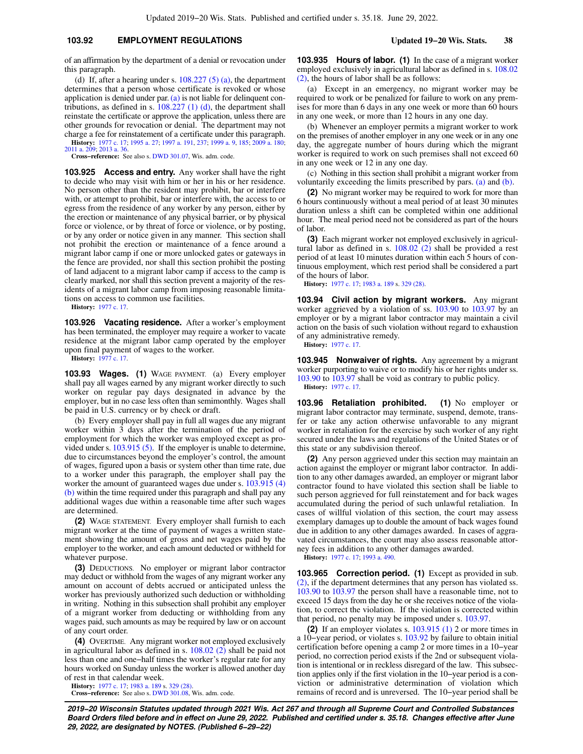of an affirmation by the department of a denial or revocation under this paragraph.

(d) If, after a hearing under s. 108.227 (5) (a), the department determines that a person whose certificate is revoked or whose application is denied under par. (a) is not liable for delinquent contributions, as defined in s. 108.227 (1) (d), the department shall reinstate the certificate or approve the application, unless there are other grounds for revocation or denial. The department may not charge a fee for reinstatement of a certificate under this paragraph.

**History:** 1977 c. 17; 1995 a. 27; 1997 a. 191, 237; 1999 a. 9, 185; 2009 a. 180; 2011 a. 209; 2013 a. 36.

**Cross−reference:** See also s. DWD 301.07, Wis. adm. code.

**103.925 Access and entry.** Any worker shall have the right to decide who may visit with him or her in his or her residence. No person other than the resident may prohibit, bar or interfere with, or attempt to prohibit, bar or interfere with, the access to or egress from the residence of any worker by any person, either by the erection or maintenance of any physical barrier, or by physical force or violence, or by threat of force or violence, or by posting, or by any order or notice given in any manner. This section shall not prohibit the erection or maintenance of a fence around a migrant labor camp if one or more unlocked gates or gateways in the fence are provided, nor shall this section prohibit the posting of land adjacent to a migrant labor camp if access to the camp is clearly marked, nor shall this section prevent a majority of the residents of a migrant labor camp from imposing reasonable limitations on access to common use facilities.

**History:** 1977 c. 17.

**103.926 Vacating residence.** After a worker's employment has been terminated, the employer may require a worker to vacate residence at the migrant labor camp operated by the employer upon final payment of wages to the worker.

**History:** 1977 c. 17.

**103.93 Wages. (1)** WAGE PAYMENT. (a) Every employer shall pay all wages earned by any migrant worker directly to such worker on regular pay days designated in advance by the employer, but in no case less often than semimonthly. Wages shall be paid in U.S. currency or by check or draft.

(b) Every employer shall pay in full all wages due any migrant worker within 3 days after the termination of the period of employment for which the worker was employed except as provided under s. 103.915 (5). If the employer is unable to determine, due to circumstances beyond the employer's control, the amount of wages, figured upon a basis or system other than time rate, due to a worker under this paragraph, the employer shall pay the worker the amount of guaranteed wages due under s. 103.915 (4) (b) within the time required under this paragraph and shall pay any additional wages due within a reasonable time after such wages are determined.

**(2)** WAGE STATEMENT. Every employer shall furnish to each migrant worker at the time of payment of wages a written statement showing the amount of gross and net wages paid by the employer to the worker, and each amount deducted or withheld for whatever purpose.

**(3)** DEDUCTIONS. No employer or migrant labor contractor may deduct or withhold from the wages of any migrant worker any amount on account of debts accrued or anticipated unless the worker has previously authorized such deduction or withholding in writing. Nothing in this subsection shall prohibit any employer of a migrant worker from deducting or withholding from any wages paid, such amounts as may be required by law or on account of any court order.

**(4)** OVERTIME. Any migrant worker not employed exclusively in agricultural labor as defined in s. 108.02 (2) shall be paid not less than one and one−half times the worker's regular rate for any hours worked on Sunday unless the worker is allowed another day of rest in that calendar week.

**History:** 1977 c. 17; 1983 a. 189 s. 329 (28).

**Cross−reference:** See also s. DWD 301.08, Wis. adm. code.

**103.935 Hours of labor. (1)** In the case of a migrant worker employed exclusively in agricultural labor as defined in s. 108.02 (2), the hours of labor shall be as follows:

(a) Except in an emergency, no migrant worker may be required to work or be penalized for failure to work on any premises for more than 6 days in any one week or more than 60 hours in any one week, or more than 12 hours in any one day.

(b) Whenever an employer permits a migrant worker to work on the premises of another employer in any one week or in any one day, the aggregate number of hours during which the migrant worker is required to work on such premises shall not exceed 60 in any one week or 12 in any one day.

(c) Nothing in this section shall prohibit a migrant worker from voluntarily exceeding the limits prescribed by pars. (a) and (b).

**(2)** No migrant worker may be required to work for more than 6 hours continuously without a meal period of at least 30 minutes duration unless a shift can be completed within one additional hour. The meal period need not be considered as part of the hours of labor.

**(3)** Each migrant worker not employed exclusively in agricultural labor as defined in s. 108.02 (2) shall be provided a rest period of at least 10 minutes duration within each 5 hours of continuous employment, which rest period shall be considered a part of the hours of labor.

**History:** 1977 c. 17; 1983 a. 189 s. 329 (28).

**103.94 Civil action by migrant workers.** Any migrant worker aggrieved by a violation of ss. 103.90 to 103.97 by an employer or by a migrant labor contractor may maintain a civil action on the basis of such violation without regard to exhaustion of any administrative remedy.

**History:** 1977 c. 17.

**103.945 Nonwaiver of rights.** Any agreement by a migrant worker purporting to waive or to modify his or her rights under ss. 103.90 to 103.97 shall be void as contrary to public policy.

**History:** 1977 c. 17.

**103.96 Retaliation prohibited. (1)** No employer or migrant labor contractor may terminate, suspend, demote, transfer or take any action otherwise unfavorable to any migrant worker in retaliation for the exercise by such worker of any right secured under the laws and regulations of the United States or of this state or any subdivision thereof.

**(2)** Any person aggrieved under this section may maintain an action against the employer or migrant labor contractor. In addition to any other damages awarded, an employer or migrant labor contractor found to have violated this section shall be liable to such person aggrieved for full reinstatement and for back wages accumulated during the period of such unlawful retaliation. In cases of willful violation of this section, the court may assess exemplary damages up to double the amount of back wages found due in addition to any other damages awarded. In cases of aggravated circumstances, the court may also assess reasonable attorney fees in addition to any other damages awarded.

**History:** 1977 c. 17; 1993 a. 490.

**103.965 Correction period. (1)** Except as provided in sub. (2), if the department determines that any person has violated ss. 103.90 to 103.97 the person shall have a reasonable time, not to exceed 15 days from the day he or she receives notice of the violation, to correct the violation. If the violation is corrected within that period, no penalty may be imposed under s. 103.97.

**(2)** If an employer violates s. 103.915 (1) 2 or more times in a 10−year period, or violates s. 103.92 by failure to obtain initial certification before opening a camp 2 or more times in a 10−year period, no correction period exists if the 2nd or subsequent violation is intentional or in reckless disregard of the law. This subsection applies only if the first violation in the 10−year period is a conviction or administrative determination of violation which remains of record and is unreversed. The 10−year period shall be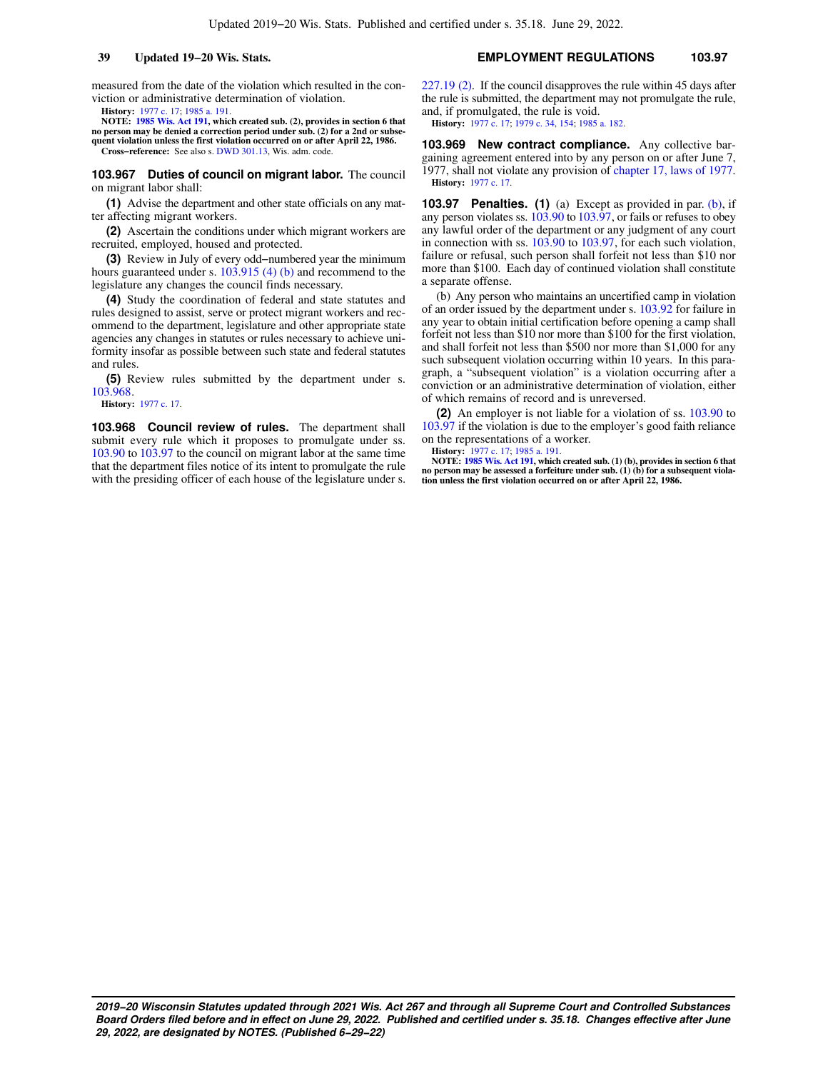measured from the date of the violation which resulted in the conviction or administrative determination of violation.

**History:** 1977 c. 17; 1985 a. 191.

**NOTE: 1985 Wis. Act 191, which created sub. (2), provides in section 6 that no person may be denied a correction period under sub. (2) for a 2nd or subsequent violation unless the first violation occurred on or after April 22, 1986.**

**Cross−reference:** See also s. DWD 301.13, Wis. adm. code.

**103.967 Duties of council on migrant labor.** The council on migrant labor shall:

**(1)** Advise the department and other state officials on any matter affecting migrant workers.

**(2)** Ascertain the conditions under which migrant workers are recruited, employed, housed and protected.

**(3)** Review in July of every odd−numbered year the minimum hours guaranteed under s. 103.915 (4) (b) and recommend to the legislature any changes the council finds necessary.

**(4)** Study the coordination of federal and state statutes and rules designed to assist, serve or protect migrant workers and recommend to the department, legislature and other appropriate state agencies any changes in statutes or rules necessary to achieve uniformity insofar as possible between such state and federal statutes and rules.

**(5)** Review rules submitted by the department under s. 103.968.

**History:** 1977 c. 17.

**103.968 Council review of rules.** The department shall submit every rule which it proposes to promulgate under ss. 103.90 to 103.97 to the council on migrant labor at the same time that the department files notice of its intent to promulgate the rule with the presiding officer of each house of the legislature under s. 227.19 (2). If the council disapproves the rule within 45 days after the rule is submitted, the department may not promulgate the rule, and, if promulgated, the rule is void.

**History:** 1977 c. 17; 1979 c. 34, 154; 1985 a. 182.

**103.969 New contract compliance.** Any collective bargaining agreement entered into by any person on or after June 7, 1977, shall not violate any provision of chapter 17, laws of 1977.

**History:** 1977 c. 17.

**103.97 Penalties. (1)** (a) Except as provided in par. (b), if any person violates ss. 103.90 to 103.97, or fails or refuses to obey any lawful order of the department or any judgment of any court in connection with ss. 103.90 to 103.97, for each such violation, failure or refusal, such person shall forfeit not less than $10 nor more than $100. Each day of continued violation shall constitute a separate offense.

(b) Any person who maintains an uncertified camp in violation of an order issued by the department under s. 103.92 for failure in any year to obtain initial certification before opening a camp shall forfeit not less than $10 nor more than $100 for the first violation, and shall forfeit not less than $500 nor more than $1,000 for any such subsequent violation occurring within 10 years. In this paragraph, a "subsequent violation" is a violation occurring after a conviction or an administrative determination of violation, either of which remains of record and is unreversed.

**(2)** An employer is not liable for a violation of ss. 103.90 to 103.97 if the violation is due to the employer's good faith reliance on the representations of a worker.

**History:** 1977 c. 17; 1985 a. 191.

**NOTE: 1985 Wis. Act 191, which created sub. (1) (b), provides in section 6 that no person may be assessed a forfeiture under sub. (1) (b) for a subsequent violation unless the first violation occurred on or after April 22, 1986.**